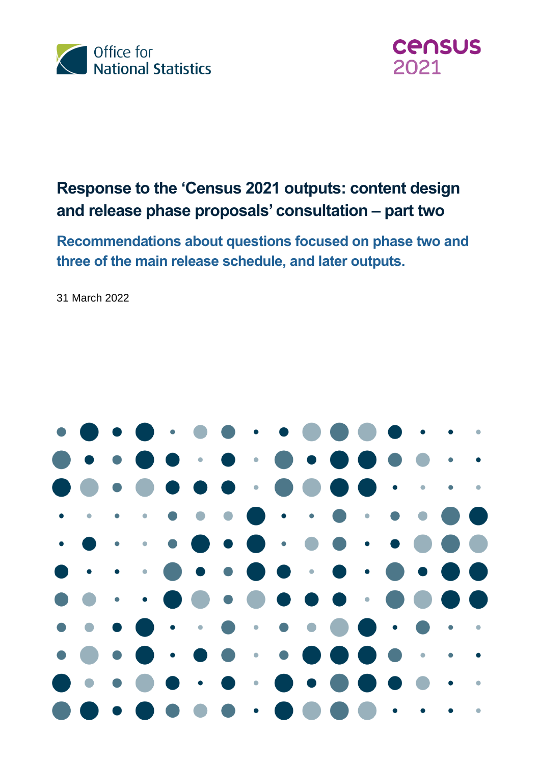Office for National Statistics

census 2021

# Response to the 'Census 2021 outputs: content design and release phase proposals' consultation – part two

## Recommendations about questions focused on phase two and three of the main release schedule, and later outputs.

31 March 2022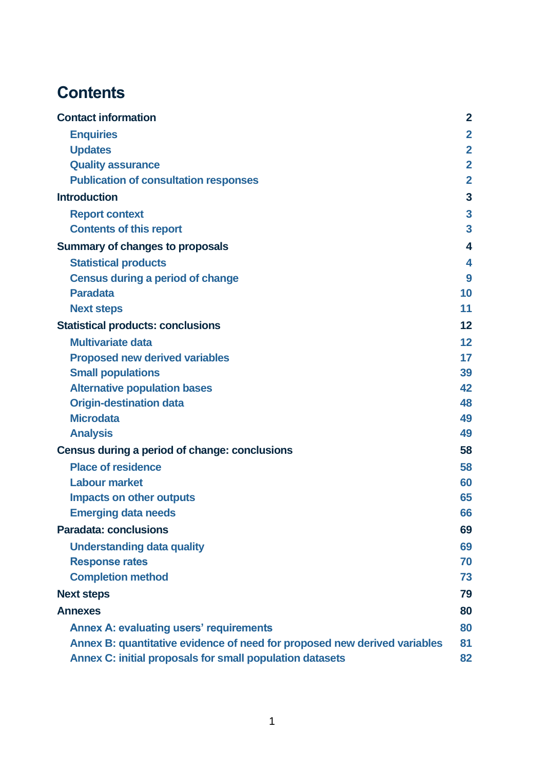# Contents

- **Contact information** — 2
  - Enquiries — 2
  - Updates — 2
  - Quality assurance — 2
  - Publication of consultation responses — 2
- **Introduction** — 3
  - Report context — 3
  - Contents of this report — 3
- **Summary of changes to proposals** — 4
  - Statistical products — 4
  - Census during a period of change — 9
  - Paradata — 10
  - Next steps — 11
- **Statistical products: conclusions** — 12
  - Multivariate data — 12
  - Proposed new derived variables — 17
  - Small populations — 39
  - Alternative population bases — 42
  - Origin-destination data — 48
  - Microdata — 49
  - Analysis — 49
- **Census during a period of change: conclusions** — 58
  - Place of residence — 58
  - Labour market — 60
  - Impacts on other outputs — 65
  - Emerging data needs — 66
- **Paradata: conclusions** — 69
  - Understanding data quality — 69
  - Response rates — 70
  - Completion method — 73
- **Next steps** — 79
- **Annexes** — 80
  - Annex A: evaluating users' requirements — 80
  - Annex B: quantitative evidence of need for proposed new derived variables — 81
  - Annex C: initial proposals for small population datasets — 82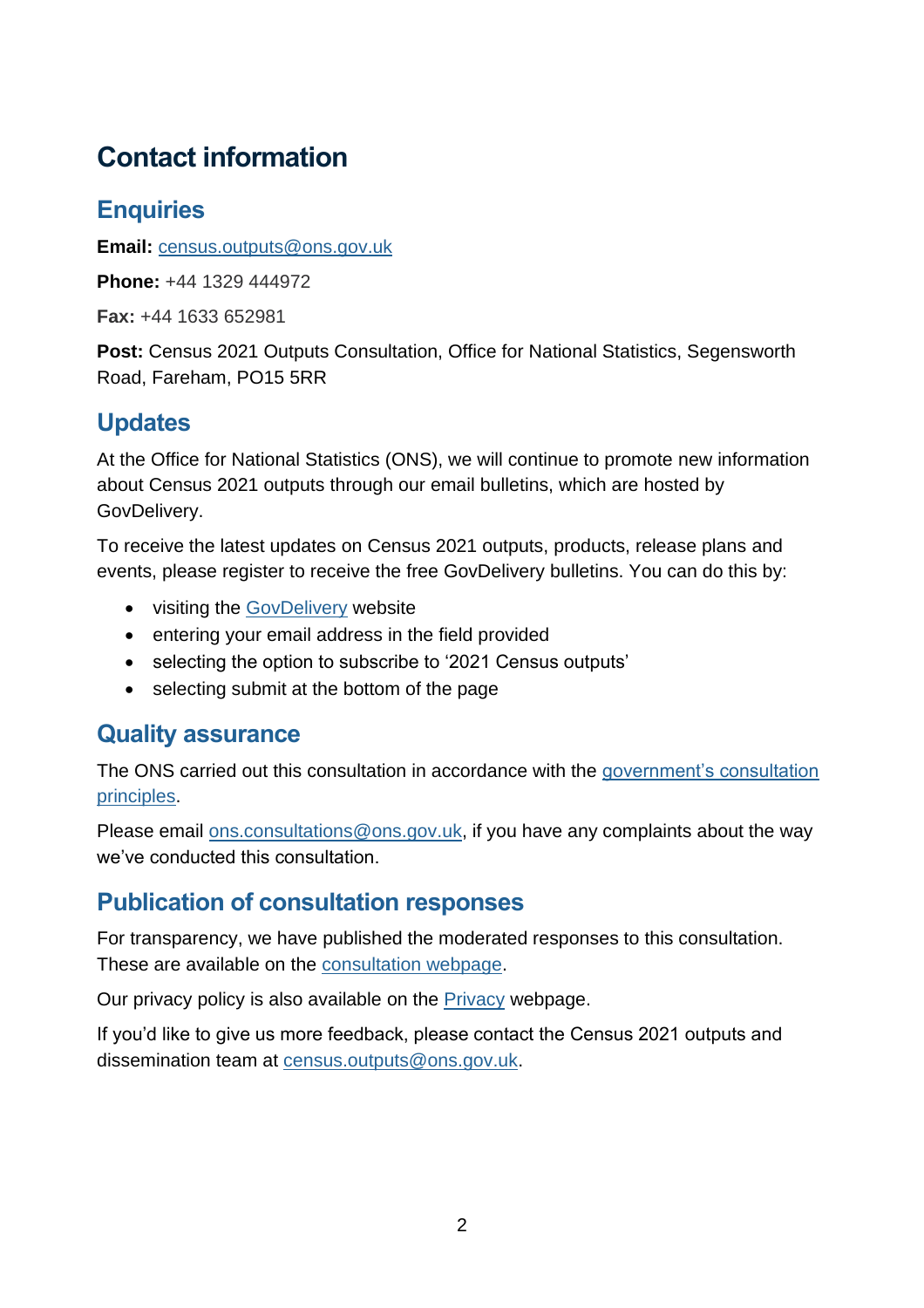# Contact information

## Enquiries

**Email:** census.outputs@ons.gov.uk

**Phone:** +44 1329 444972

**Fax:** +44 1633 652981

**Post:** Census 2021 Outputs Consultation, Office for National Statistics, Segensworth Road, Fareham, PO15 5RR

## Updates

At the Office for National Statistics (ONS), we will continue to promote new information about Census 2021 outputs through our email bulletins, which are hosted by GovDelivery.

To receive the latest updates on Census 2021 outputs, products, release plans and events, please register to receive the free GovDelivery bulletins. You can do this by:

- visiting the GovDelivery website
- entering your email address in the field provided
- selecting the option to subscribe to '2021 Census outputs'
- selecting submit at the bottom of the page

## Quality assurance

The ONS carried out this consultation in accordance with the government's consultation principles.

Please email ons.consultations@ons.gov.uk, if you have any complaints about the way we've conducted this consultation.

## Publication of consultation responses

For transparency, we have published the moderated responses to this consultation. These are available on the consultation webpage.

Our privacy policy is also available on the Privacy webpage.

If you'd like to give us more feedback, please contact the Census 2021 outputs and dissemination team at census.outputs@ons.gov.uk.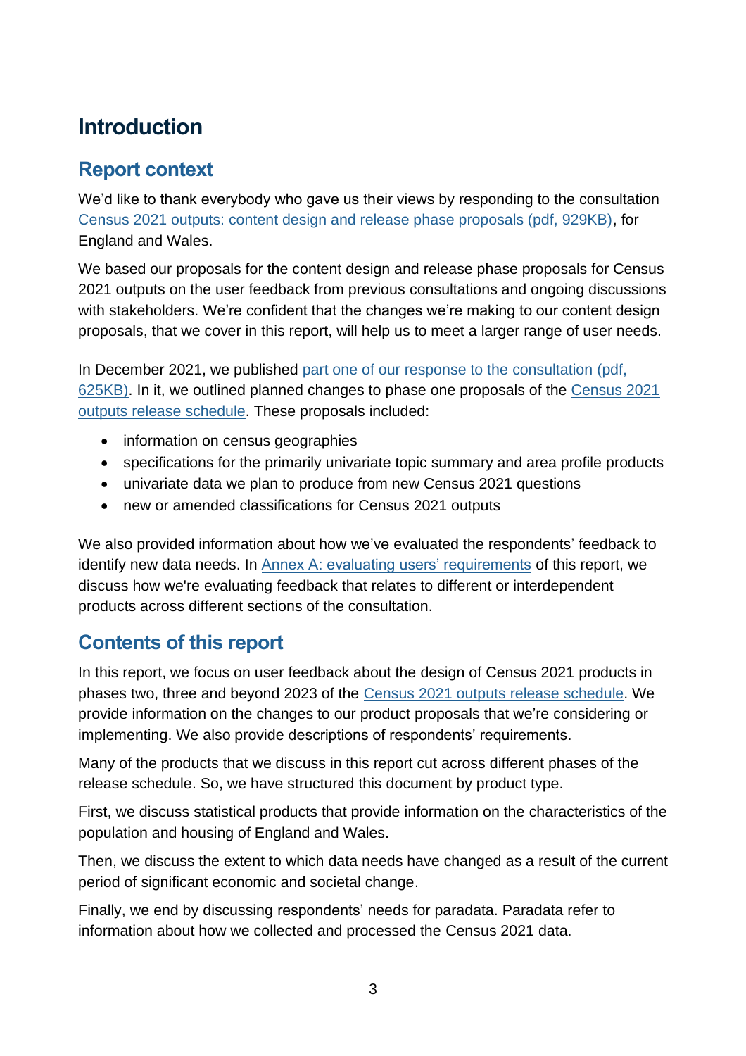# Introduction

## Report context

We'd like to thank everybody who gave us their views by responding to the consultation [Census 2021 outputs: content design and release phase proposals (pdf, 929KB)](), for England and Wales.

We based our proposals for the content design and release phase proposals for Census 2021 outputs on the user feedback from previous consultations and ongoing discussions with stakeholders. We're confident that the changes we're making to our content design proposals, that we cover in this report, will help us to meet a larger range of user needs.

In December 2021, we published [part one of our response to the consultation (pdf, 625KB)](). In it, we outlined planned changes to phase one proposals of the [Census 2021 outputs release schedule](). These proposals included:

- information on census geographies
- specifications for the primarily univariate topic summary and area profile products
- univariate data we plan to produce from new Census 2021 questions
- new or amended classifications for Census 2021 outputs

We also provided information about how we've evaluated the respondents' feedback to identify new data needs. In [Annex A: evaluating users' requirements]() of this report, we discuss how we're evaluating feedback that relates to different or interdependent products across different sections of the consultation.

## Contents of this report

In this report, we focus on user feedback about the design of Census 2021 products in phases two, three and beyond 2023 of the [Census 2021 outputs release schedule](). We provide information on the changes to our product proposals that we're considering or implementing. We also provide descriptions of respondents' requirements.

Many of the products that we discuss in this report cut across different phases of the release schedule. So, we have structured this document by product type.

First, we discuss statistical products that provide information on the characteristics of the population and housing of England and Wales.

Then, we discuss the extent to which data needs have changed as a result of the current period of significant economic and societal change.

Finally, we end by discussing respondents' needs for paradata. Paradata refer to information about how we collected and processed the Census 2021 data.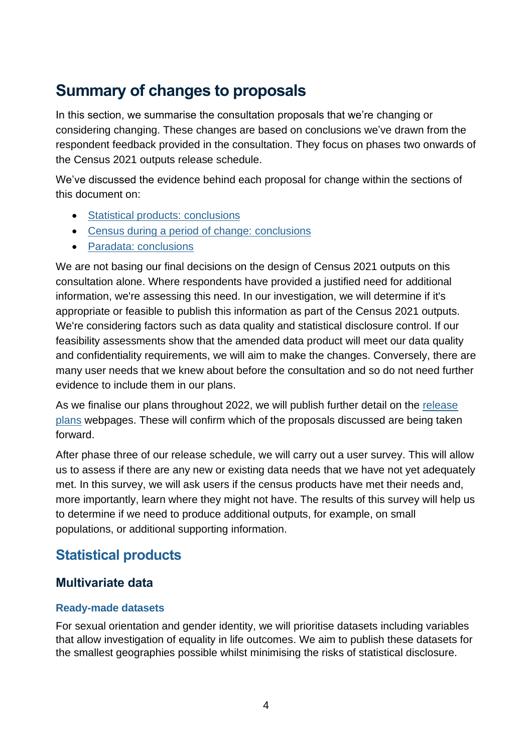## Summary of changes to proposals

In this section, we summarise the consultation proposals that we're changing or considering changing. These changes are based on conclusions we've drawn from the respondent feedback provided in the consultation. They focus on phases two onwards of the Census 2021 outputs release schedule.

We've discussed the evidence behind each proposal for change within the sections of this document on:

- Statistical products: conclusions
- Census during a period of change: conclusions
- Paradata: conclusions

We are not basing our final decisions on the design of Census 2021 outputs on this consultation alone. Where respondents have provided a justified need for additional information, we're assessing this need. In our investigation, we will determine if it's appropriate or feasible to publish this information as part of the Census 2021 outputs. We're considering factors such as data quality and statistical disclosure control. If our feasibility assessments show that the amended data product will meet our data quality and confidentiality requirements, we will aim to make the changes. Conversely, there are many user needs that we knew about before the consultation and so do not need further evidence to include them in our plans.

As we finalise our plans throughout 2022, we will publish further detail on the release plans webpages. These will confirm which of the proposals discussed are being taken forward.

After phase three of our release schedule, we will carry out a user survey. This will allow us to assess if there are any new or existing data needs that we have not yet adequately met. In this survey, we will ask users if the census products have met their needs and, more importantly, learn where they might not have. The results of this survey will help us to determine if we need to produce additional outputs, for example, on small populations, or additional supporting information.

## Statistical products

### Multivariate data

#### Ready-made datasets

For sexual orientation and gender identity, we will prioritise datasets including variables that allow investigation of equality in life outcomes. We aim to publish these datasets for the smallest geographies possible whilst minimising the risks of statistical disclosure.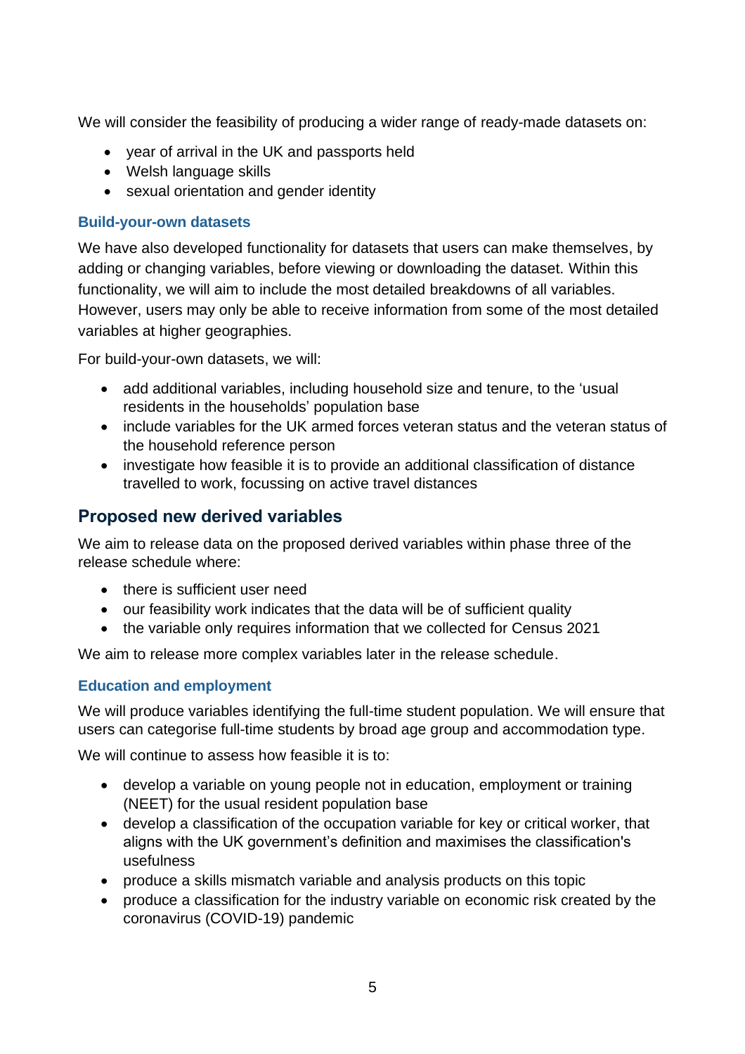We will consider the feasibility of producing a wider range of ready-made datasets on:

- year of arrival in the UK and passports held
- Welsh language skills
- sexual orientation and gender identity

### Build-your-own datasets

We have also developed functionality for datasets that users can make themselves, by adding or changing variables, before viewing or downloading the dataset. Within this functionality, we will aim to include the most detailed breakdowns of all variables. However, users may only be able to receive information from some of the most detailed variables at higher geographies.

For build-your-own datasets, we will:

- add additional variables, including household size and tenure, to the 'usual residents in the households' population base
- include variables for the UK armed forces veteran status and the veteran status of the household reference person
- investigate how feasible it is to provide an additional classification of distance travelled to work, focussing on active travel distances

## Proposed new derived variables

We aim to release data on the proposed derived variables within phase three of the release schedule where:

- there is sufficient user need
- our feasibility work indicates that the data will be of sufficient quality
- the variable only requires information that we collected for Census 2021

We aim to release more complex variables later in the release schedule.

### Education and employment

We will produce variables identifying the full-time student population. We will ensure that users can categorise full-time students by broad age group and accommodation type.

We will continue to assess how feasible it is to:

- develop a variable on young people not in education, employment or training (NEET) for the usual resident population base
- develop a classification of the occupation variable for key or critical worker, that aligns with the UK government's definition and maximises the classification's usefulness
- produce a skills mismatch variable and analysis products on this topic
- produce a classification for the industry variable on economic risk created by the coronavirus (COVID-19) pandemic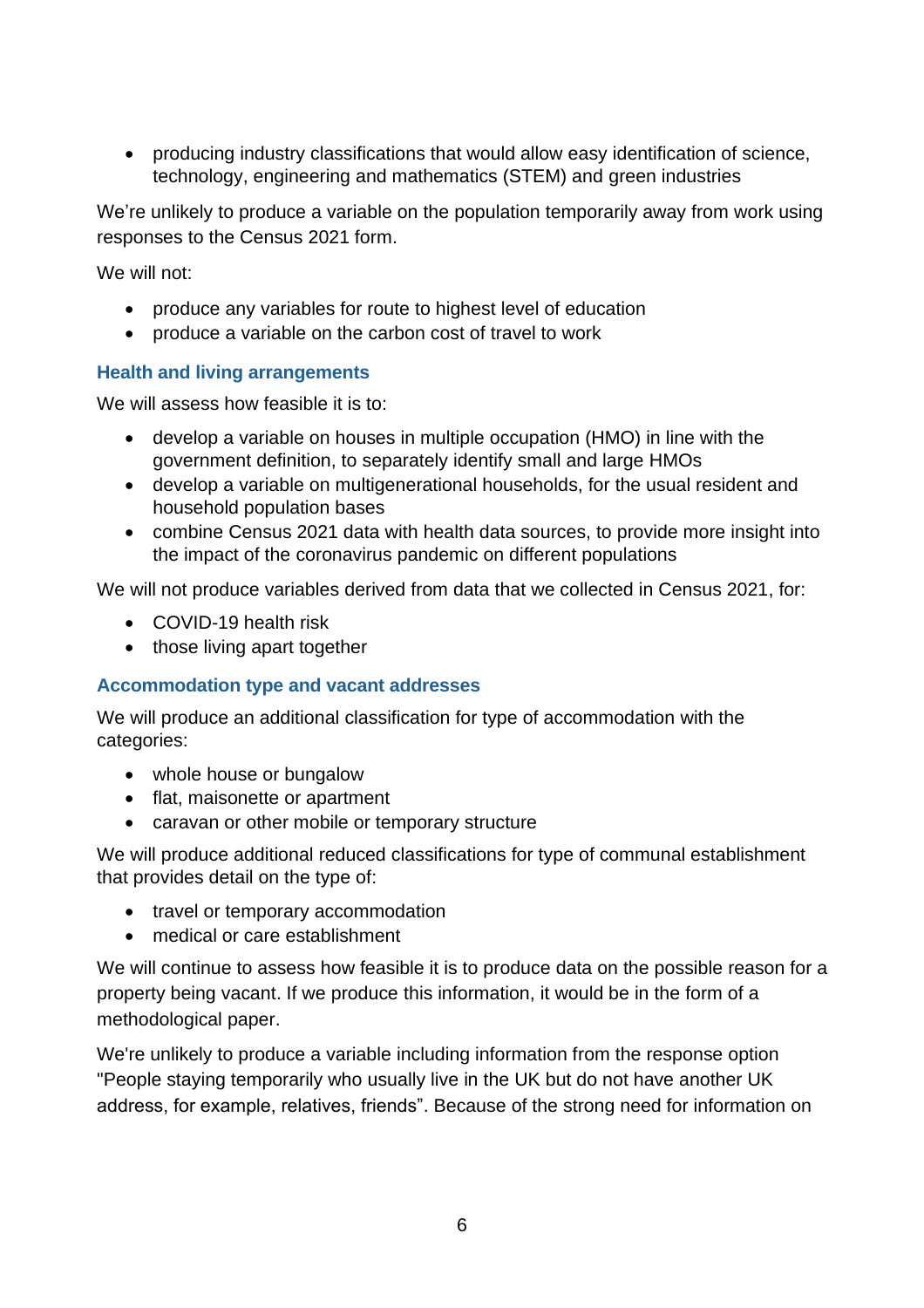- producing industry classifications that would allow easy identification of science, technology, engineering and mathematics (STEM) and green industries

We're unlikely to produce a variable on the population temporarily away from work using responses to the Census 2021 form.

We will not:

- produce any variables for route to highest level of education
- produce a variable on the carbon cost of travel to work

### Health and living arrangements

We will assess how feasible it is to:

- develop a variable on houses in multiple occupation (HMO) in line with the government definition, to separately identify small and large HMOs
- develop a variable on multigenerational households, for the usual resident and household population bases
- combine Census 2021 data with health data sources, to provide more insight into the impact of the coronavirus pandemic on different populations

We will not produce variables derived from data that we collected in Census 2021, for:

- COVID-19 health risk
- those living apart together

### Accommodation type and vacant addresses

We will produce an additional classification for type of accommodation with the categories:

- whole house or bungalow
- flat, maisonette or apartment
- caravan or other mobile or temporary structure

We will produce additional reduced classifications for type of communal establishment that provides detail on the type of:

- travel or temporary accommodation
- medical or care establishment

We will continue to assess how feasible it is to produce data on the possible reason for a property being vacant. If we produce this information, it would be in the form of a methodological paper.

We're unlikely to produce a variable including information from the response option "People staying temporarily who usually live in the UK but do not have another UK address, for example, relatives, friends". Because of the strong need for information on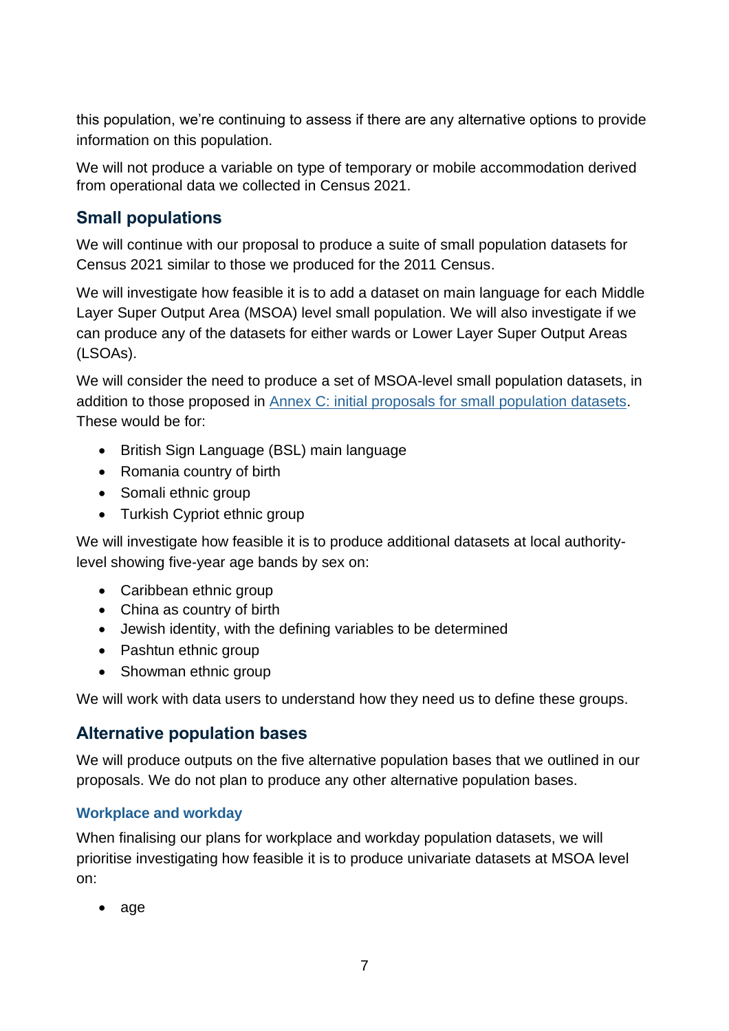this population, we're continuing to assess if there are any alternative options to provide information on this population.

We will not produce a variable on type of temporary or mobile accommodation derived from operational data we collected in Census 2021.

## Small populations

We will continue with our proposal to produce a suite of small population datasets for Census 2021 similar to those we produced for the 2011 Census.

We will investigate how feasible it is to add a dataset on main language for each Middle Layer Super Output Area (MSOA) level small population. We will also investigate if we can produce any of the datasets for either wards or Lower Layer Super Output Areas (LSOAs).

We will consider the need to produce a set of MSOA-level small population datasets, in addition to those proposed in [Annex C: initial proposals for small population datasets](). These would be for:

- British Sign Language (BSL) main language
- Romania country of birth
- Somali ethnic group
- Turkish Cypriot ethnic group

We will investigate how feasible it is to produce additional datasets at local authority-level showing five-year age bands by sex on:

- Caribbean ethnic group
- China as country of birth
- Jewish identity, with the defining variables to be determined
- Pashtun ethnic group
- Showman ethnic group

We will work with data users to understand how they need us to define these groups.

## Alternative population bases

We will produce outputs on the five alternative population bases that we outlined in our proposals. We do not plan to produce any other alternative population bases.

### Workplace and workday

When finalising our plans for workplace and workday population datasets, we will prioritise investigating how feasible it is to produce univariate datasets at MSOA level on:

- age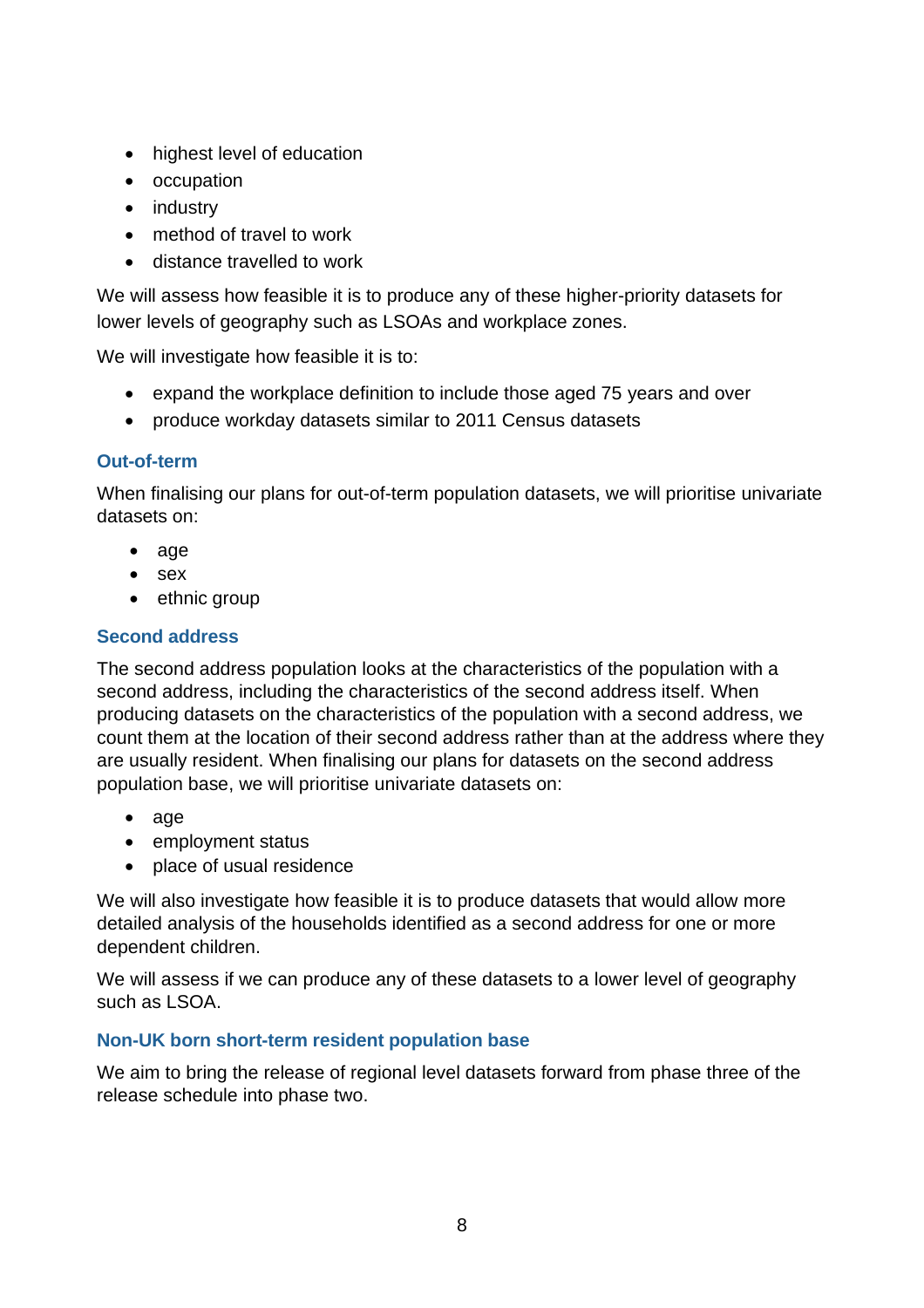- highest level of education
- occupation
- industry
- method of travel to work
- distance travelled to work

We will assess how feasible it is to produce any of these higher-priority datasets for lower levels of geography such as LSOAs and workplace zones.

We will investigate how feasible it is to:

- expand the workplace definition to include those aged 75 years and over
- produce workday datasets similar to 2011 Census datasets

### Out-of-term

When finalising our plans for out-of-term population datasets, we will prioritise univariate datasets on:

- age
- sex
- ethnic group

### Second address

The second address population looks at the characteristics of the population with a second address, including the characteristics of the second address itself. When producing datasets on the characteristics of the population with a second address, we count them at the location of their second address rather than at the address where they are usually resident. When finalising our plans for datasets on the second address population base, we will prioritise univariate datasets on:

- age
- employment status
- place of usual residence

We will also investigate how feasible it is to produce datasets that would allow more detailed analysis of the households identified as a second address for one or more dependent children.

We will assess if we can produce any of these datasets to a lower level of geography such as LSOA.

### Non-UK born short-term resident population base

We aim to bring the release of regional level datasets forward from phase three of the release schedule into phase two.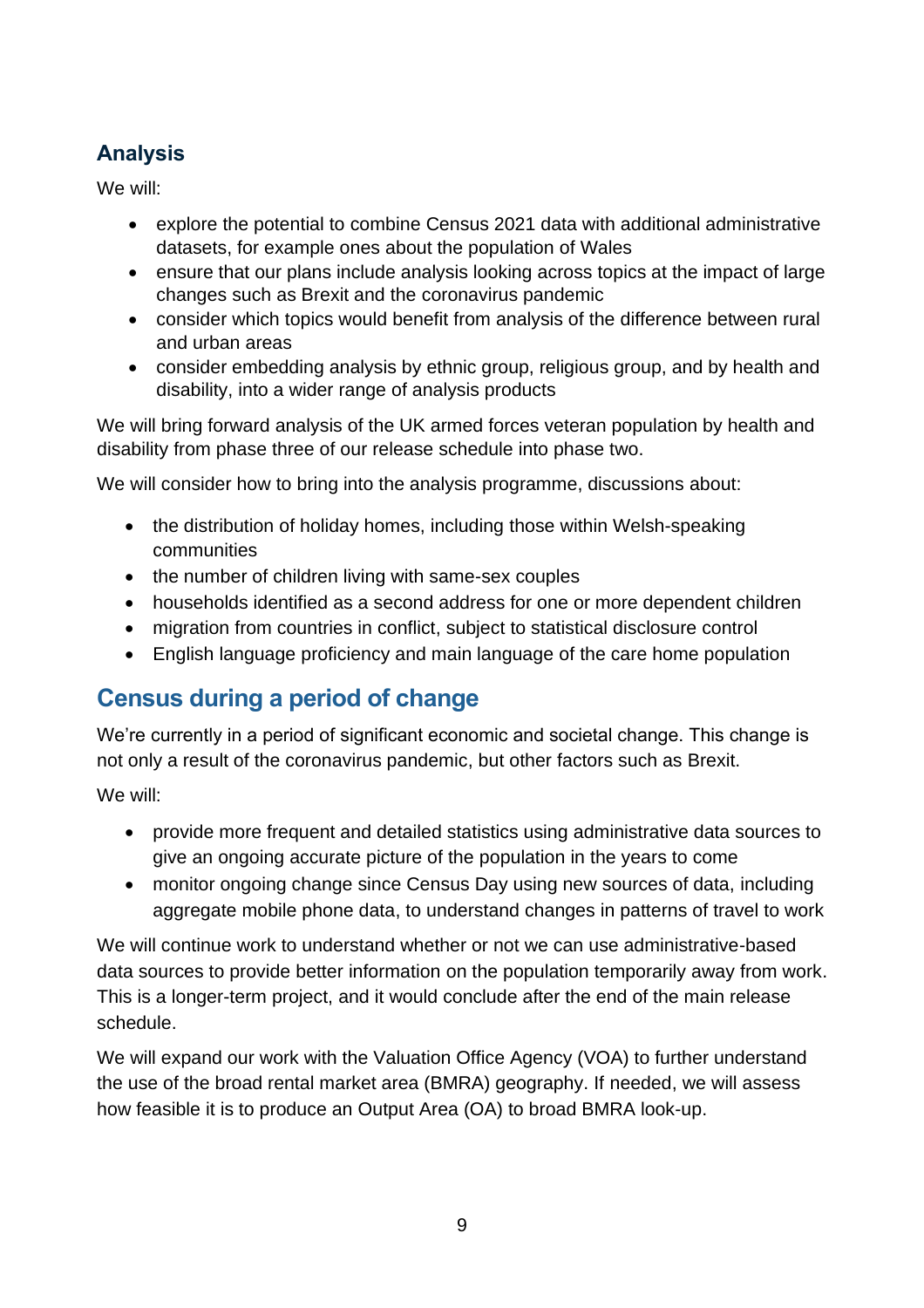### Analysis

We will:

- explore the potential to combine Census 2021 data with additional administrative datasets, for example ones about the population of Wales
- ensure that our plans include analysis looking across topics at the impact of large changes such as Brexit and the coronavirus pandemic
- consider which topics would benefit from analysis of the difference between rural and urban areas
- consider embedding analysis by ethnic group, religious group, and by health and disability, into a wider range of analysis products

We will bring forward analysis of the UK armed forces veteran population by health and disability from phase three of our release schedule into phase two.

We will consider how to bring into the analysis programme, discussions about:

- the distribution of holiday homes, including those within Welsh-speaking communities
- the number of children living with same-sex couples
- households identified as a second address for one or more dependent children
- migration from countries in conflict, subject to statistical disclosure control
- English language proficiency and main language of the care home population

## Census during a period of change

We're currently in a period of significant economic and societal change. This change is not only a result of the coronavirus pandemic, but other factors such as Brexit.

We will:

- provide more frequent and detailed statistics using administrative data sources to give an ongoing accurate picture of the population in the years to come
- monitor ongoing change since Census Day using new sources of data, including aggregate mobile phone data, to understand changes in patterns of travel to work

We will continue work to understand whether or not we can use administrative-based data sources to provide better information on the population temporarily away from work. This is a longer-term project, and it would conclude after the end of the main release schedule.

We will expand our work with the Valuation Office Agency (VOA) to further understand the use of the broad rental market area (BMRA) geography. If needed, we will assess how feasible it is to produce an Output Area (OA) to broad BMRA look-up.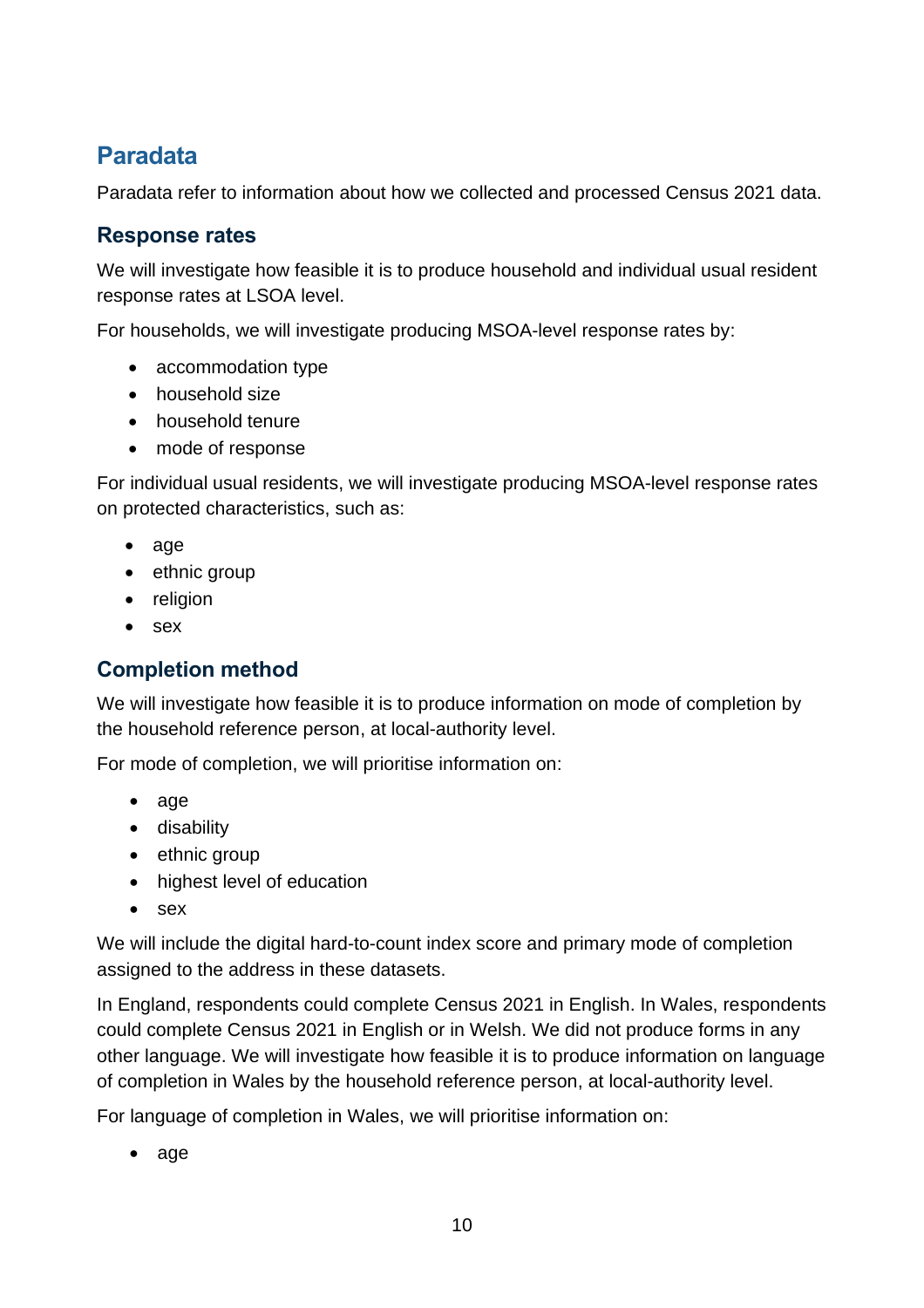## Paradata

Paradata refer to information about how we collected and processed Census 2021 data.

### Response rates

We will investigate how feasible it is to produce household and individual usual resident response rates at LSOA level.

For households, we will investigate producing MSOA-level response rates by:

- accommodation type
- household size
- household tenure
- mode of response

For individual usual residents, we will investigate producing MSOA-level response rates on protected characteristics, such as:

- age
- ethnic group
- religion
- sex

### Completion method

We will investigate how feasible it is to produce information on mode of completion by the household reference person, at local-authority level.

For mode of completion, we will prioritise information on:

- age
- disability
- ethnic group
- highest level of education
- sex

We will include the digital hard-to-count index score and primary mode of completion assigned to the address in these datasets.

In England, respondents could complete Census 2021 in English. In Wales, respondents could complete Census 2021 in English or in Welsh. We did not produce forms in any other language. We will investigate how feasible it is to produce information on language of completion in Wales by the household reference person, at local-authority level.

For language of completion in Wales, we will prioritise information on:

- age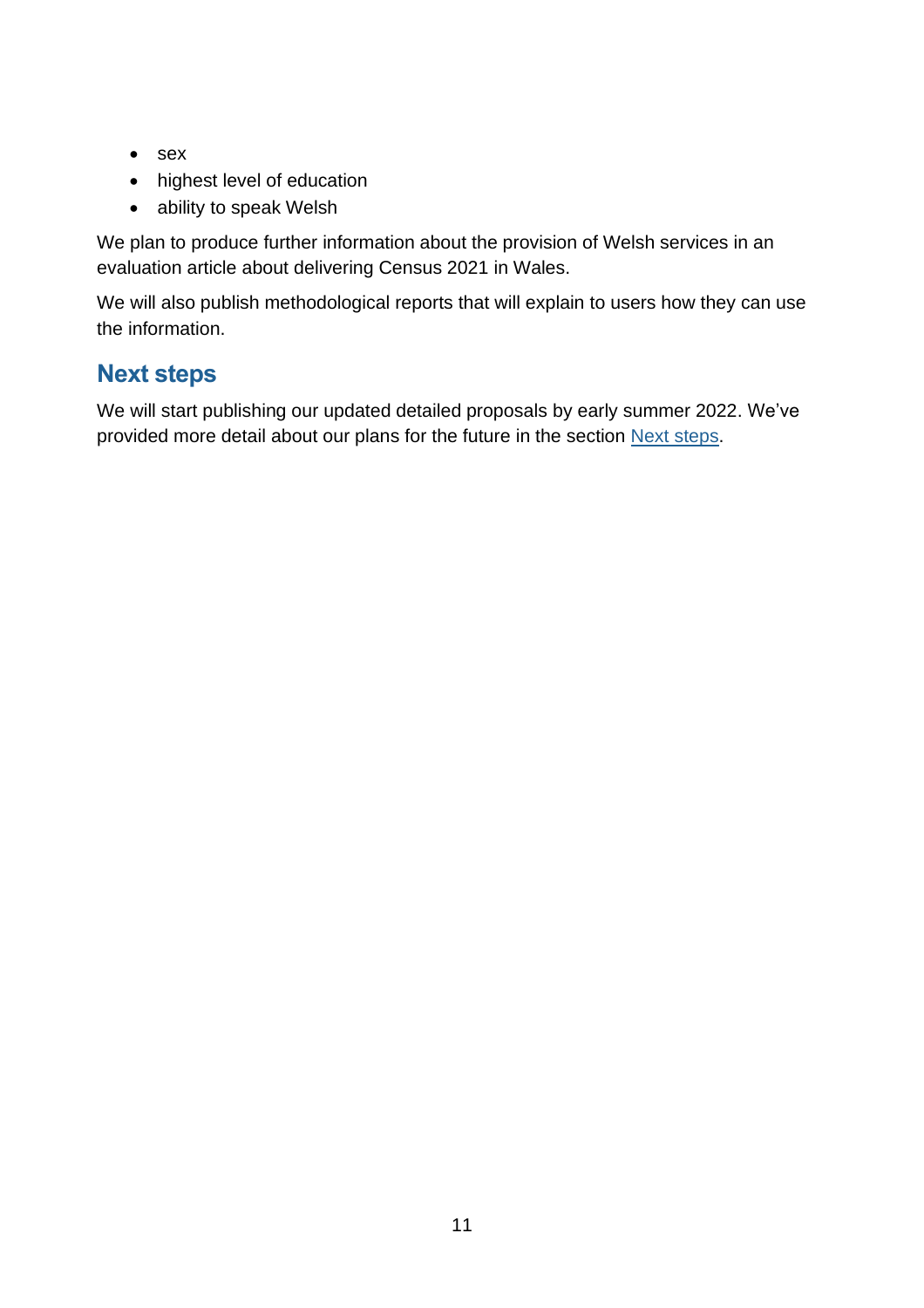- sex
- highest level of education
- ability to speak Welsh

We plan to produce further information about the provision of Welsh services in an evaluation article about delivering Census 2021 in Wales.

We will also publish methodological reports that will explain to users how they can use the information.

## Next steps

We will start publishing our updated detailed proposals by early summer 2022. We've provided more detail about our plans for the future in the section Next steps.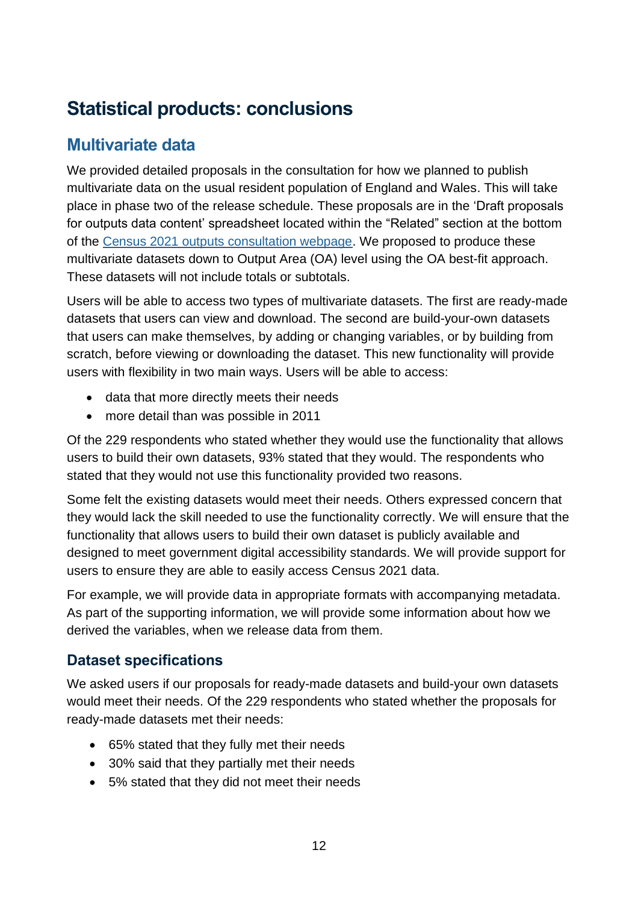# Statistical products: conclusions

## Multivariate data

We provided detailed proposals in the consultation for how we planned to publish multivariate data on the usual resident population of England and Wales. This will take place in phase two of the release schedule. These proposals are in the 'Draft proposals for outputs data content' spreadsheet located within the "Related" section at the bottom of the [Census 2021 outputs consultation webpage](). We proposed to produce these multivariate datasets down to Output Area (OA) level using the OA best-fit approach. These datasets will not include totals or subtotals.

Users will be able to access two types of multivariate datasets. The first are ready-made datasets that users can view and download. The second are build-your-own datasets that users can make themselves, by adding or changing variables, or by building from scratch, before viewing or downloading the dataset. This new functionality will provide users with flexibility in two main ways. Users will be able to access:

- data that more directly meets their needs
- more detail than was possible in 2011

Of the 229 respondents who stated whether they would use the functionality that allows users to build their own datasets, 93% stated that they would. The respondents who stated that they would not use this functionality provided two reasons.

Some felt the existing datasets would meet their needs. Others expressed concern that they would lack the skill needed to use the functionality correctly. We will ensure that the functionality that allows users to build their own dataset is publicly available and designed to meet government digital accessibility standards. We will provide support for users to ensure they are able to easily access Census 2021 data.

For example, we will provide data in appropriate formats with accompanying metadata. As part of the supporting information, we will provide some information about how we derived the variables, when we release data from them.

### Dataset specifications

We asked users if our proposals for ready-made datasets and build-your own datasets would meet their needs. Of the 229 respondents who stated whether the proposals for ready-made datasets met their needs:

- 65% stated that they fully met their needs
- 30% said that they partially met their needs
- 5% stated that they did not meet their needs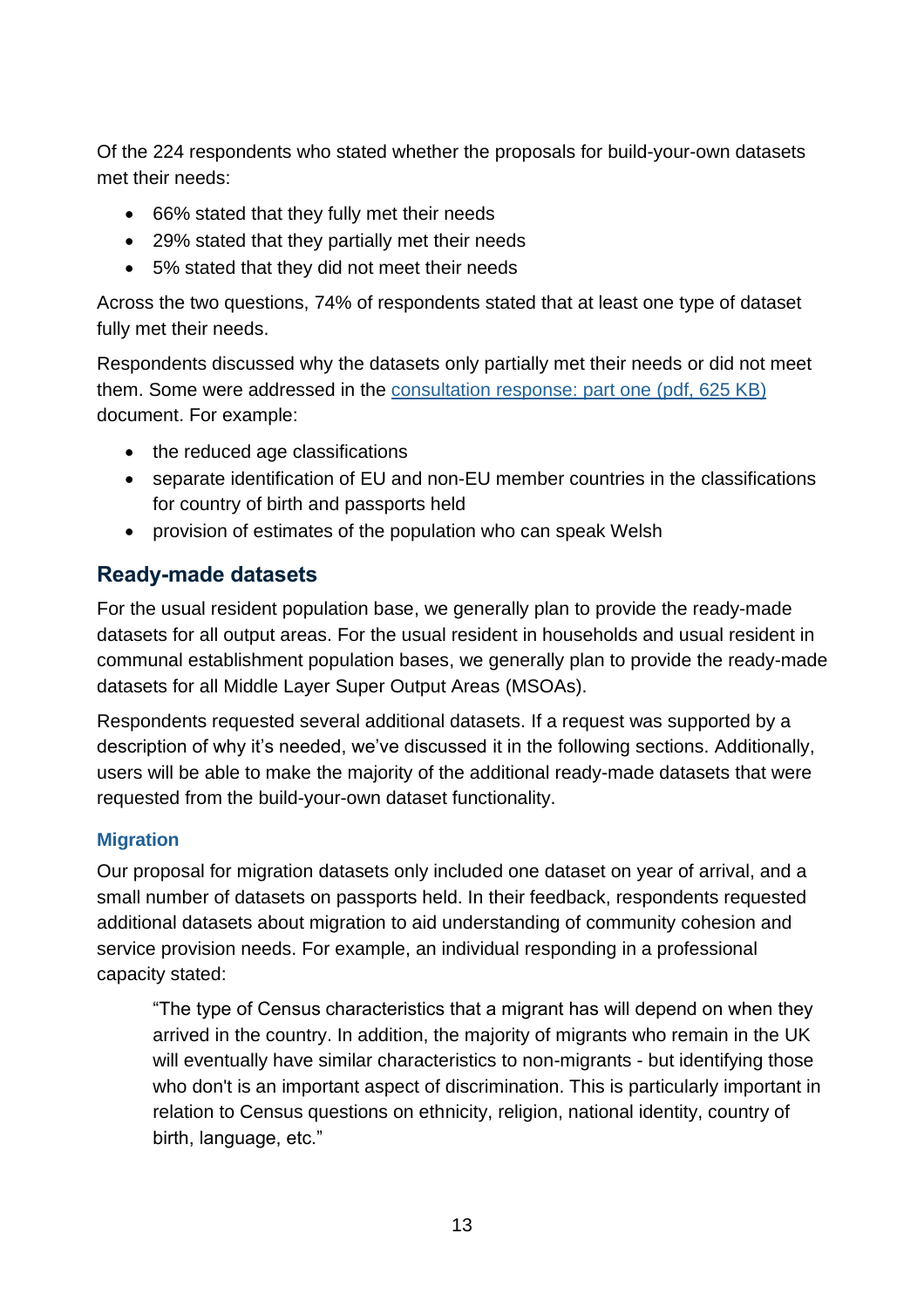Of the 224 respondents who stated whether the proposals for build-your-own datasets met their needs:

- 66% stated that they fully met their needs
- 29% stated that they partially met their needs
- 5% stated that they did not meet their needs

Across the two questions, 74% of respondents stated that at least one type of dataset fully met their needs.

Respondents discussed why the datasets only partially met their needs or did not meet them. Some were addressed in the [consultation response: part one (pdf, 625 KB)] document. For example:

- the reduced age classifications
- separate identification of EU and non-EU member countries in the classifications for country of birth and passports held
- provision of estimates of the population who can speak Welsh

## Ready-made datasets

For the usual resident population base, we generally plan to provide the ready-made datasets for all output areas. For the usual resident in households and usual resident in communal establishment population bases, we generally plan to provide the ready-made datasets for all Middle Layer Super Output Areas (MSOAs).

Respondents requested several additional datasets. If a request was supported by a description of why it's needed, we've discussed it in the following sections. Additionally, users will be able to make the majority of the additional ready-made datasets that were requested from the build-your-own dataset functionality.

### Migration

Our proposal for migration datasets only included one dataset on year of arrival, and a small number of datasets on passports held. In their feedback, respondents requested additional datasets about migration to aid understanding of community cohesion and service provision needs. For example, an individual responding in a professional capacity stated:

> "The type of Census characteristics that a migrant has will depend on when they arrived in the country. In addition, the majority of migrants who remain in the UK will eventually have similar characteristics to non-migrants - but identifying those who don't is an important aspect of discrimination. This is particularly important in relation to Census questions on ethnicity, religion, national identity, country of birth, language, etc."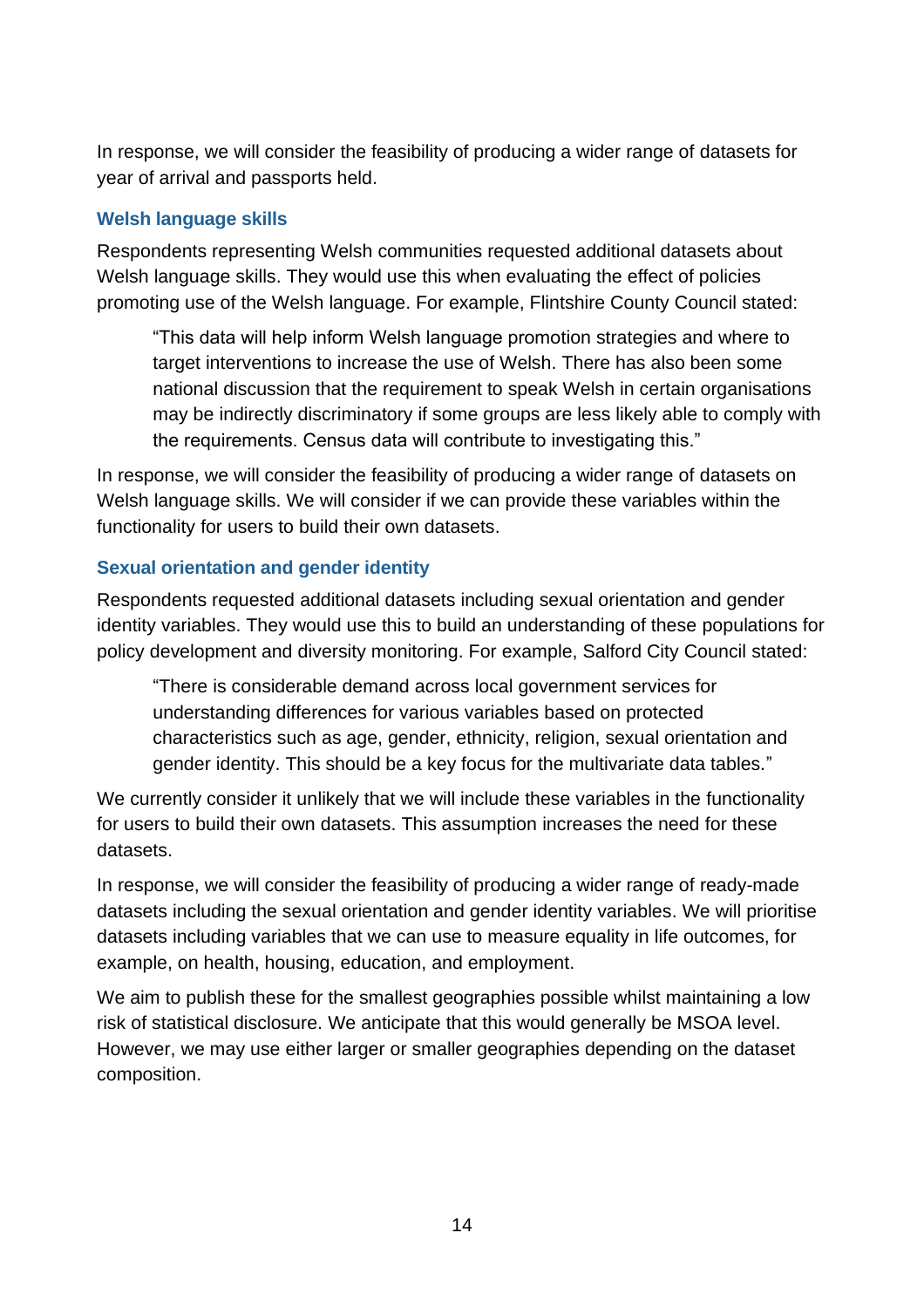In response, we will consider the feasibility of producing a wider range of datasets for year of arrival and passports held.

### Welsh language skills

Respondents representing Welsh communities requested additional datasets about Welsh language skills. They would use this when evaluating the effect of policies promoting use of the Welsh language. For example, Flintshire County Council stated:

> "This data will help inform Welsh language promotion strategies and where to target interventions to increase the use of Welsh. There has also been some national discussion that the requirement to speak Welsh in certain organisations may be indirectly discriminatory if some groups are less likely able to comply with the requirements. Census data will contribute to investigating this."

In response, we will consider the feasibility of producing a wider range of datasets on Welsh language skills. We will consider if we can provide these variables within the functionality for users to build their own datasets.

### Sexual orientation and gender identity

Respondents requested additional datasets including sexual orientation and gender identity variables. They would use this to build an understanding of these populations for policy development and diversity monitoring. For example, Salford City Council stated:

> "There is considerable demand across local government services for understanding differences for various variables based on protected characteristics such as age, gender, ethnicity, religion, sexual orientation and gender identity. This should be a key focus for the multivariate data tables."

We currently consider it unlikely that we will include these variables in the functionality for users to build their own datasets. This assumption increases the need for these datasets.

In response, we will consider the feasibility of producing a wider range of ready-made datasets including the sexual orientation and gender identity variables. We will prioritise datasets including variables that we can use to measure equality in life outcomes, for example, on health, housing, education, and employment.

We aim to publish these for the smallest geographies possible whilst maintaining a low risk of statistical disclosure. We anticipate that this would generally be MSOA level. However, we may use either larger or smaller geographies depending on the dataset composition.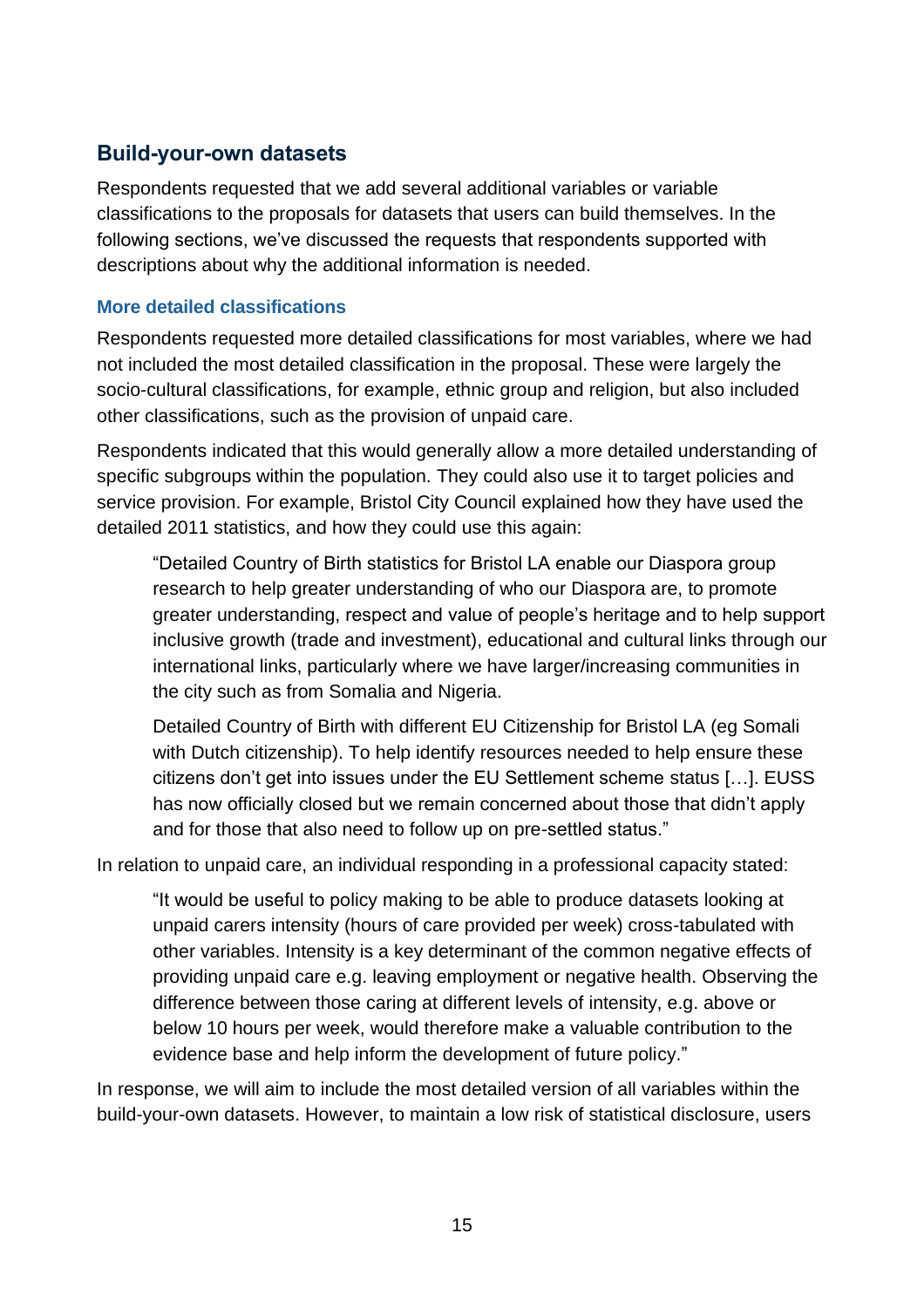## Build-your-own datasets

Respondents requested that we add several additional variables or variable classifications to the proposals for datasets that users can build themselves. In the following sections, we've discussed the requests that respondents supported with descriptions about why the additional information is needed.

### More detailed classifications

Respondents requested more detailed classifications for most variables, where we had not included the most detailed classification in the proposal. These were largely the socio-cultural classifications, for example, ethnic group and religion, but also included other classifications, such as the provision of unpaid care.

Respondents indicated that this would generally allow a more detailed understanding of specific subgroups within the population. They could also use it to target policies and service provision. For example, Bristol City Council explained how they have used the detailed 2011 statistics, and how they could use this again:

> "Detailed Country of Birth statistics for Bristol LA enable our Diaspora group research to help greater understanding of who our Diaspora are, to promote greater understanding, respect and value of people's heritage and to help support inclusive growth (trade and investment), educational and cultural links through our international links, particularly where we have larger/increasing communities in the city such as from Somalia and Nigeria.
>
> Detailed Country of Birth with different EU Citizenship for Bristol LA (eg Somali with Dutch citizenship). To help identify resources needed to help ensure these citizens don't get into issues under the EU Settlement scheme status […]. EUSS has now officially closed but we remain concerned about those that didn't apply and for those that also need to follow up on pre-settled status."

In relation to unpaid care, an individual responding in a professional capacity stated:

> "It would be useful to policy making to be able to produce datasets looking at unpaid carers intensity (hours of care provided per week) cross-tabulated with other variables. Intensity is a key determinant of the common negative effects of providing unpaid care e.g. leaving employment or negative health. Observing the difference between those caring at different levels of intensity, e.g. above or below 10 hours per week, would therefore make a valuable contribution to the evidence base and help inform the development of future policy."

In response, we will aim to include the most detailed version of all variables within the build-your-own datasets. However, to maintain a low risk of statistical disclosure, users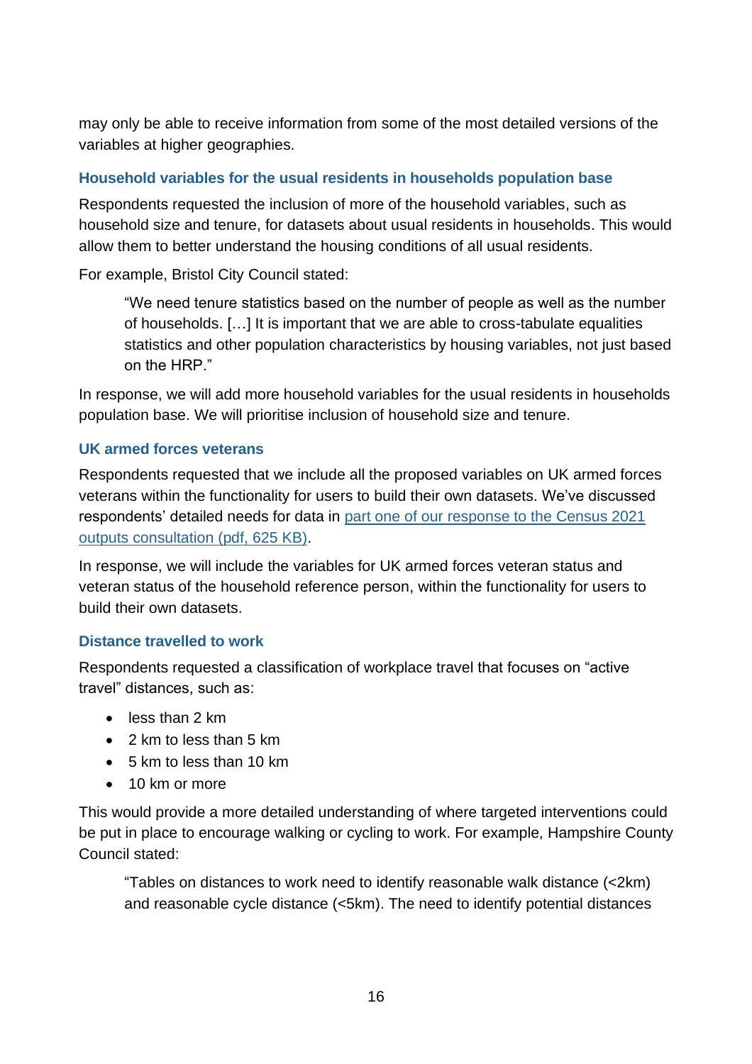may only be able to receive information from some of the most detailed versions of the variables at higher geographies.

### Household variables for the usual residents in households population base

Respondents requested the inclusion of more of the household variables, such as household size and tenure, for datasets about usual residents in households. This would allow them to better understand the housing conditions of all usual residents.

For example, Bristol City Council stated:

> "We need tenure statistics based on the number of people as well as the number of households. […] It is important that we are able to cross-tabulate equalities statistics and other population characteristics by housing variables, not just based on the HRP."

In response, we will add more household variables for the usual residents in households population base. We will prioritise inclusion of household size and tenure.

### UK armed forces veterans

Respondents requested that we include all the proposed variables on UK armed forces veterans within the functionality for users to build their own datasets. We've discussed respondents' detailed needs for data in [part one of our response to the Census 2021 outputs consultation (pdf, 625 KB)](#).

In response, we will include the variables for UK armed forces veteran status and veteran status of the household reference person, within the functionality for users to build their own datasets.

### Distance travelled to work

Respondents requested a classification of workplace travel that focuses on "active travel" distances, such as:

- less than 2 km
- 2 km to less than 5 km
- 5 km to less than 10 km
- 10 km or more

This would provide a more detailed understanding of where targeted interventions could be put in place to encourage walking or cycling to work. For example, Hampshire County Council stated:

> "Tables on distances to work need to identify reasonable walk distance (<2km) and reasonable cycle distance (<5km). The need to identify potential distances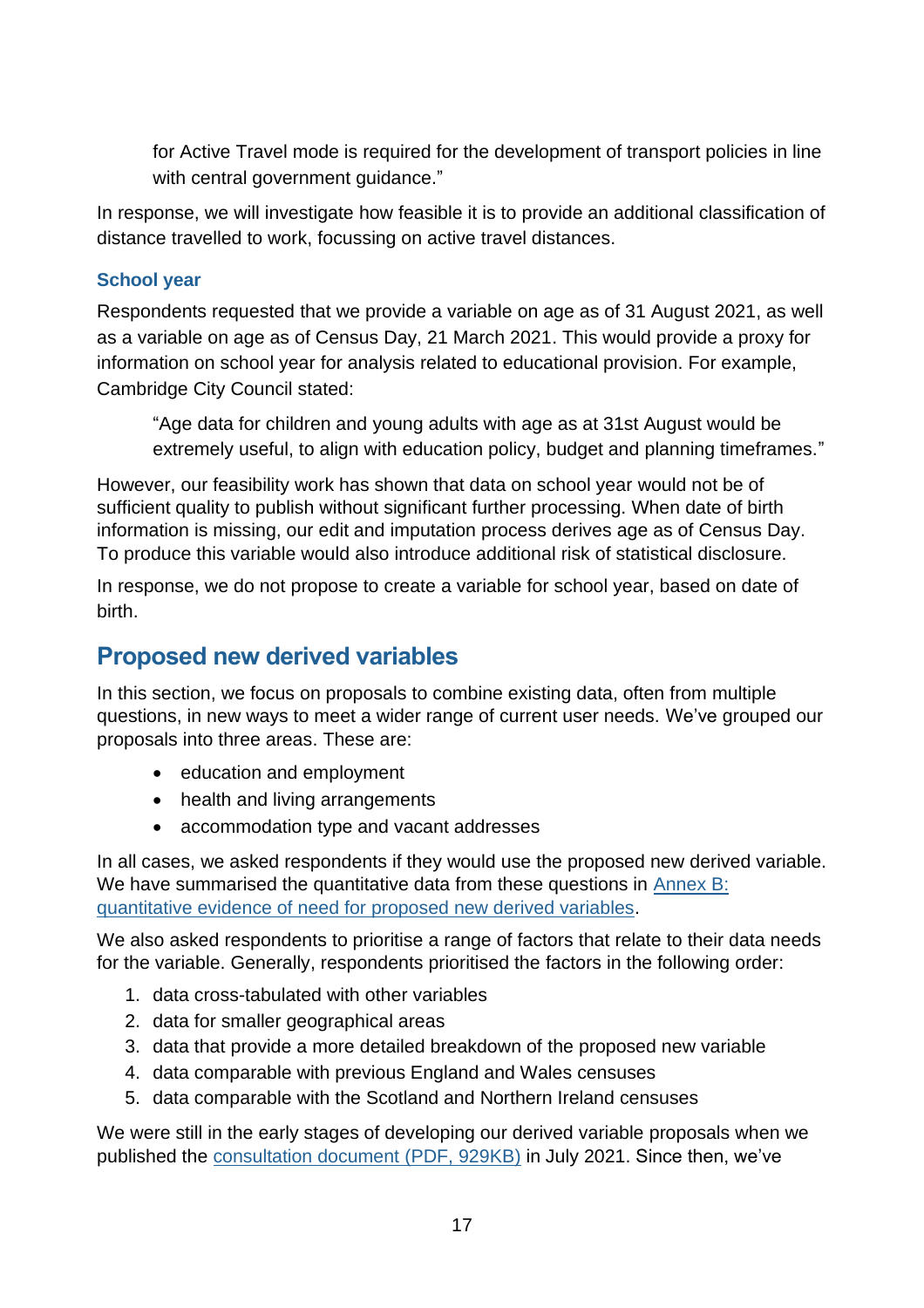for Active Travel mode is required for the development of transport policies in line with central government guidance."

In response, we will investigate how feasible it is to provide an additional classification of distance travelled to work, focussing on active travel distances.

### School year

Respondents requested that we provide a variable on age as of 31 August 2021, as well as a variable on age as of Census Day, 21 March 2021. This would provide a proxy for information on school year for analysis related to educational provision. For example, Cambridge City Council stated:

> "Age data for children and young adults with age as at 31st August would be extremely useful, to align with education policy, budget and planning timeframes."

However, our feasibility work has shown that data on school year would not be of sufficient quality to publish without significant further processing. When date of birth information is missing, our edit and imputation process derives age as of Census Day. To produce this variable would also introduce additional risk of statistical disclosure.

In response, we do not propose to create a variable for school year, based on date of birth.

## Proposed new derived variables

In this section, we focus on proposals to combine existing data, often from multiple questions, in new ways to meet a wider range of current user needs. We've grouped our proposals into three areas. These are:

- education and employment
- health and living arrangements
- accommodation type and vacant addresses

In all cases, we asked respondents if they would use the proposed new derived variable. We have summarised the quantitative data from these questions in Annex B: quantitative evidence of need for proposed new derived variables.

We also asked respondents to prioritise a range of factors that relate to their data needs for the variable. Generally, respondents prioritised the factors in the following order:

1. data cross-tabulated with other variables
2. data for smaller geographical areas
3. data that provide a more detailed breakdown of the proposed new variable
4. data comparable with previous England and Wales censuses
5. data comparable with the Scotland and Northern Ireland censuses

We were still in the early stages of developing our derived variable proposals when we published the consultation document (PDF, 929KB) in July 2021. Since then, we've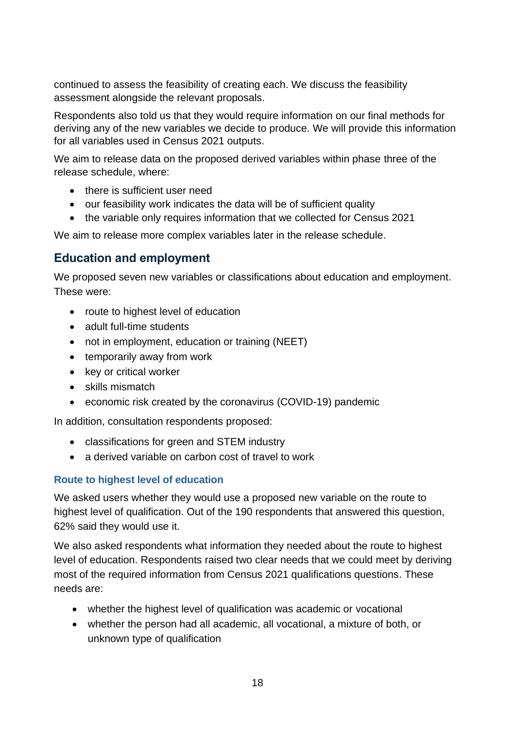continued to assess the feasibility of creating each. We discuss the feasibility assessment alongside the relevant proposals.

Respondents also told us that they would require information on our final methods for deriving any of the new variables we decide to produce. We will provide this information for all variables used in Census 2021 outputs.

We aim to release data on the proposed derived variables within phase three of the release schedule, where:

- there is sufficient user need
- our feasibility work indicates the data will be of sufficient quality
- the variable only requires information that we collected for Census 2021

We aim to release more complex variables later in the release schedule.

## Education and employment

We proposed seven new variables or classifications about education and employment. These were:

- route to highest level of education
- adult full-time students
- not in employment, education or training (NEET)
- temporarily away from work
- key or critical worker
- skills mismatch
- economic risk created by the coronavirus (COVID-19) pandemic

In addition, consultation respondents proposed:

- classifications for green and STEM industry
- a derived variable on carbon cost of travel to work

### Route to highest level of education

We asked users whether they would use a proposed new variable on the route to highest level of qualification. Out of the 190 respondents that answered this question, 62% said they would use it.

We also asked respondents what information they needed about the route to highest level of education. Respondents raised two clear needs that we could meet by deriving most of the required information from Census 2021 qualifications questions. These needs are:

- whether the highest level of qualification was academic or vocational
- whether the person had all academic, all vocational, a mixture of both, or unknown type of qualification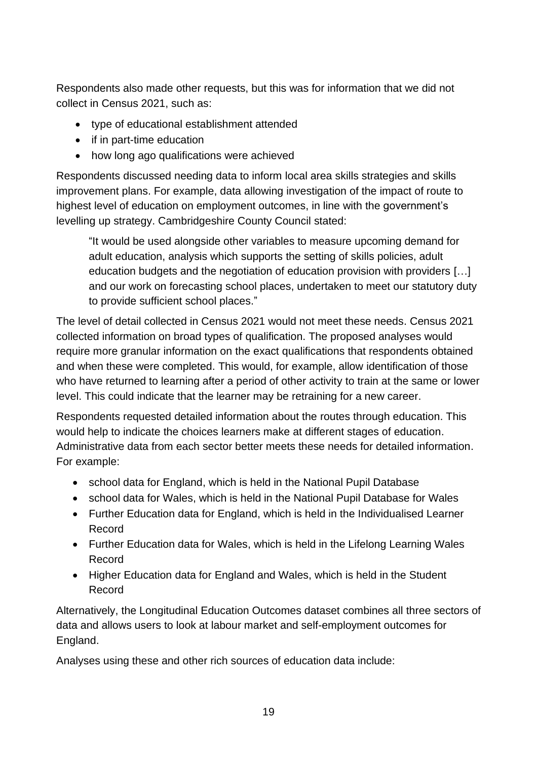Respondents also made other requests, but this was for information that we did not collect in Census 2021, such as:

- type of educational establishment attended
- if in part-time education
- how long ago qualifications were achieved

Respondents discussed needing data to inform local area skills strategies and skills improvement plans. For example, data allowing investigation of the impact of route to highest level of education on employment outcomes, in line with the government's levelling up strategy. Cambridgeshire County Council stated:

> "It would be used alongside other variables to measure upcoming demand for adult education, analysis which supports the setting of skills policies, adult education budgets and the negotiation of education provision with providers […] and our work on forecasting school places, undertaken to meet our statutory duty to provide sufficient school places."

The level of detail collected in Census 2021 would not meet these needs. Census 2021 collected information on broad types of qualification. The proposed analyses would require more granular information on the exact qualifications that respondents obtained and when these were completed. This would, for example, allow identification of those who have returned to learning after a period of other activity to train at the same or lower level. This could indicate that the learner may be retraining for a new career.

Respondents requested detailed information about the routes through education. This would help to indicate the choices learners make at different stages of education. Administrative data from each sector better meets these needs for detailed information. For example:

- school data for England, which is held in the National Pupil Database
- school data for Wales, which is held in the National Pupil Database for Wales
- Further Education data for England, which is held in the Individualised Learner Record
- Further Education data for Wales, which is held in the Lifelong Learning Wales Record
- Higher Education data for England and Wales, which is held in the Student Record

Alternatively, the Longitudinal Education Outcomes dataset combines all three sectors of data and allows users to look at labour market and self-employment outcomes for England.

Analyses using these and other rich sources of education data include: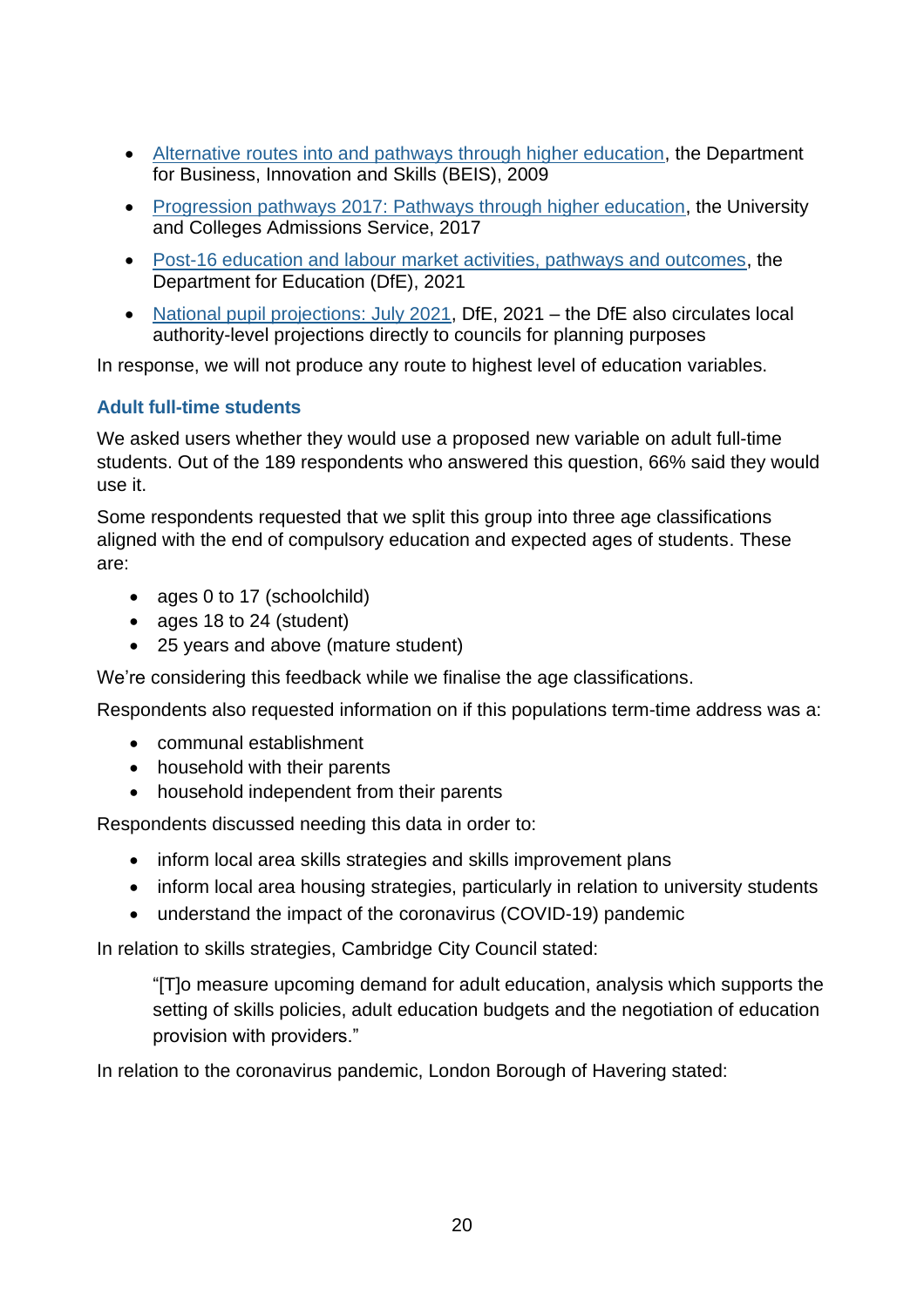- [Alternative routes into and pathways through higher education](), the Department for Business, Innovation and Skills (BEIS), 2009
- [Progression pathways 2017: Pathways through higher education](), the University and Colleges Admissions Service, 2017
- [Post-16 education and labour market activities, pathways and outcomes](), the Department for Education (DfE), 2021
- [National pupil projections: July 2021](), DfE, 2021 – the DfE also circulates local authority-level projections directly to councils for planning purposes

In response, we will not produce any route to highest level of education variables.

### Adult full-time students

We asked users whether they would use a proposed new variable on adult full-time students. Out of the 189 respondents who answered this question, 66% said they would use it.

Some respondents requested that we split this group into three age classifications aligned with the end of compulsory education and expected ages of students. These are:

- ages 0 to 17 (schoolchild)
- ages 18 to 24 (student)
- 25 years and above (mature student)

We're considering this feedback while we finalise the age classifications.

Respondents also requested information on if this populations term-time address was a:

- communal establishment
- household with their parents
- household independent from their parents

Respondents discussed needing this data in order to:

- inform local area skills strategies and skills improvement plans
- inform local area housing strategies, particularly in relation to university students
- understand the impact of the coronavirus (COVID-19) pandemic

In relation to skills strategies, Cambridge City Council stated:

> "[T]o measure upcoming demand for adult education, analysis which supports the setting of skills policies, adult education budgets and the negotiation of education provision with providers."

In relation to the coronavirus pandemic, London Borough of Havering stated: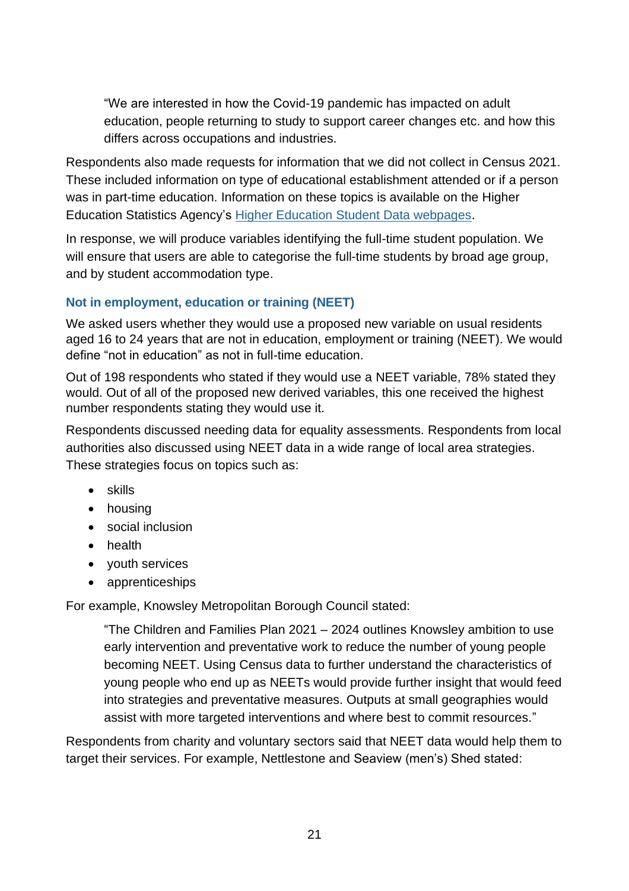> "We are interested in how the Covid-19 pandemic has impacted on adult education, people returning to study to support career changes etc. and how this differs across occupations and industries.

Respondents also made requests for information that we did not collect in Census 2021. These included information on type of educational establishment attended or if a person was in part-time education. Information on these topics is available on the Higher Education Statistics Agency's [Higher Education Student Data webpages](#).

In response, we will produce variables identifying the full-time student population. We will ensure that users are able to categorise the full-time students by broad age group, and by student accommodation type.

### Not in employment, education or training (NEET)

We asked users whether they would use a proposed new variable on usual residents aged 16 to 24 years that are not in education, employment or training (NEET). We would define "not in education" as not in full-time education.

Out of 198 respondents who stated if they would use a NEET variable, 78% stated they would. Out of all of the proposed new derived variables, this one received the highest number respondents stating they would use it.

Respondents discussed needing data for equality assessments. Respondents from local authorities also discussed using NEET data in a wide range of local area strategies. These strategies focus on topics such as:

- skills
- housing
- social inclusion
- health
- youth services
- apprenticeships

For example, Knowsley Metropolitan Borough Council stated:

> "The Children and Families Plan 2021 – 2024 outlines Knowsley ambition to use early intervention and preventative work to reduce the number of young people becoming NEET. Using Census data to further understand the characteristics of young people who end up as NEETs would provide further insight that would feed into strategies and preventative measures. Outputs at small geographies would assist with more targeted interventions and where best to commit resources."

Respondents from charity and voluntary sectors said that NEET data would help them to target their services. For example, Nettlestone and Seaview (men's) Shed stated: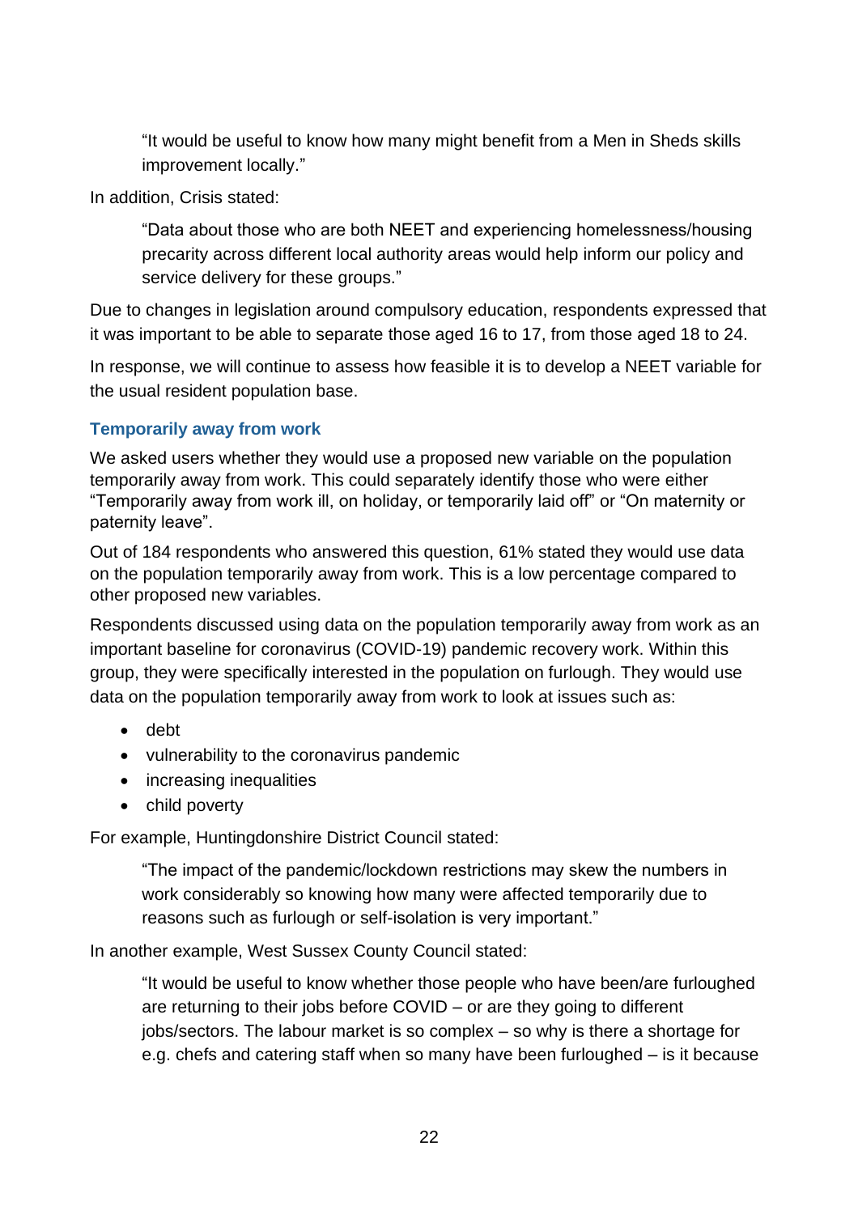> "It would be useful to know how many might benefit from a Men in Sheds skills improvement locally."

In addition, Crisis stated:

> "Data about those who are both NEET and experiencing homelessness/housing precarity across different local authority areas would help inform our policy and service delivery for these groups."

Due to changes in legislation around compulsory education, respondents expressed that it was important to be able to separate those aged 16 to 17, from those aged 18 to 24.

In response, we will continue to assess how feasible it is to develop a NEET variable for the usual resident population base.

### Temporarily away from work

We asked users whether they would use a proposed new variable on the population temporarily away from work. This could separately identify those who were either "Temporarily away from work ill, on holiday, or temporarily laid off" or "On maternity or paternity leave".

Out of 184 respondents who answered this question, 61% stated they would use data on the population temporarily away from work. This is a low percentage compared to other proposed new variables.

Respondents discussed using data on the population temporarily away from work as an important baseline for coronavirus (COVID-19) pandemic recovery work. Within this group, they were specifically interested in the population on furlough. They would use data on the population temporarily away from work to look at issues such as:

- debt
- vulnerability to the coronavirus pandemic
- increasing inequalities
- child poverty

For example, Huntingdonshire District Council stated:

> "The impact of the pandemic/lockdown restrictions may skew the numbers in work considerably so knowing how many were affected temporarily due to reasons such as furlough or self-isolation is very important."

In another example, West Sussex County Council stated:

> "It would be useful to know whether those people who have been/are furloughed are returning to their jobs before COVID – or are they going to different jobs/sectors. The labour market is so complex – so why is there a shortage for e.g. chefs and catering staff when so many have been furloughed – is it because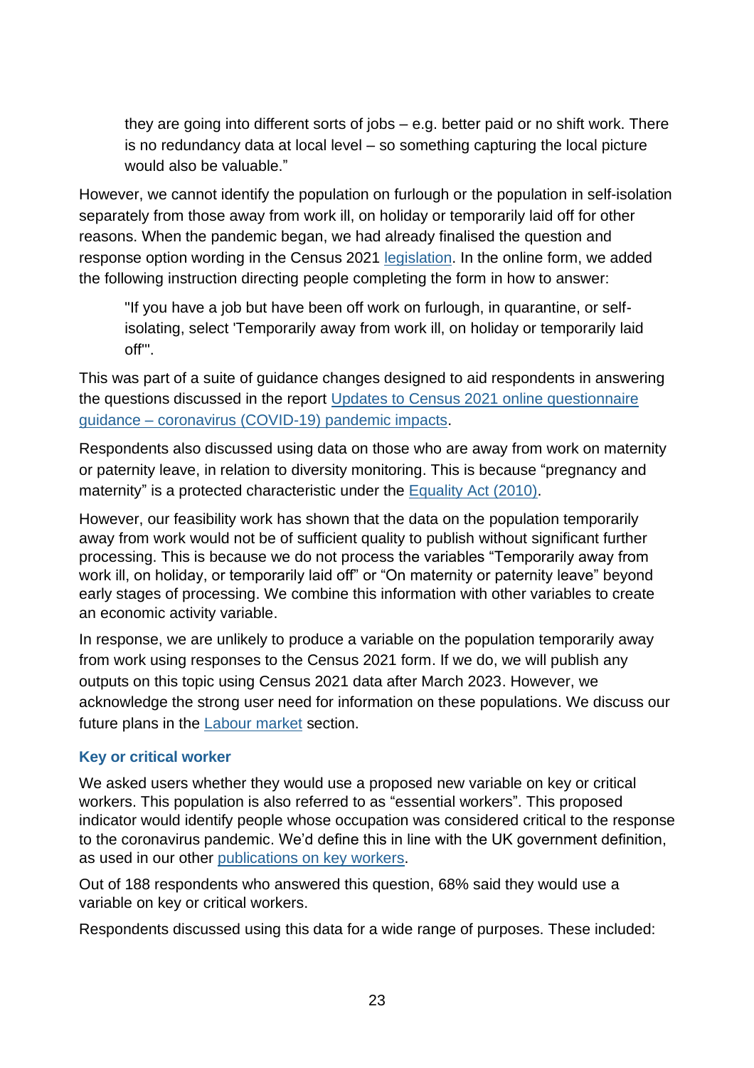> they are going into different sorts of jobs – e.g. better paid or no shift work. There is no redundancy data at local level – so something capturing the local picture would also be valuable."

However, we cannot identify the population on furlough or the population in self-isolation separately from those away from work ill, on holiday or temporarily laid off for other reasons. When the pandemic began, we had already finalised the question and response option wording in the Census 2021 [legislation](). In the online form, we added the following instruction directing people completing the form in how to answer:

> "If you have a job but have been off work on furlough, in quarantine, or self-isolating, select 'Temporarily away from work ill, on holiday or temporarily laid off'".

This was part of a suite of guidance changes designed to aid respondents in answering the questions discussed in the report [Updates to Census 2021 online questionnaire guidance – coronavirus (COVID-19) pandemic impacts]().

Respondents also discussed using data on those who are away from work on maternity or paternity leave, in relation to diversity monitoring. This is because "pregnancy and maternity" is a protected characteristic under the [Equality Act (2010)]().

However, our feasibility work has shown that the data on the population temporarily away from work would not be of sufficient quality to publish without significant further processing. This is because we do not process the variables "Temporarily away from work ill, on holiday, or temporarily laid off" or "On maternity or paternity leave" beyond early stages of processing. We combine this information with other variables to create an economic activity variable.

In response, we are unlikely to produce a variable on the population temporarily away from work using responses to the Census 2021 form. If we do, we will publish any outputs on this topic using Census 2021 data after March 2023. However, we acknowledge the strong user need for information on these populations. We discuss our future plans in the [Labour market]() section.

### Key or critical worker

We asked users whether they would use a proposed new variable on key or critical workers. This population is also referred to as "essential workers". This proposed indicator would identify people whose occupation was considered critical to the response to the coronavirus pandemic. We'd define this in line with the UK government definition, as used in our other [publications on key workers]().

Out of 188 respondents who answered this question, 68% said they would use a variable on key or critical workers.

Respondents discussed using this data for a wide range of purposes. These included: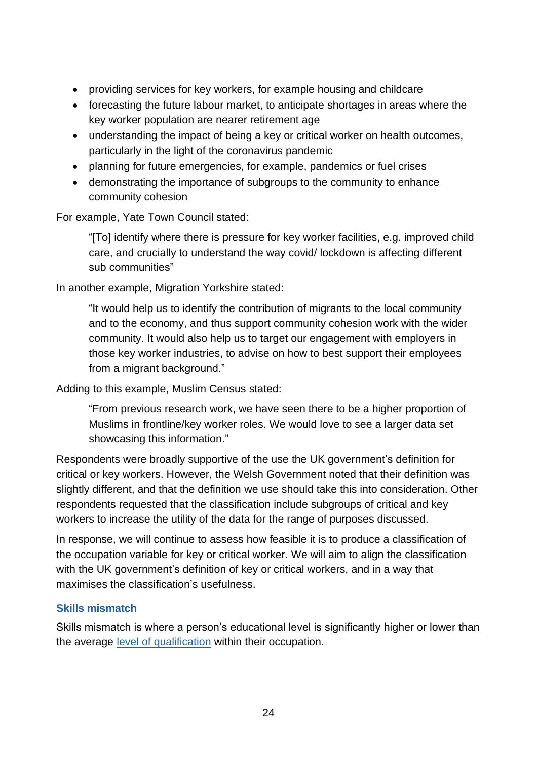- providing services for key workers, for example housing and childcare
- forecasting the future labour market, to anticipate shortages in areas where the key worker population are nearer retirement age
- understanding the impact of being a key or critical worker on health outcomes, particularly in the light of the coronavirus pandemic
- planning for future emergencies, for example, pandemics or fuel crises
- demonstrating the importance of subgroups to the community to enhance community cohesion

For example, Yate Town Council stated:

> "[To] identify where there is pressure for key worker facilities, e.g. improved child care, and crucially to understand the way covid/ lockdown is affecting different sub communities"

In another example, Migration Yorkshire stated:

> "It would help us to identify the contribution of migrants to the local community and to the economy, and thus support community cohesion work with the wider community. It would also help us to target our engagement with employers in those key worker industries, to advise on how to best support their employees from a migrant background."

Adding to this example, Muslim Census stated:

> "From previous research work, we have seen there to be a higher proportion of Muslims in frontline/key worker roles. We would love to see a larger data set showcasing this information."

Respondents were broadly supportive of the use the UK government's definition for critical or key workers. However, the Welsh Government noted that their definition was slightly different, and that the definition we use should take this into consideration. Other respondents requested that the classification include subgroups of critical and key workers to increase the utility of the data for the range of purposes discussed.

In response, we will continue to assess how feasible it is to produce a classification of the occupation variable for key or critical worker. We will aim to align the classification with the UK government's definition of key or critical workers, and in a way that maximises the classification's usefulness.

### Skills mismatch

Skills mismatch is where a person's educational level is significantly higher or lower than the average level of qualification within their occupation.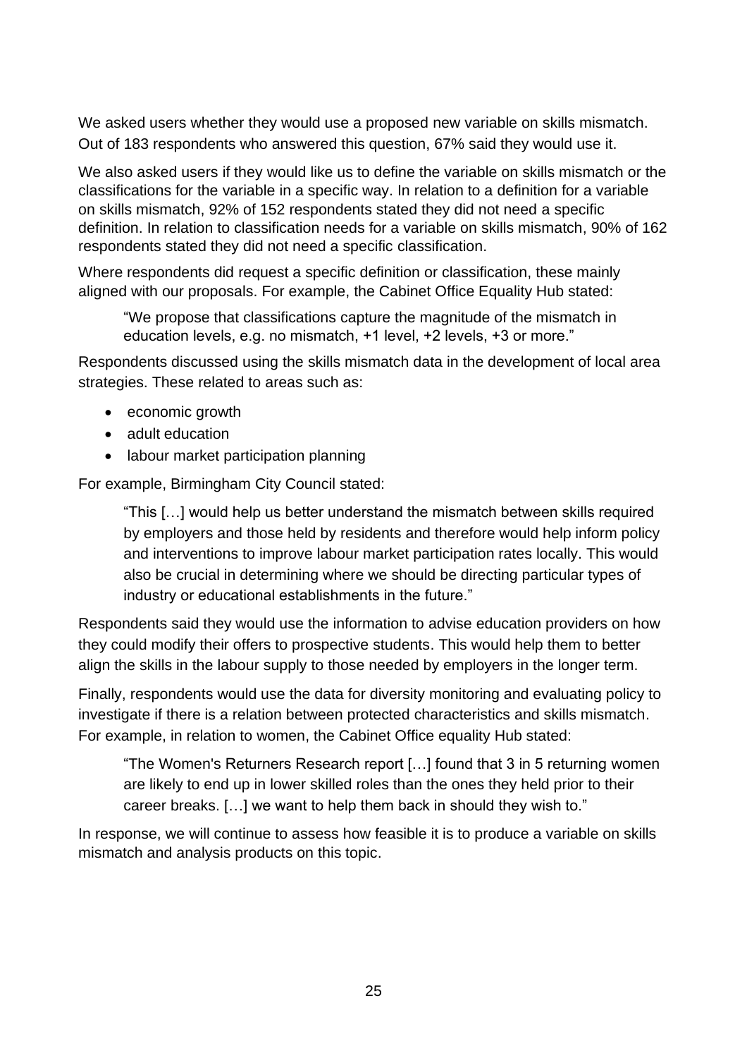We asked users whether they would use a proposed new variable on skills mismatch. Out of 183 respondents who answered this question, 67% said they would use it.

We also asked users if they would like us to define the variable on skills mismatch or the classifications for the variable in a specific way. In relation to a definition for a variable on skills mismatch, 92% of 152 respondents stated they did not need a specific definition. In relation to classification needs for a variable on skills mismatch, 90% of 162 respondents stated they did not need a specific classification.

Where respondents did request a specific definition or classification, these mainly aligned with our proposals. For example, the Cabinet Office Equality Hub stated:

> "We propose that classifications capture the magnitude of the mismatch in education levels, e.g. no mismatch, +1 level, +2 levels, +3 or more."

Respondents discussed using the skills mismatch data in the development of local area strategies. These related to areas such as:

- economic growth
- adult education
- labour market participation planning

For example, Birmingham City Council stated:

> "This […] would help us better understand the mismatch between skills required by employers and those held by residents and therefore would help inform policy and interventions to improve labour market participation rates locally. This would also be crucial in determining where we should be directing particular types of industry or educational establishments in the future."

Respondents said they would use the information to advise education providers on how they could modify their offers to prospective students. This would help them to better align the skills in the labour supply to those needed by employers in the longer term.

Finally, respondents would use the data for diversity monitoring and evaluating policy to investigate if there is a relation between protected characteristics and skills mismatch. For example, in relation to women, the Cabinet Office equality Hub stated:

> "The Women's Returners Research report […] found that 3 in 5 returning women are likely to end up in lower skilled roles than the ones they held prior to their career breaks. […] we want to help them back in should they wish to."

In response, we will continue to assess how feasible it is to produce a variable on skills mismatch and analysis products on this topic.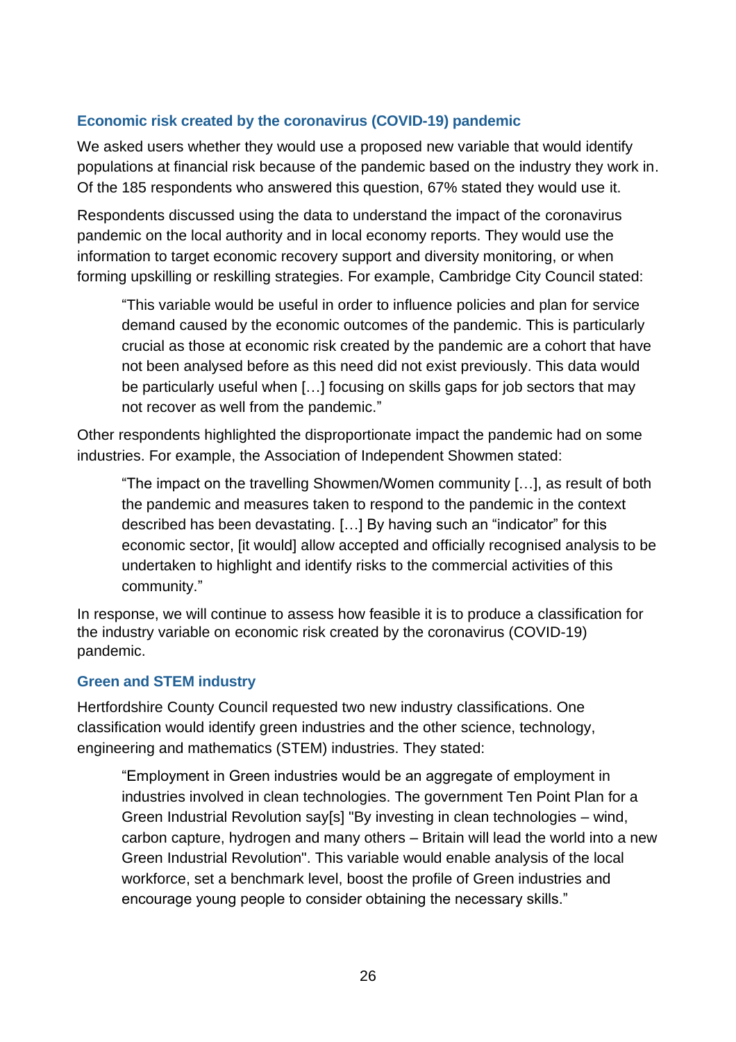### Economic risk created by the coronavirus (COVID-19) pandemic

We asked users whether they would use a proposed new variable that would identify populations at financial risk because of the pandemic based on the industry they work in. Of the 185 respondents who answered this question, 67% stated they would use it.

Respondents discussed using the data to understand the impact of the coronavirus pandemic on the local authority and in local economy reports. They would use the information to target economic recovery support and diversity monitoring, or when forming upskilling or reskilling strategies. For example, Cambridge City Council stated:

> "This variable would be useful in order to influence policies and plan for service demand caused by the economic outcomes of the pandemic. This is particularly crucial as those at economic risk created by the pandemic are a cohort that have not been analysed before as this need did not exist previously. This data would be particularly useful when […] focusing on skills gaps for job sectors that may not recover as well from the pandemic."

Other respondents highlighted the disproportionate impact the pandemic had on some industries. For example, the Association of Independent Showmen stated:

> "The impact on the travelling Showmen/Women community […], as result of both the pandemic and measures taken to respond to the pandemic in the context described has been devastating. […] By having such an "indicator" for this economic sector, [it would] allow accepted and officially recognised analysis to be undertaken to highlight and identify risks to the commercial activities of this community."

In response, we will continue to assess how feasible it is to produce a classification for the industry variable on economic risk created by the coronavirus (COVID-19) pandemic.

### Green and STEM industry

Hertfordshire County Council requested two new industry classifications. One classification would identify green industries and the other science, technology, engineering and mathematics (STEM) industries. They stated:

> "Employment in Green industries would be an aggregate of employment in industries involved in clean technologies. The government Ten Point Plan for a Green Industrial Revolution say[s] "By investing in clean technologies – wind, carbon capture, hydrogen and many others – Britain will lead the world into a new Green Industrial Revolution". This variable would enable analysis of the local workforce, set a benchmark level, boost the profile of Green industries and encourage young people to consider obtaining the necessary skills."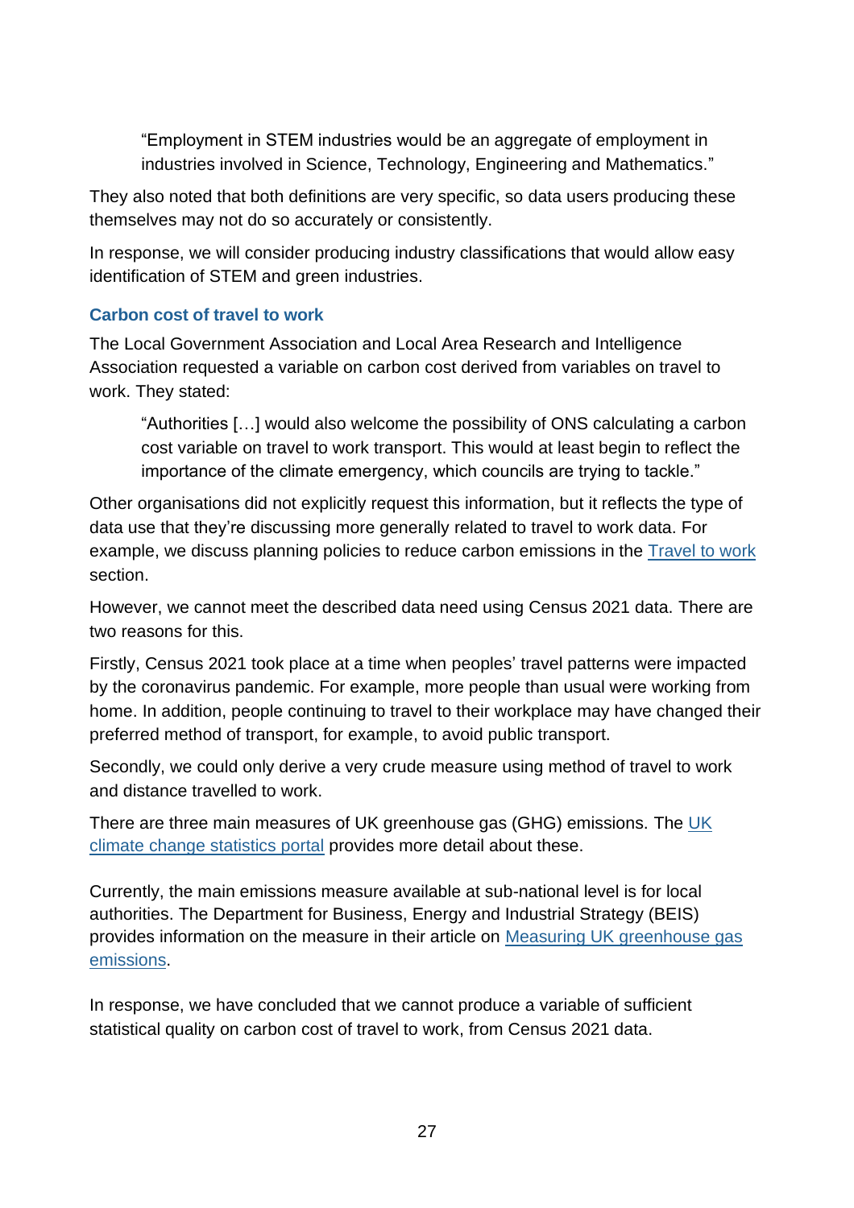> "Employment in STEM industries would be an aggregate of employment in industries involved in Science, Technology, Engineering and Mathematics."

They also noted that both definitions are very specific, so data users producing these themselves may not do so accurately or consistently.

In response, we will consider producing industry classifications that would allow easy identification of STEM and green industries.

### Carbon cost of travel to work

The Local Government Association and Local Area Research and Intelligence Association requested a variable on carbon cost derived from variables on travel to work. They stated:

> "Authorities […] would also welcome the possibility of ONS calculating a carbon cost variable on travel to work transport. This would at least begin to reflect the importance of the climate emergency, which councils are trying to tackle."

Other organisations did not explicitly request this information, but it reflects the type of data use that they're discussing more generally related to travel to work data. For example, we discuss planning policies to reduce carbon emissions in the Travel to work section.

However, we cannot meet the described data need using Census 2021 data. There are two reasons for this.

Firstly, Census 2021 took place at a time when peoples' travel patterns were impacted by the coronavirus pandemic. For example, more people than usual were working from home. In addition, people continuing to travel to their workplace may have changed their preferred method of transport, for example, to avoid public transport.

Secondly, we could only derive a very crude measure using method of travel to work and distance travelled to work.

There are three main measures of UK greenhouse gas (GHG) emissions. The UK climate change statistics portal provides more detail about these.

Currently, the main emissions measure available at sub-national level is for local authorities. The Department for Business, Energy and Industrial Strategy (BEIS) provides information on the measure in their article on Measuring UK greenhouse gas emissions.

In response, we have concluded that we cannot produce a variable of sufficient statistical quality on carbon cost of travel to work, from Census 2021 data.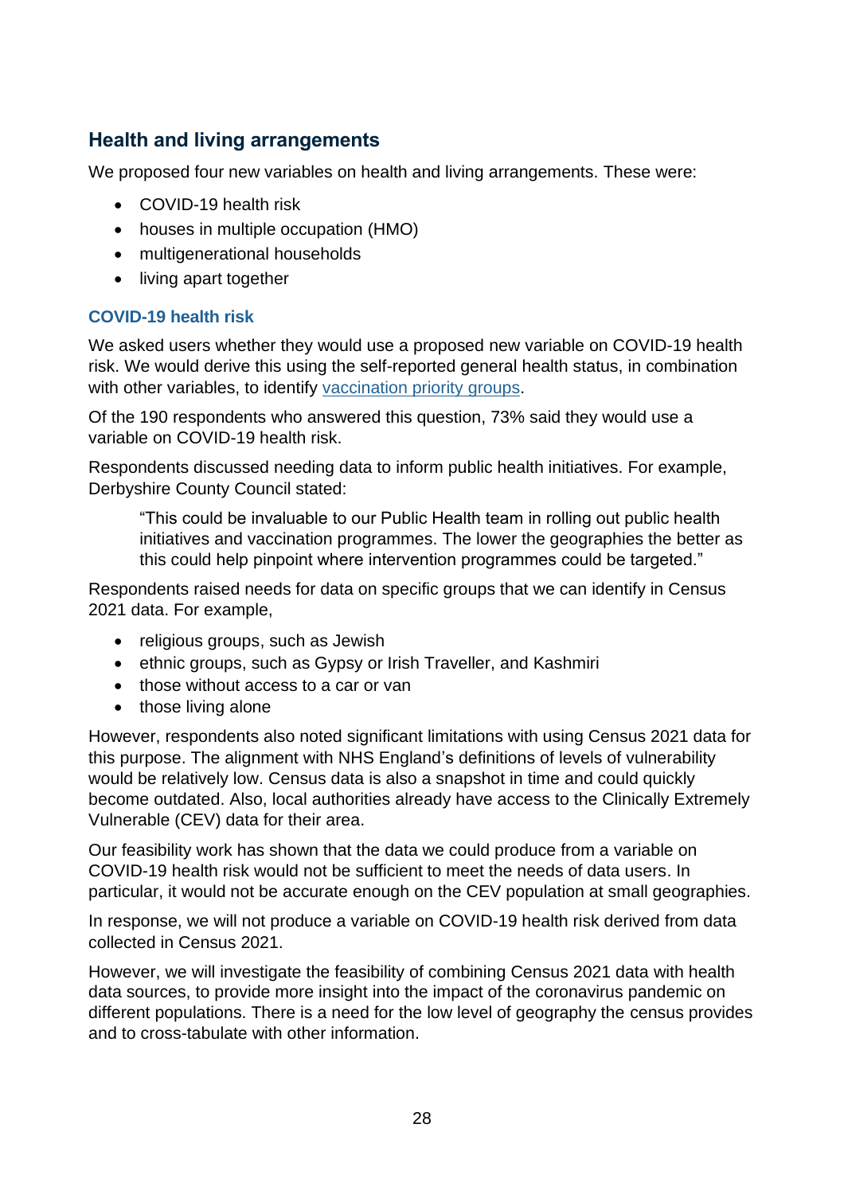## Health and living arrangements

We proposed four new variables on health and living arrangements. These were:

- COVID-19 health risk
- houses in multiple occupation (HMO)
- multigenerational households
- living apart together

### COVID-19 health risk

We asked users whether they would use a proposed new variable on COVID-19 health risk. We would derive this using the self-reported general health status, in combination with other variables, to identify vaccination priority groups.

Of the 190 respondents who answered this question, 73% said they would use a variable on COVID-19 health risk.

Respondents discussed needing data to inform public health initiatives. For example, Derbyshire County Council stated:

> "This could be invaluable to our Public Health team in rolling out public health initiatives and vaccination programmes. The lower the geographies the better as this could help pinpoint where intervention programmes could be targeted."

Respondents raised needs for data on specific groups that we can identify in Census 2021 data. For example,

- religious groups, such as Jewish
- ethnic groups, such as Gypsy or Irish Traveller, and Kashmiri
- those without access to a car or van
- those living alone

However, respondents also noted significant limitations with using Census 2021 data for this purpose. The alignment with NHS England's definitions of levels of vulnerability would be relatively low. Census data is also a snapshot in time and could quickly become outdated. Also, local authorities already have access to the Clinically Extremely Vulnerable (CEV) data for their area.

Our feasibility work has shown that the data we could produce from a variable on COVID-19 health risk would not be sufficient to meet the needs of data users. In particular, it would not be accurate enough on the CEV population at small geographies.

In response, we will not produce a variable on COVID-19 health risk derived from data collected in Census 2021.

However, we will investigate the feasibility of combining Census 2021 data with health data sources, to provide more insight into the impact of the coronavirus pandemic on different populations. There is a need for the low level of geography the census provides and to cross-tabulate with other information.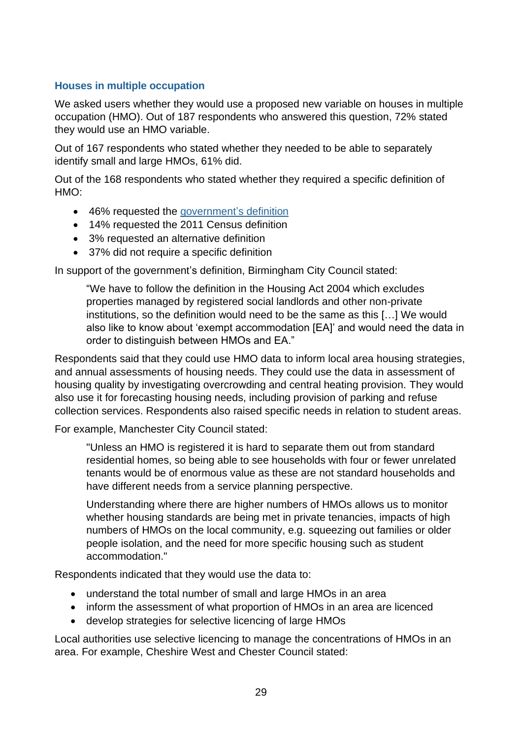### Houses in multiple occupation

We asked users whether they would use a proposed new variable on houses in multiple occupation (HMO). Out of 187 respondents who answered this question, 72% stated they would use an HMO variable.

Out of 167 respondents who stated whether they needed to be able to separately identify small and large HMOs, 61% did.

Out of the 168 respondents who stated whether they required a specific definition of HMO:

- 46% requested the government's definition
- 14% requested the 2011 Census definition
- 3% requested an alternative definition
- 37% did not require a specific definition

In support of the government's definition, Birmingham City Council stated:

> "We have to follow the definition in the Housing Act 2004 which excludes properties managed by registered social landlords and other non-private institutions, so the definition would need to be the same as this […] We would also like to know about 'exempt accommodation [EA]' and would need the data in order to distinguish between HMOs and EA."

Respondents said that they could use HMO data to inform local area housing strategies, and annual assessments of housing needs. They could use the data in assessment of housing quality by investigating overcrowding and central heating provision. They would also use it for forecasting housing needs, including provision of parking and refuse collection services. Respondents also raised specific needs in relation to student areas.

For example, Manchester City Council stated:

> "Unless an HMO is registered it is hard to separate them out from standard residential homes, so being able to see households with four or fewer unrelated tenants would be of enormous value as these are not standard households and have different needs from a service planning perspective.
>
> Understanding where there are higher numbers of HMOs allows us to monitor whether housing standards are being met in private tenancies, impacts of high numbers of HMOs on the local community, e.g. squeezing out families or older people isolation, and the need for more specific housing such as student accommodation."

Respondents indicated that they would use the data to:

- understand the total number of small and large HMOs in an area
- inform the assessment of what proportion of HMOs in an area are licenced
- develop strategies for selective licencing of large HMOs

Local authorities use selective licencing to manage the concentrations of HMOs in an area. For example, Cheshire West and Chester Council stated: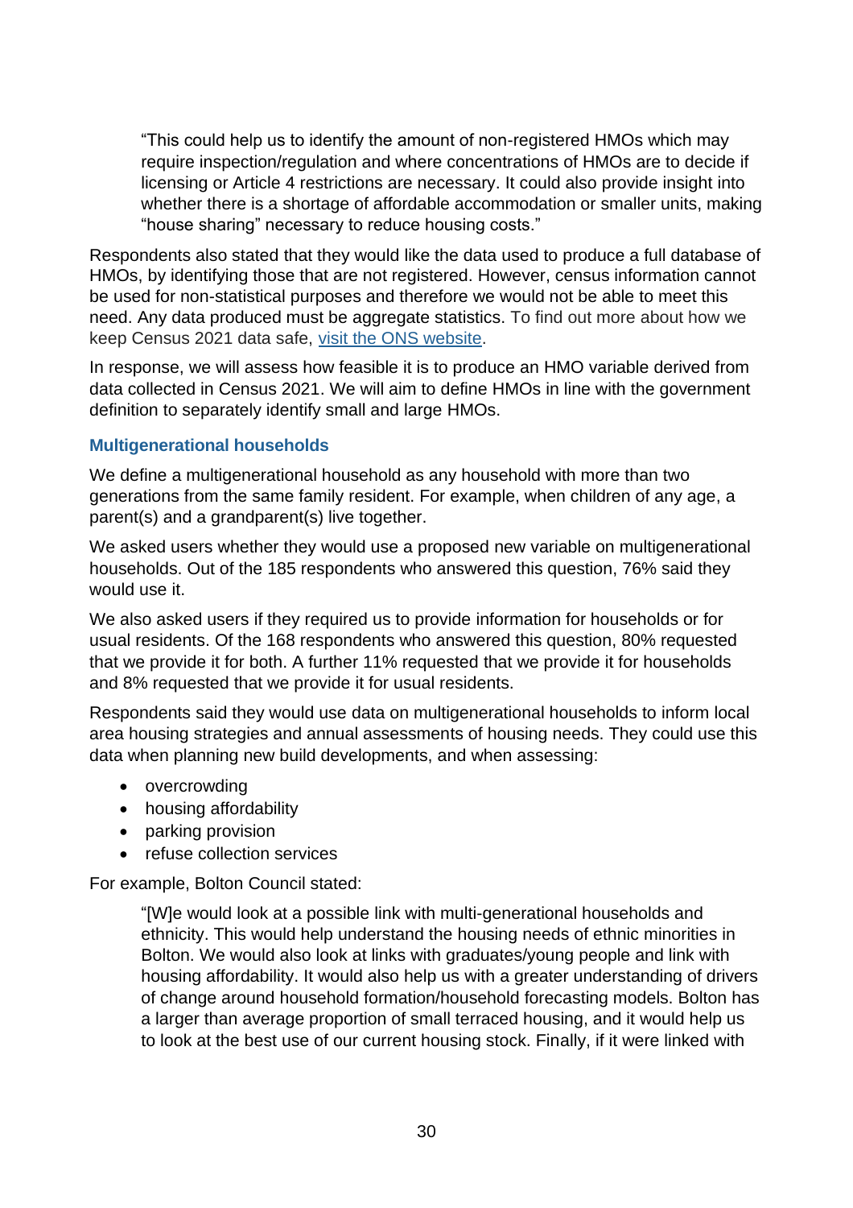> "This could help us to identify the amount of non-registered HMOs which may require inspection/regulation and where concentrations of HMOs are to decide if licensing or Article 4 restrictions are necessary. It could also provide insight into whether there is a shortage of affordable accommodation or smaller units, making "house sharing" necessary to reduce housing costs."

Respondents also stated that they would like the data used to produce a full database of HMOs, by identifying those that are not registered. However, census information cannot be used for non-statistical purposes and therefore we would not be able to meet this need. Any data produced must be aggregate statistics. To find out more about how we keep Census 2021 data safe, [visit the ONS website](#).

In response, we will assess how feasible it is to produce an HMO variable derived from data collected in Census 2021. We will aim to define HMOs in line with the government definition to separately identify small and large HMOs.

### Multigenerational households

We define a multigenerational household as any household with more than two generations from the same family resident. For example, when children of any age, a parent(s) and a grandparent(s) live together.

We asked users whether they would use a proposed new variable on multigenerational households. Out of the 185 respondents who answered this question, 76% said they would use it.

We also asked users if they required us to provide information for households or for usual residents. Of the 168 respondents who answered this question, 80% requested that we provide it for both. A further 11% requested that we provide it for households and 8% requested that we provide it for usual residents.

Respondents said they would use data on multigenerational households to inform local area housing strategies and annual assessments of housing needs. They could use this data when planning new build developments, and when assessing:

- overcrowding
- housing affordability
- parking provision
- refuse collection services

For example, Bolton Council stated:

> "[W]e would look at a possible link with multi-generational households and ethnicity. This would help understand the housing needs of ethnic minorities in Bolton. We would also look at links with graduates/young people and link with housing affordability. It would also help us with a greater understanding of drivers of change around household formation/household forecasting models. Bolton has a larger than average proportion of small terraced housing, and it would help us to look at the best use of our current housing stock. Finally, if it were linked with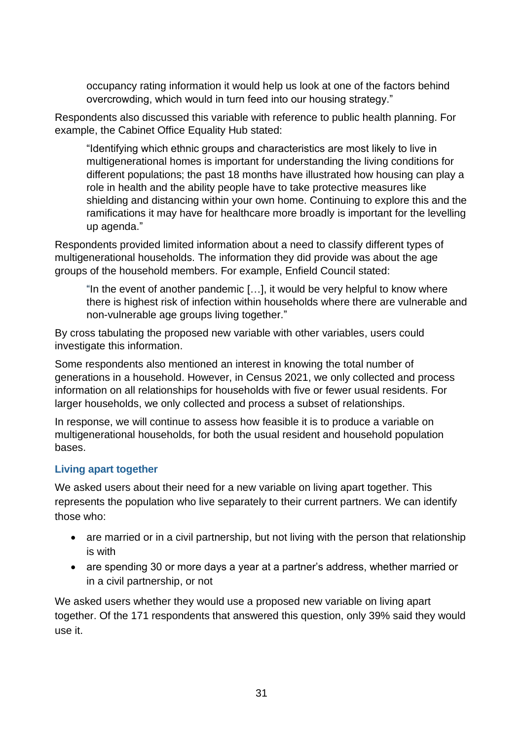occupancy rating information it would help us look at one of the factors behind overcrowding, which would in turn feed into our housing strategy."

Respondents also discussed this variable with reference to public health planning. For example, the Cabinet Office Equality Hub stated:

> "Identifying which ethnic groups and characteristics are most likely to live in multigenerational homes is important for understanding the living conditions for different populations; the past 18 months have illustrated how housing can play a role in health and the ability people have to take protective measures like shielding and distancing within your own home. Continuing to explore this and the ramifications it may have for healthcare more broadly is important for the levelling up agenda."

Respondents provided limited information about a need to classify different types of multigenerational households. The information they did provide was about the age groups of the household members. For example, Enfield Council stated:

> "In the event of another pandemic […], it would be very helpful to know where there is highest risk of infection within households where there are vulnerable and non-vulnerable age groups living together."

By cross tabulating the proposed new variable with other variables, users could investigate this information.

Some respondents also mentioned an interest in knowing the total number of generations in a household. However, in Census 2021, we only collected and process information on all relationships for households with five or fewer usual residents. For larger households, we only collected and process a subset of relationships.

In response, we will continue to assess how feasible it is to produce a variable on multigenerational households, for both the usual resident and household population bases.

### Living apart together

We asked users about their need for a new variable on living apart together. This represents the population who live separately to their current partners. We can identify those who:

- are married or in a civil partnership, but not living with the person that relationship is with
- are spending 30 or more days a year at a partner's address, whether married or in a civil partnership, or not

We asked users whether they would use a proposed new variable on living apart together. Of the 171 respondents that answered this question, only 39% said they would use it.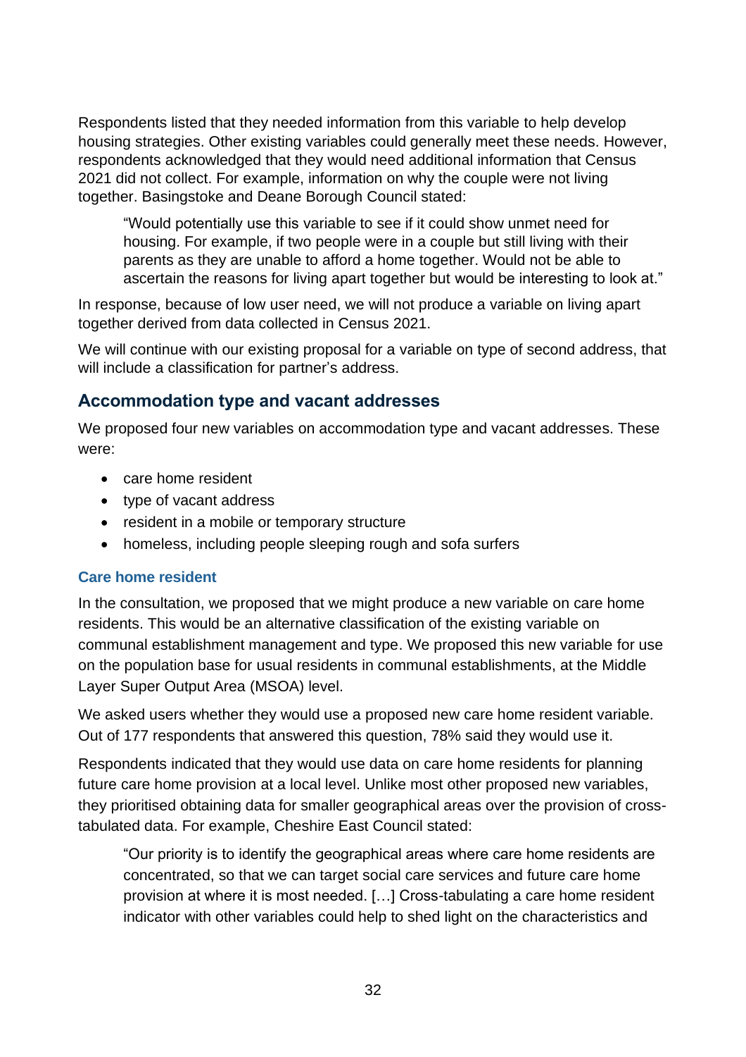Respondents listed that they needed information from this variable to help develop housing strategies. Other existing variables could generally meet these needs. However, respondents acknowledged that they would need additional information that Census 2021 did not collect. For example, information on why the couple were not living together. Basingstoke and Deane Borough Council stated:

> "Would potentially use this variable to see if it could show unmet need for housing. For example, if two people were in a couple but still living with their parents as they are unable to afford a home together. Would not be able to ascertain the reasons for living apart together but would be interesting to look at."

In response, because of low user need, we will not produce a variable on living apart together derived from data collected in Census 2021.

We will continue with our existing proposal for a variable on type of second address, that will include a classification for partner's address.

## Accommodation type and vacant addresses

We proposed four new variables on accommodation type and vacant addresses. These were:

- care home resident
- type of vacant address
- resident in a mobile or temporary structure
- homeless, including people sleeping rough and sofa surfers

### Care home resident

In the consultation, we proposed that we might produce a new variable on care home residents. This would be an alternative classification of the existing variable on communal establishment management and type. We proposed this new variable for use on the population base for usual residents in communal establishments, at the Middle Layer Super Output Area (MSOA) level.

We asked users whether they would use a proposed new care home resident variable. Out of 177 respondents that answered this question, 78% said they would use it.

Respondents indicated that they would use data on care home residents for planning future care home provision at a local level. Unlike most other proposed new variables, they prioritised obtaining data for smaller geographical areas over the provision of cross-tabulated data. For example, Cheshire East Council stated:

> "Our priority is to identify the geographical areas where care home residents are concentrated, so that we can target social care services and future care home provision at where it is most needed. […] Cross-tabulating a care home resident indicator with other variables could help to shed light on the characteristics and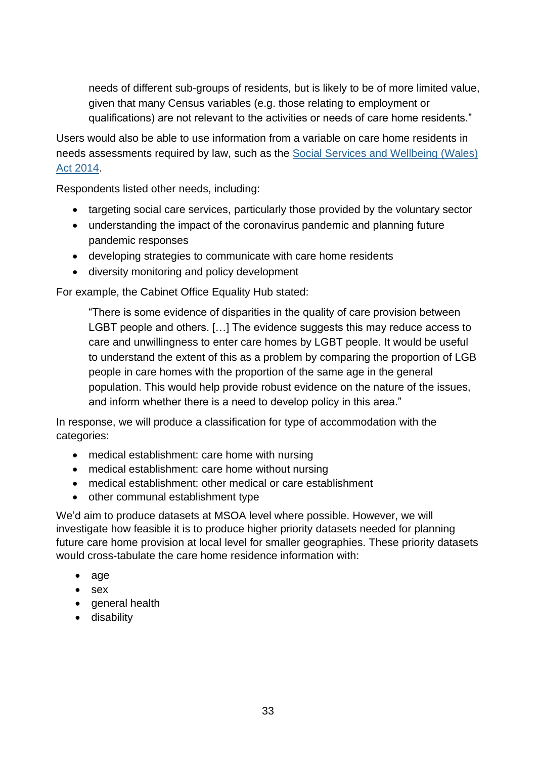> needs of different sub-groups of residents, but is likely to be of more limited value, given that many Census variables (e.g. those relating to employment or qualifications) are not relevant to the activities or needs of care home residents."

Users would also be able to use information from a variable on care home residents in needs assessments required by law, such as the [Social Services and Wellbeing (Wales) Act 2014](#).

Respondents listed other needs, including:

- targeting social care services, particularly those provided by the voluntary sector
- understanding the impact of the coronavirus pandemic and planning future pandemic responses
- developing strategies to communicate with care home residents
- diversity monitoring and policy development

For example, the Cabinet Office Equality Hub stated:

> "There is some evidence of disparities in the quality of care provision between LGBT people and others. […] The evidence suggests this may reduce access to care and unwillingness to enter care homes by LGBT people. It would be useful to understand the extent of this as a problem by comparing the proportion of LGB people in care homes with the proportion of the same age in the general population. This would help provide robust evidence on the nature of the issues, and inform whether there is a need to develop policy in this area."

In response, we will produce a classification for type of accommodation with the categories:

- medical establishment: care home with nursing
- medical establishment: care home without nursing
- medical establishment: other medical or care establishment
- other communal establishment type

We'd aim to produce datasets at MSOA level where possible. However, we will investigate how feasible it is to produce higher priority datasets needed for planning future care home provision at local level for smaller geographies. These priority datasets would cross-tabulate the care home residence information with:

- age
- sex
- general health
- disability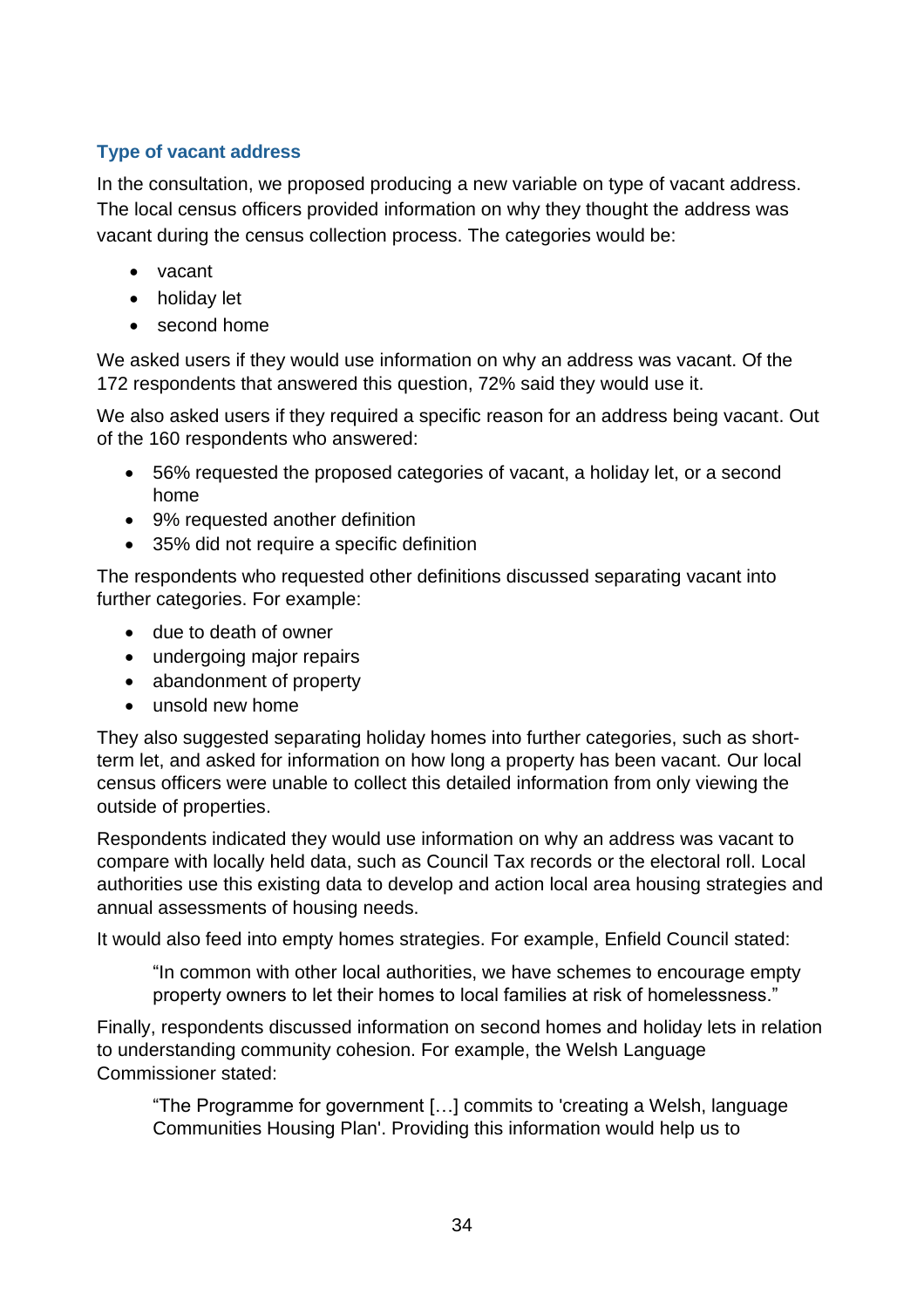### Type of vacant address

In the consultation, we proposed producing a new variable on type of vacant address. The local census officers provided information on why they thought the address was vacant during the census collection process. The categories would be:

- vacant
- holiday let
- second home

We asked users if they would use information on why an address was vacant. Of the 172 respondents that answered this question, 72% said they would use it.

We also asked users if they required a specific reason for an address being vacant. Out of the 160 respondents who answered:

- 56% requested the proposed categories of vacant, a holiday let, or a second home
- 9% requested another definition
- 35% did not require a specific definition

The respondents who requested other definitions discussed separating vacant into further categories. For example:

- due to death of owner
- undergoing major repairs
- abandonment of property
- unsold new home

They also suggested separating holiday homes into further categories, such as short-term let, and asked for information on how long a property has been vacant. Our local census officers were unable to collect this detailed information from only viewing the outside of properties.

Respondents indicated they would use information on why an address was vacant to compare with locally held data, such as Council Tax records or the electoral roll. Local authorities use this existing data to develop and action local area housing strategies and annual assessments of housing needs.

It would also feed into empty homes strategies. For example, Enfield Council stated:

> "In common with other local authorities, we have schemes to encourage empty property owners to let their homes to local families at risk of homelessness."

Finally, respondents discussed information on second homes and holiday lets in relation to understanding community cohesion. For example, the Welsh Language Commissioner stated:

> "The Programme for government […] commits to 'creating a Welsh, language Communities Housing Plan'. Providing this information would help us to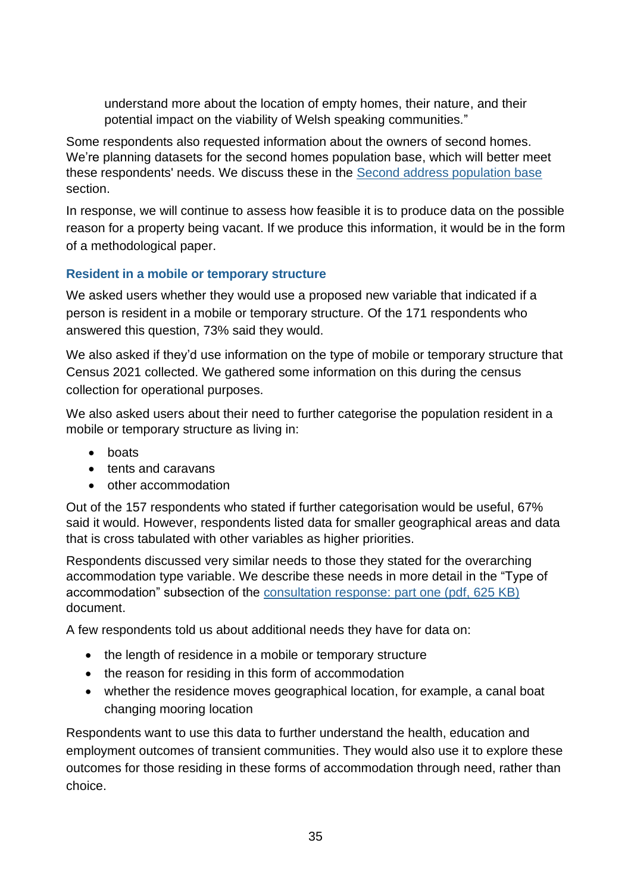understand more about the location of empty homes, their nature, and their potential impact on the viability of Welsh speaking communities."

Some respondents also requested information about the owners of second homes. We're planning datasets for the second homes population base, which will better meet these respondents' needs. We discuss these in the Second address population base section.

In response, we will continue to assess how feasible it is to produce data on the possible reason for a property being vacant. If we produce this information, it would be in the form of a methodological paper.

### Resident in a mobile or temporary structure

We asked users whether they would use a proposed new variable that indicated if a person is resident in a mobile or temporary structure. Of the 171 respondents who answered this question, 73% said they would.

We also asked if they'd use information on the type of mobile or temporary structure that Census 2021 collected. We gathered some information on this during the census collection for operational purposes.

We also asked users about their need to further categorise the population resident in a mobile or temporary structure as living in:

- boats
- tents and caravans
- other accommodation

Out of the 157 respondents who stated if further categorisation would be useful, 67% said it would. However, respondents listed data for smaller geographical areas and data that is cross tabulated with other variables as higher priorities.

Respondents discussed very similar needs to those they stated for the overarching accommodation type variable. We describe these needs in more detail in the "Type of accommodation" subsection of the consultation response: part one (pdf, 625 KB) document.

A few respondents told us about additional needs they have for data on:

- the length of residence in a mobile or temporary structure
- the reason for residing in this form of accommodation
- whether the residence moves geographical location, for example, a canal boat changing mooring location

Respondents want to use this data to further understand the health, education and employment outcomes of transient communities. They would also use it to explore these outcomes for those residing in these forms of accommodation through need, rather than choice.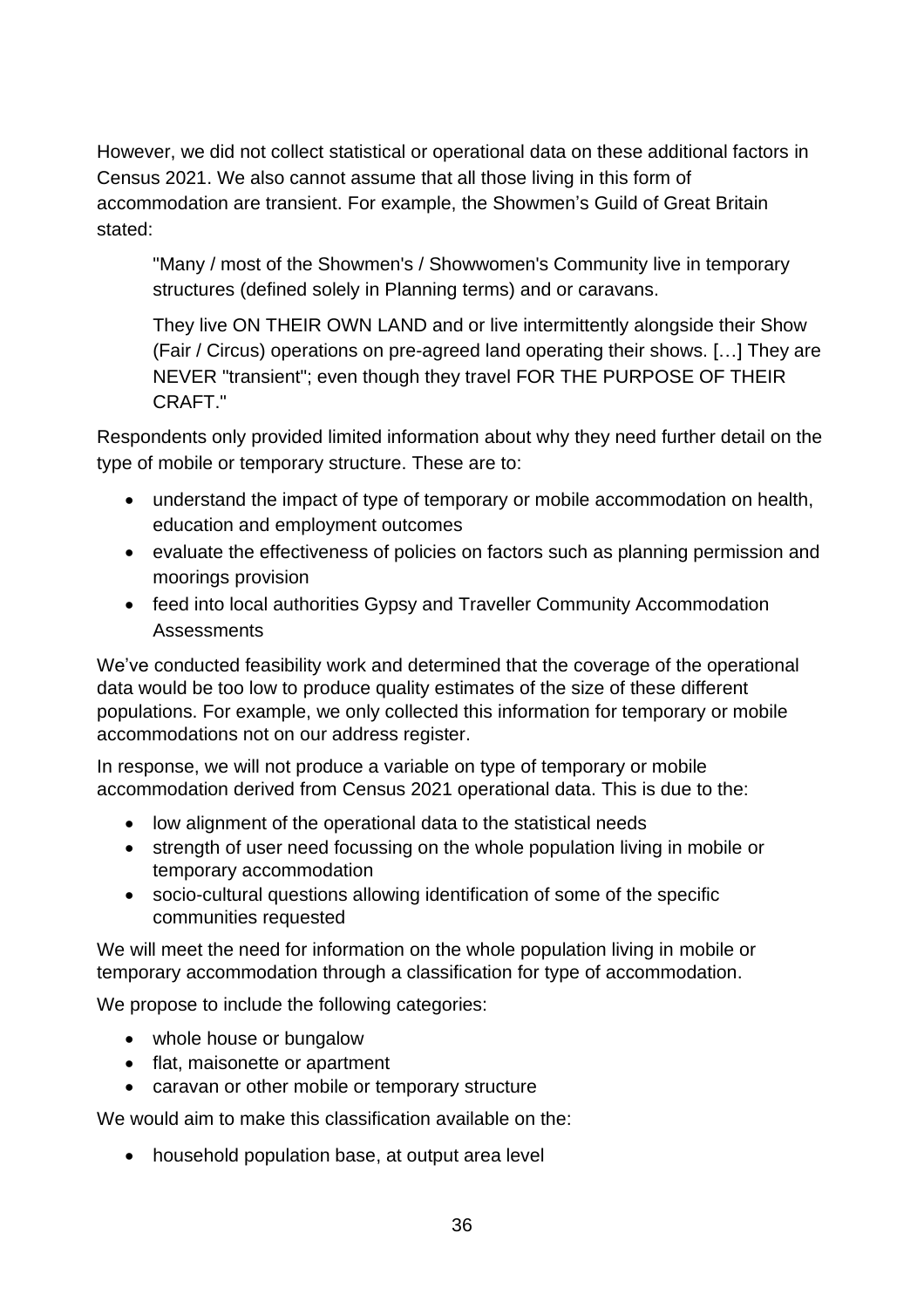However, we did not collect statistical or operational data on these additional factors in Census 2021. We also cannot assume that all those living in this form of accommodation are transient. For example, the Showmen's Guild of Great Britain stated:

> "Many / most of the Showmen's / Showwomen's Community live in temporary structures (defined solely in Planning terms) and or caravans.
>
> They live ON THEIR OWN LAND and or live intermittently alongside their Show (Fair / Circus) operations on pre-agreed land operating their shows. […] They are NEVER "transient"; even though they travel FOR THE PURPOSE OF THEIR CRAFT."

Respondents only provided limited information about why they need further detail on the type of mobile or temporary structure. These are to:

- understand the impact of type of temporary or mobile accommodation on health, education and employment outcomes
- evaluate the effectiveness of policies on factors such as planning permission and moorings provision
- feed into local authorities Gypsy and Traveller Community Accommodation Assessments

We've conducted feasibility work and determined that the coverage of the operational data would be too low to produce quality estimates of the size of these different populations. For example, we only collected this information for temporary or mobile accommodations not on our address register.

In response, we will not produce a variable on type of temporary or mobile accommodation derived from Census 2021 operational data. This is due to the:

- low alignment of the operational data to the statistical needs
- strength of user need focussing on the whole population living in mobile or temporary accommodation
- socio-cultural questions allowing identification of some of the specific communities requested

We will meet the need for information on the whole population living in mobile or temporary accommodation through a classification for type of accommodation.

We propose to include the following categories:

- whole house or bungalow
- flat, maisonette or apartment
- caravan or other mobile or temporary structure

We would aim to make this classification available on the:

- household population base, at output area level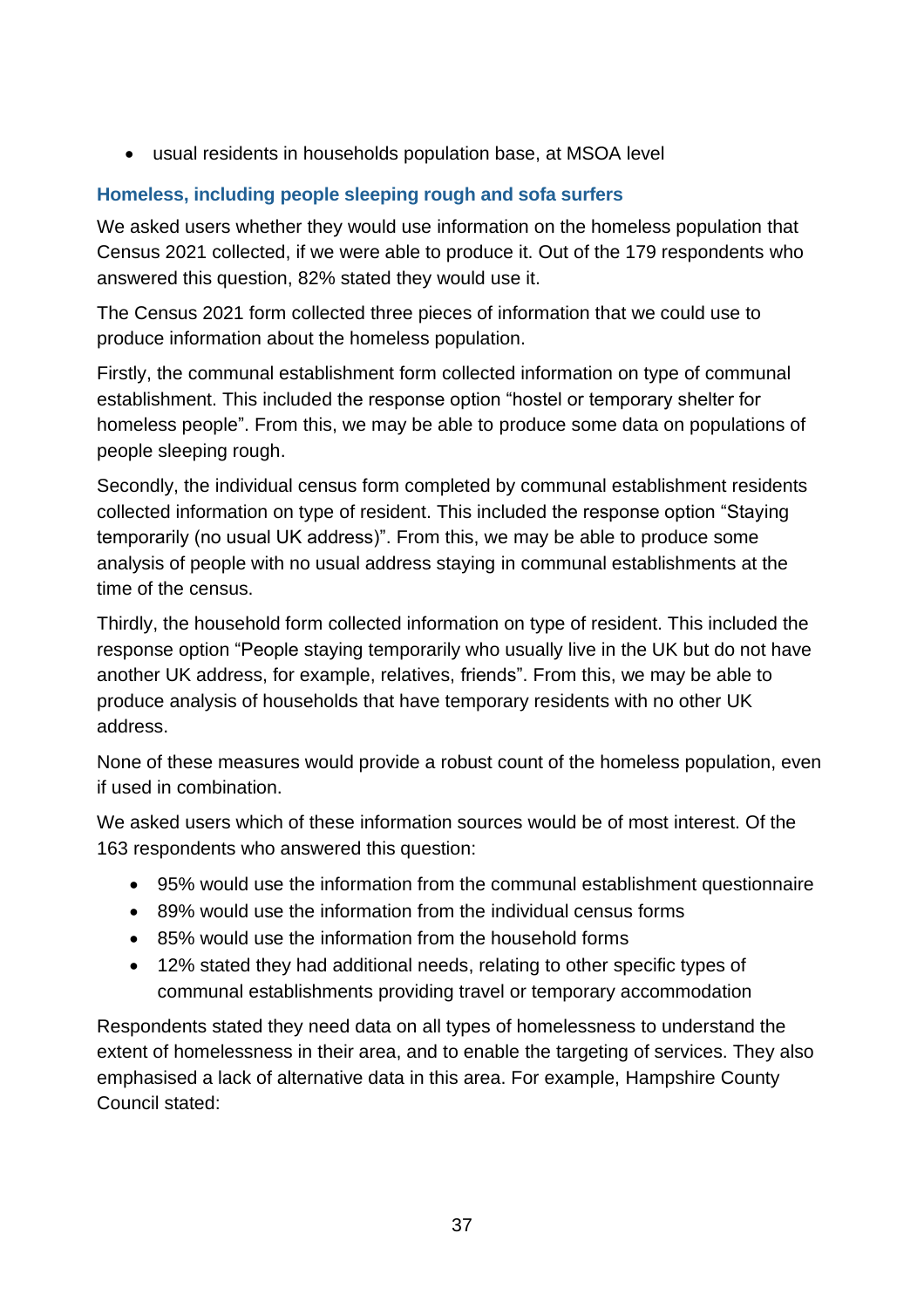- usual residents in households population base, at MSOA level

### Homeless, including people sleeping rough and sofa surfers

We asked users whether they would use information on the homeless population that Census 2021 collected, if we were able to produce it. Out of the 179 respondents who answered this question, 82% stated they would use it.

The Census 2021 form collected three pieces of information that we could use to produce information about the homeless population.

Firstly, the communal establishment form collected information on type of communal establishment. This included the response option "hostel or temporary shelter for homeless people". From this, we may be able to produce some data on populations of people sleeping rough.

Secondly, the individual census form completed by communal establishment residents collected information on type of resident. This included the response option "Staying temporarily (no usual UK address)". From this, we may be able to produce some analysis of people with no usual address staying in communal establishments at the time of the census.

Thirdly, the household form collected information on type of resident. This included the response option "People staying temporarily who usually live in the UK but do not have another UK address, for example, relatives, friends". From this, we may be able to produce analysis of households that have temporary residents with no other UK address.

None of these measures would provide a robust count of the homeless population, even if used in combination.

We asked users which of these information sources would be of most interest. Of the 163 respondents who answered this question:

- 95% would use the information from the communal establishment questionnaire
- 89% would use the information from the individual census forms
- 85% would use the information from the household forms
- 12% stated they had additional needs, relating to other specific types of communal establishments providing travel or temporary accommodation

Respondents stated they need data on all types of homelessness to understand the extent of homelessness in their area, and to enable the targeting of services. They also emphasised a lack of alternative data in this area. For example, Hampshire County Council stated: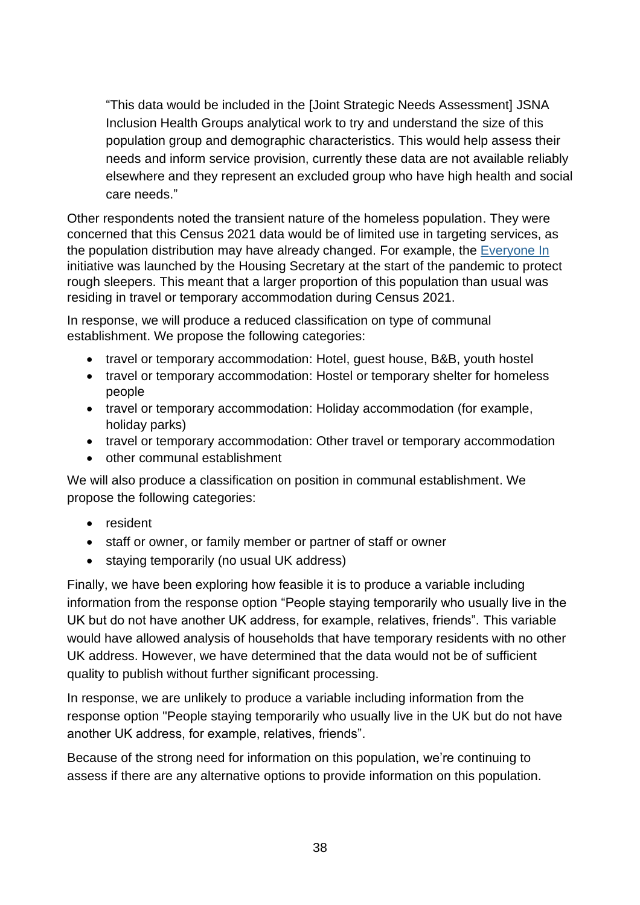> "This data would be included in the [Joint Strategic Needs Assessment] JSNA Inclusion Health Groups analytical work to try and understand the size of this population group and demographic characteristics. This would help assess their needs and inform service provision, currently these data are not available reliably elsewhere and they represent an excluded group who have high health and social care needs."

Other respondents noted the transient nature of the homeless population. They were concerned that this Census 2021 data would be of limited use in targeting services, as the population distribution may have already changed. For example, the Everyone In initiative was launched by the Housing Secretary at the start of the pandemic to protect rough sleepers. This meant that a larger proportion of this population than usual was residing in travel or temporary accommodation during Census 2021.

In response, we will produce a reduced classification on type of communal establishment. We propose the following categories:

- travel or temporary accommodation: Hotel, guest house, B&B, youth hostel
- travel or temporary accommodation: Hostel or temporary shelter for homeless people
- travel or temporary accommodation: Holiday accommodation (for example, holiday parks)
- travel or temporary accommodation: Other travel or temporary accommodation
- other communal establishment

We will also produce a classification on position in communal establishment. We propose the following categories:

- resident
- staff or owner, or family member or partner of staff or owner
- staying temporarily (no usual UK address)

Finally, we have been exploring how feasible it is to produce a variable including information from the response option "People staying temporarily who usually live in the UK but do not have another UK address, for example, relatives, friends". This variable would have allowed analysis of households that have temporary residents with no other UK address. However, we have determined that the data would not be of sufficient quality to publish without further significant processing.

In response, we are unlikely to produce a variable including information from the response option "People staying temporarily who usually live in the UK but do not have another UK address, for example, relatives, friends".

Because of the strong need for information on this population, we're continuing to assess if there are any alternative options to provide information on this population.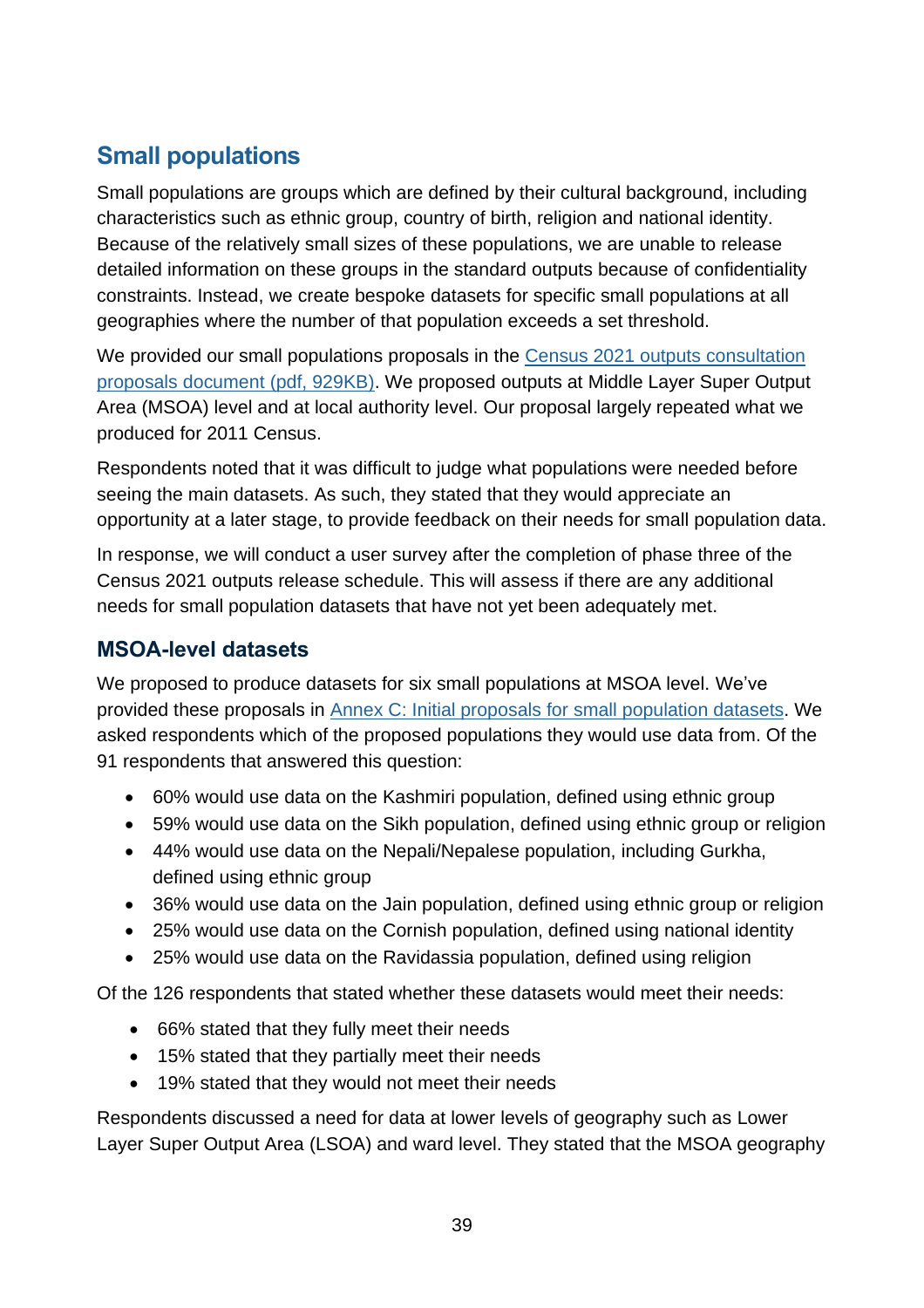## Small populations

Small populations are groups which are defined by their cultural background, including characteristics such as ethnic group, country of birth, religion and national identity. Because of the relatively small sizes of these populations, we are unable to release detailed information on these groups in the standard outputs because of confidentiality constraints. Instead, we create bespoke datasets for specific small populations at all geographies where the number of that population exceeds a set threshold.

We provided our small populations proposals in the [Census 2021 outputs consultation proposals document (pdf, 929KB)](). We proposed outputs at Middle Layer Super Output Area (MSOA) level and at local authority level. Our proposal largely repeated what we produced for 2011 Census.

Respondents noted that it was difficult to judge what populations were needed before seeing the main datasets. As such, they stated that they would appreciate an opportunity at a later stage, to provide feedback on their needs for small population data.

In response, we will conduct a user survey after the completion of phase three of the Census 2021 outputs release schedule. This will assess if there are any additional needs for small population datasets that have not yet been adequately met.

### MSOA-level datasets

We proposed to produce datasets for six small populations at MSOA level. We've provided these proposals in [Annex C: Initial proposals for small population datasets](). We asked respondents which of the proposed populations they would use data from. Of the 91 respondents that answered this question:

- 60% would use data on the Kashmiri population, defined using ethnic group
- 59% would use data on the Sikh population, defined using ethnic group or religion
- 44% would use data on the Nepali/Nepalese population, including Gurkha, defined using ethnic group
- 36% would use data on the Jain population, defined using ethnic group or religion
- 25% would use data on the Cornish population, defined using national identity
- 25% would use data on the Ravidassia population, defined using religion

Of the 126 respondents that stated whether these datasets would meet their needs:

- 66% stated that they fully meet their needs
- 15% stated that they partially meet their needs
- 19% stated that they would not meet their needs

Respondents discussed a need for data at lower levels of geography such as Lower Layer Super Output Area (LSOA) and ward level. They stated that the MSOA geography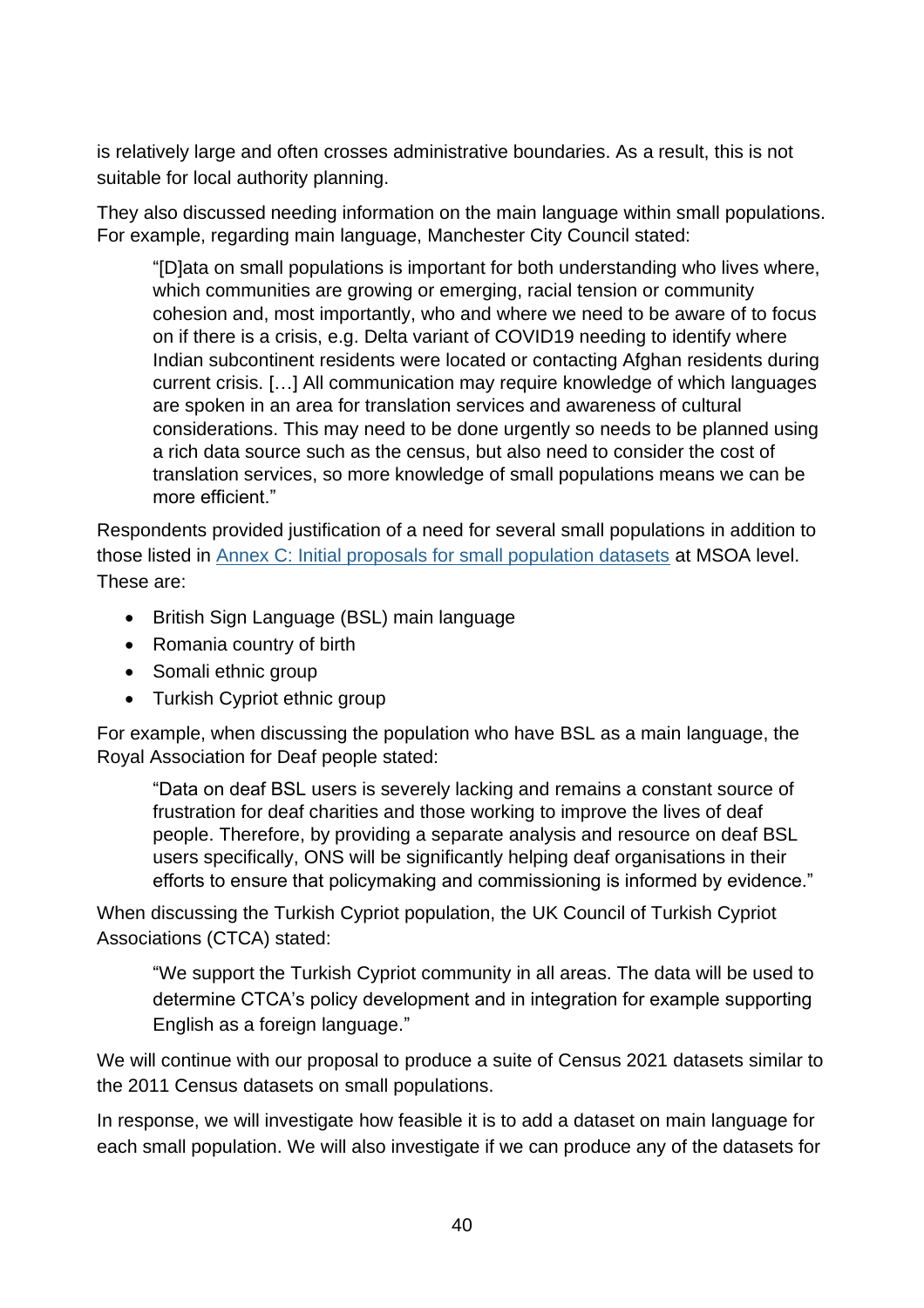is relatively large and often crosses administrative boundaries. As a result, this is not suitable for local authority planning.

They also discussed needing information on the main language within small populations. For example, regarding main language, Manchester City Council stated:

> "[D]ata on small populations is important for both understanding who lives where, which communities are growing or emerging, racial tension or community cohesion and, most importantly, who and where we need to be aware of to focus on if there is a crisis, e.g. Delta variant of COVID19 needing to identify where Indian subcontinent residents were located or contacting Afghan residents during current crisis. […] All communication may require knowledge of which languages are spoken in an area for translation services and awareness of cultural considerations. This may need to be done urgently so needs to be planned using a rich data source such as the census, but also need to consider the cost of translation services, so more knowledge of small populations means we can be more efficient."

Respondents provided justification of a need for several small populations in addition to those listed in [Annex C: Initial proposals for small population datasets]() at MSOA level. These are:

- British Sign Language (BSL) main language
- Romania country of birth
- Somali ethnic group
- Turkish Cypriot ethnic group

For example, when discussing the population who have BSL as a main language, the Royal Association for Deaf people stated:

> "Data on deaf BSL users is severely lacking and remains a constant source of frustration for deaf charities and those working to improve the lives of deaf people. Therefore, by providing a separate analysis and resource on deaf BSL users specifically, ONS will be significantly helping deaf organisations in their efforts to ensure that policymaking and commissioning is informed by evidence."

When discussing the Turkish Cypriot population, the UK Council of Turkish Cypriot Associations (CTCA) stated:

> "We support the Turkish Cypriot community in all areas. The data will be used to determine CTCA's policy development and in integration for example supporting English as a foreign language."

We will continue with our proposal to produce a suite of Census 2021 datasets similar to the 2011 Census datasets on small populations.

In response, we will investigate how feasible it is to add a dataset on main language for each small population. We will also investigate if we can produce any of the datasets for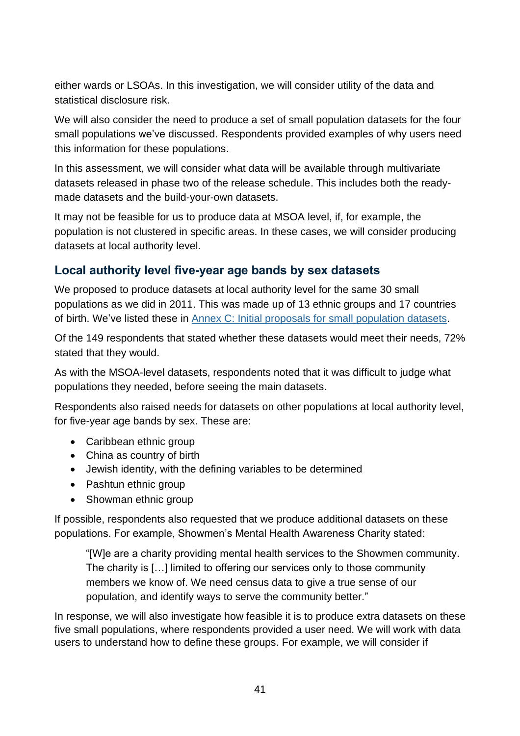either wards or LSOAs. In this investigation, we will consider utility of the data and statistical disclosure risk.

We will also consider the need to produce a set of small population datasets for the four small populations we've discussed. Respondents provided examples of why users need this information for these populations.

In this assessment, we will consider what data will be available through multivariate datasets released in phase two of the release schedule. This includes both the ready-made datasets and the build-your-own datasets.

It may not be feasible for us to produce data at MSOA level, if, for example, the population is not clustered in specific areas. In these cases, we will consider producing datasets at local authority level.

## Local authority level five-year age bands by sex datasets

We proposed to produce datasets at local authority level for the same 30 small populations as we did in 2011. This was made up of 13 ethnic groups and 17 countries of birth. We've listed these in [Annex C: Initial proposals for small population datasets](#).

Of the 149 respondents that stated whether these datasets would meet their needs, 72% stated that they would.

As with the MSOA-level datasets, respondents noted that it was difficult to judge what populations they needed, before seeing the main datasets.

Respondents also raised needs for datasets on other populations at local authority level, for five-year age bands by sex. These are:

- Caribbean ethnic group
- China as country of birth
- Jewish identity, with the defining variables to be determined
- Pashtun ethnic group
- Showman ethnic group

If possible, respondents also requested that we produce additional datasets on these populations. For example, Showmen's Mental Health Awareness Charity stated:

> "[W]e are a charity providing mental health services to the Showmen community. The charity is […] limited to offering our services only to those community members we know of. We need census data to give a true sense of our population, and identify ways to serve the community better."

In response, we will also investigate how feasible it is to produce extra datasets on these five small populations, where respondents provided a user need. We will work with data users to understand how to define these groups. For example, we will consider if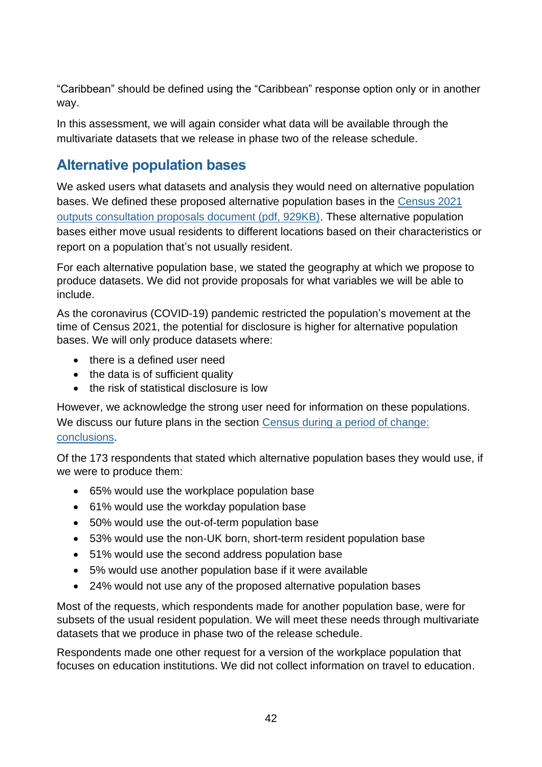"Caribbean" should be defined using the "Caribbean" response option only or in another way.

In this assessment, we will again consider what data will be available through the multivariate datasets that we release in phase two of the release schedule.

## Alternative population bases

We asked users what datasets and analysis they would need on alternative population bases. We defined these proposed alternative population bases in the [Census 2021 outputs consultation proposals document (pdf, 929KB)](). These alternative population bases either move usual residents to different locations based on their characteristics or report on a population that's not usually resident.

For each alternative population base, we stated the geography at which we propose to produce datasets. We did not provide proposals for what variables we will be able to include.

As the coronavirus (COVID-19) pandemic restricted the population's movement at the time of Census 2021, the potential for disclosure is higher for alternative population bases. We will only produce datasets where:

- there is a defined user need
- the data is of sufficient quality
- the risk of statistical disclosure is low

However, we acknowledge the strong user need for information on these populations. We discuss our future plans in the section [Census during a period of change: conclusions]().

Of the 173 respondents that stated which alternative population bases they would use, if we were to produce them:

- 65% would use the workplace population base
- 61% would use the workday population base
- 50% would use the out-of-term population base
- 53% would use the non-UK born, short-term resident population base
- 51% would use the second address population base
- 5% would use another population base if it were available
- 24% would not use any of the proposed alternative population bases

Most of the requests, which respondents made for another population base, were for subsets of the usual resident population. We will meet these needs through multivariate datasets that we produce in phase two of the release schedule.

Respondents made one other request for a version of the workplace population that focuses on education institutions. We did not collect information on travel to education.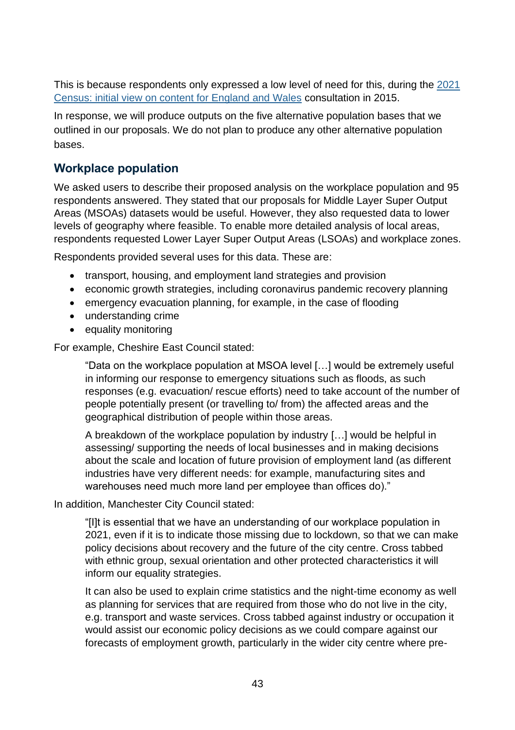This is because respondents only expressed a low level of need for this, during the [2021 Census: initial view on content for England and Wales](#) consultation in 2015.

In response, we will produce outputs on the five alternative population bases that we outlined in our proposals. We do not plan to produce any other alternative population bases.

## Workplace population

We asked users to describe their proposed analysis on the workplace population and 95 respondents answered. They stated that our proposals for Middle Layer Super Output Areas (MSOAs) datasets would be useful. However, they also requested data to lower levels of geography where feasible. To enable more detailed analysis of local areas, respondents requested Lower Layer Super Output Areas (LSOAs) and workplace zones.

Respondents provided several uses for this data. These are:

- transport, housing, and employment land strategies and provision
- economic growth strategies, including coronavirus pandemic recovery planning
- emergency evacuation planning, for example, in the case of flooding
- understanding crime
- equality monitoring

For example, Cheshire East Council stated:

> "Data on the workplace population at MSOA level […] would be extremely useful in informing our response to emergency situations such as floods, as such responses (e.g. evacuation/ rescue efforts) need to take account of the number of people potentially present (or travelling to/ from) the affected areas and the geographical distribution of people within those areas.
>
> A breakdown of the workplace population by industry […] would be helpful in assessing/ supporting the needs of local businesses and in making decisions about the scale and location of future provision of employment land (as different industries have very different needs: for example, manufacturing sites and warehouses need much more land per employee than offices do)."

In addition, Manchester City Council stated:

> "[I]t is essential that we have an understanding of our workplace population in 2021, even if it is to indicate those missing due to lockdown, so that we can make policy decisions about recovery and the future of the city centre. Cross tabbed with ethnic group, sexual orientation and other protected characteristics it will inform our equality strategies.
>
> It can also be used to explain crime statistics and the night-time economy as well as planning for services that are required from those who do not live in the city, e.g. transport and waste services. Cross tabbed against industry or occupation it would assist our economic policy decisions as we could compare against our forecasts of employment growth, particularly in the wider city centre where pre-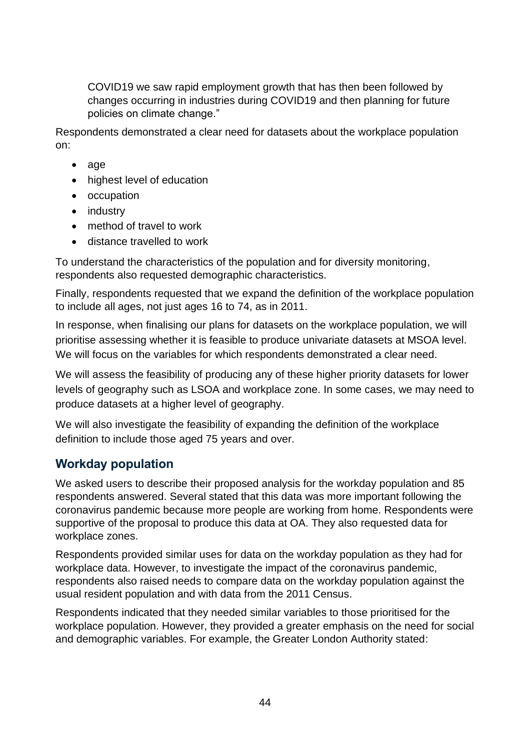COVID19 we saw rapid employment growth that has then been followed by changes occurring in industries during COVID19 and then planning for future policies on climate change."

Respondents demonstrated a clear need for datasets about the workplace population on:

- age
- highest level of education
- occupation
- industry
- method of travel to work
- distance travelled to work

To understand the characteristics of the population and for diversity monitoring, respondents also requested demographic characteristics.

Finally, respondents requested that we expand the definition of the workplace population to include all ages, not just ages 16 to 74, as in 2011.

In response, when finalising our plans for datasets on the workplace population, we will prioritise assessing whether it is feasible to produce univariate datasets at MSOA level. We will focus on the variables for which respondents demonstrated a clear need.

We will assess the feasibility of producing any of these higher priority datasets for lower levels of geography such as LSOA and workplace zone. In some cases, we may need to produce datasets at a higher level of geography.

We will also investigate the feasibility of expanding the definition of the workplace definition to include those aged 75 years and over.

## Workday population

We asked users to describe their proposed analysis for the workday population and 85 respondents answered. Several stated that this data was more important following the coronavirus pandemic because more people are working from home. Respondents were supportive of the proposal to produce this data at OA. They also requested data for workplace zones.

Respondents provided similar uses for data on the workday population as they had for workplace data. However, to investigate the impact of the coronavirus pandemic, respondents also raised needs to compare data on the workday population against the usual resident population and with data from the 2011 Census.

Respondents indicated that they needed similar variables to those prioritised for the workplace population. However, they provided a greater emphasis on the need for social and demographic variables. For example, the Greater London Authority stated: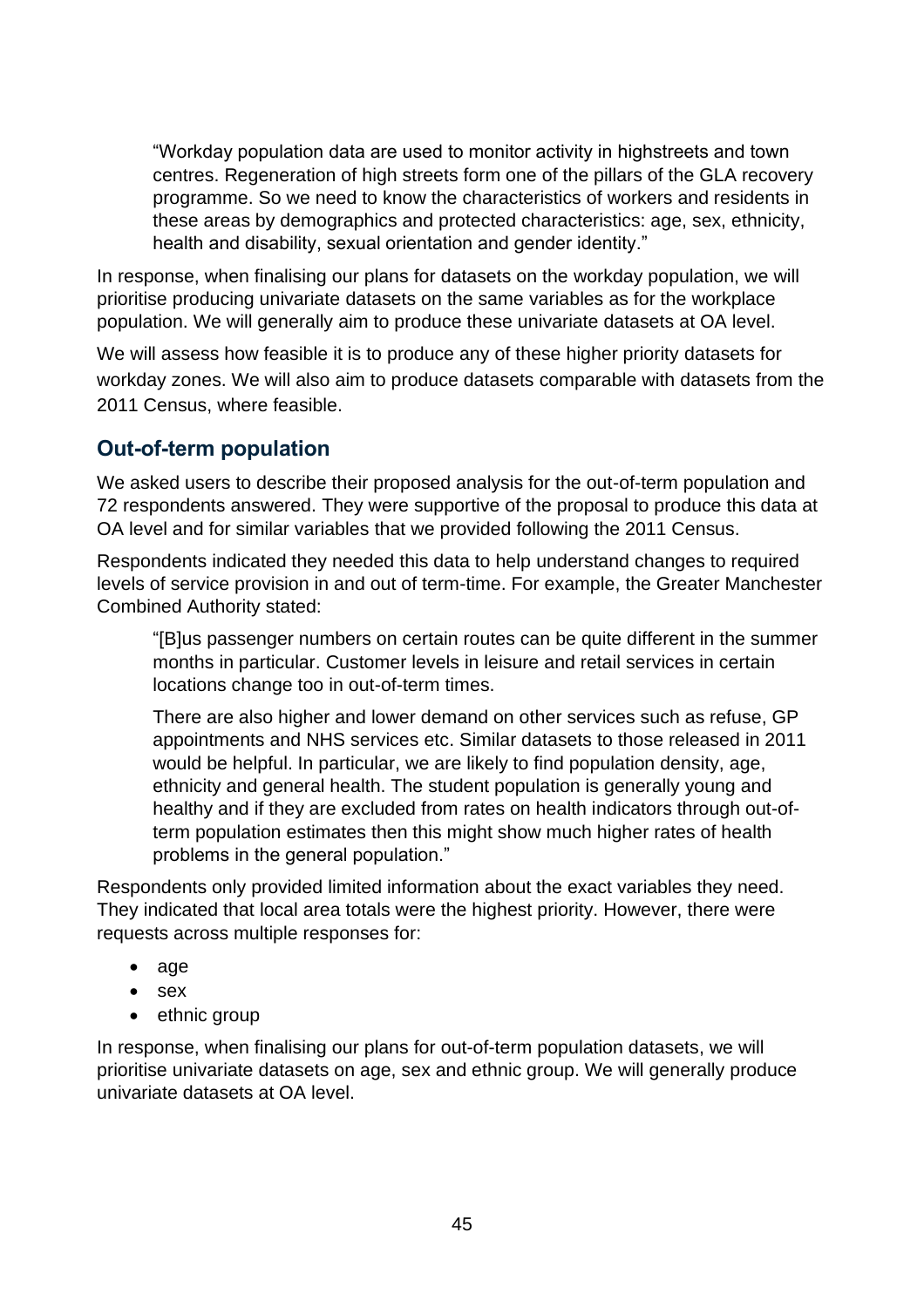> "Workday population data are used to monitor activity in highstreets and town centres. Regeneration of high streets form one of the pillars of the GLA recovery programme. So we need to know the characteristics of workers and residents in these areas by demographics and protected characteristics: age, sex, ethnicity, health and disability, sexual orientation and gender identity."

In response, when finalising our plans for datasets on the workday population, we will prioritise producing univariate datasets on the same variables as for the workplace population. We will generally aim to produce these univariate datasets at OA level.

We will assess how feasible it is to produce any of these higher priority datasets for workday zones. We will also aim to produce datasets comparable with datasets from the 2011 Census, where feasible.

## Out-of-term population

We asked users to describe their proposed analysis for the out-of-term population and 72 respondents answered. They were supportive of the proposal to produce this data at OA level and for similar variables that we provided following the 2011 Census.

Respondents indicated they needed this data to help understand changes to required levels of service provision in and out of term-time. For example, the Greater Manchester Combined Authority stated:

> "[B]us passenger numbers on certain routes can be quite different in the summer months in particular. Customer levels in leisure and retail services in certain locations change too in out-of-term times.
>
> There are also higher and lower demand on other services such as refuse, GP appointments and NHS services etc. Similar datasets to those released in 2011 would be helpful. In particular, we are likely to find population density, age, ethnicity and general health. The student population is generally young and healthy and if they are excluded from rates on health indicators through out-of-term population estimates then this might show much higher rates of health problems in the general population."

Respondents only provided limited information about the exact variables they need. They indicated that local area totals were the highest priority. However, there were requests across multiple responses for:

- age
- sex
- ethnic group

In response, when finalising our plans for out-of-term population datasets, we will prioritise univariate datasets on age, sex and ethnic group. We will generally produce univariate datasets at OA level.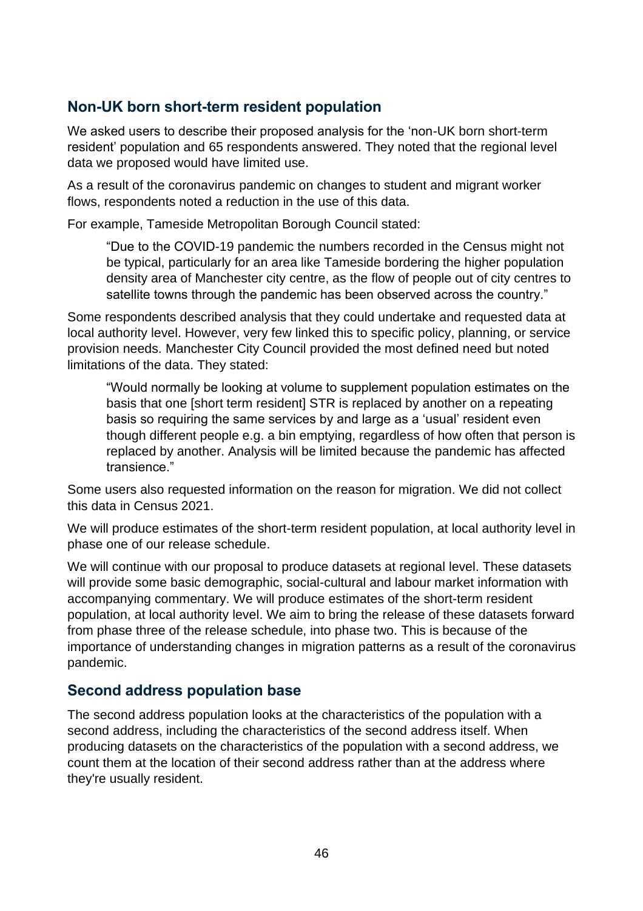## Non-UK born short-term resident population

We asked users to describe their proposed analysis for the 'non-UK born short-term resident' population and 65 respondents answered. They noted that the regional level data we proposed would have limited use.

As a result of the coronavirus pandemic on changes to student and migrant worker flows, respondents noted a reduction in the use of this data.

For example, Tameside Metropolitan Borough Council stated:

> "Due to the COVID-19 pandemic the numbers recorded in the Census might not be typical, particularly for an area like Tameside bordering the higher population density area of Manchester city centre, as the flow of people out of city centres to satellite towns through the pandemic has been observed across the country."

Some respondents described analysis that they could undertake and requested data at local authority level. However, very few linked this to specific policy, planning, or service provision needs. Manchester City Council provided the most defined need but noted limitations of the data. They stated:

> "Would normally be looking at volume to supplement population estimates on the basis that one [short term resident] STR is replaced by another on a repeating basis so requiring the same services by and large as a 'usual' resident even though different people e.g. a bin emptying, regardless of how often that person is replaced by another. Analysis will be limited because the pandemic has affected transience."

Some users also requested information on the reason for migration. We did not collect this data in Census 2021.

We will produce estimates of the short-term resident population, at local authority level in phase one of our release schedule.

We will continue with our proposal to produce datasets at regional level. These datasets will provide some basic demographic, social-cultural and labour market information with accompanying commentary. We will produce estimates of the short-term resident population, at local authority level. We aim to bring the release of these datasets forward from phase three of the release schedule, into phase two. This is because of the importance of understanding changes in migration patterns as a result of the coronavirus pandemic.

## Second address population base

The second address population looks at the characteristics of the population with a second address, including the characteristics of the second address itself. When producing datasets on the characteristics of the population with a second address, we count them at the location of their second address rather than at the address where they're usually resident.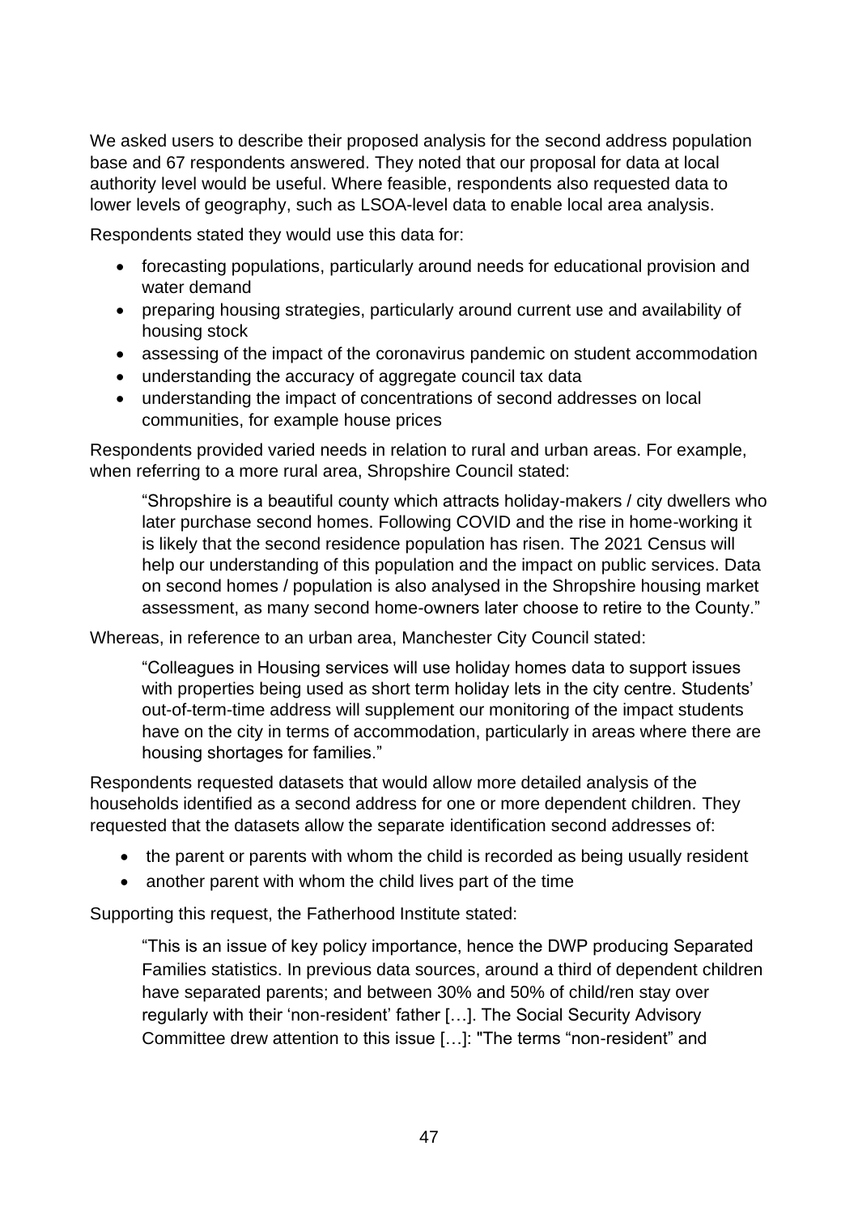We asked users to describe their proposed analysis for the second address population base and 67 respondents answered. They noted that our proposal for data at local authority level would be useful. Where feasible, respondents also requested data to lower levels of geography, such as LSOA-level data to enable local area analysis.

Respondents stated they would use this data for:

- forecasting populations, particularly around needs for educational provision and water demand
- preparing housing strategies, particularly around current use and availability of housing stock
- assessing of the impact of the coronavirus pandemic on student accommodation
- understanding the accuracy of aggregate council tax data
- understanding the impact of concentrations of second addresses on local communities, for example house prices

Respondents provided varied needs in relation to rural and urban areas. For example, when referring to a more rural area, Shropshire Council stated:

> "Shropshire is a beautiful county which attracts holiday-makers / city dwellers who later purchase second homes. Following COVID and the rise in home-working it is likely that the second residence population has risen. The 2021 Census will help our understanding of this population and the impact on public services. Data on second homes / population is also analysed in the Shropshire housing market assessment, as many second home-owners later choose to retire to the County."

Whereas, in reference to an urban area, Manchester City Council stated:

> "Colleagues in Housing services will use holiday homes data to support issues with properties being used as short term holiday lets in the city centre. Students' out-of-term-time address will supplement our monitoring of the impact students have on the city in terms of accommodation, particularly in areas where there are housing shortages for families."

Respondents requested datasets that would allow more detailed analysis of the households identified as a second address for one or more dependent children. They requested that the datasets allow the separate identification second addresses of:

- the parent or parents with whom the child is recorded as being usually resident
- another parent with whom the child lives part of the time

Supporting this request, the Fatherhood Institute stated:

> "This is an issue of key policy importance, hence the DWP producing Separated Families statistics. In previous data sources, around a third of dependent children have separated parents; and between 30% and 50% of child/ren stay over regularly with their 'non-resident' father […]. The Social Security Advisory Committee drew attention to this issue […]: "The terms "non-resident" and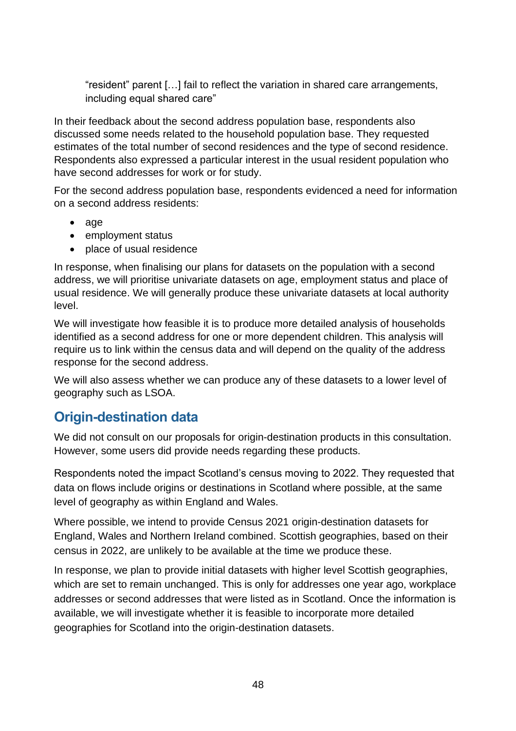"resident" parent [...] fail to reflect the variation in shared care arrangements, including equal shared care"

In their feedback about the second address population base, respondents also discussed some needs related to the household population base. They requested estimates of the total number of second residences and the type of second residence. Respondents also expressed a particular interest in the usual resident population who have second addresses for work or for study.

For the second address population base, respondents evidenced a need for information on a second address residents:

- age
- employment status
- place of usual residence

In response, when finalising our plans for datasets on the population with a second address, we will prioritise univariate datasets on age, employment status and place of usual residence. We will generally produce these univariate datasets at local authority level.

We will investigate how feasible it is to produce more detailed analysis of households identified as a second address for one or more dependent children. This analysis will require us to link within the census data and will depend on the quality of the address response for the second address.

We will also assess whether we can produce any of these datasets to a lower level of geography such as LSOA.

## Origin-destination data

We did not consult on our proposals for origin-destination products in this consultation. However, some users did provide needs regarding these products.

Respondents noted the impact Scotland's census moving to 2022. They requested that data on flows include origins or destinations in Scotland where possible, at the same level of geography as within England and Wales.

Where possible, we intend to provide Census 2021 origin-destination datasets for England, Wales and Northern Ireland combined. Scottish geographies, based on their census in 2022, are unlikely to be available at the time we produce these.

In response, we plan to provide initial datasets with higher level Scottish geographies, which are set to remain unchanged. This is only for addresses one year ago, workplace addresses or second addresses that were listed as in Scotland. Once the information is available, we will investigate whether it is feasible to incorporate more detailed geographies for Scotland into the origin-destination datasets.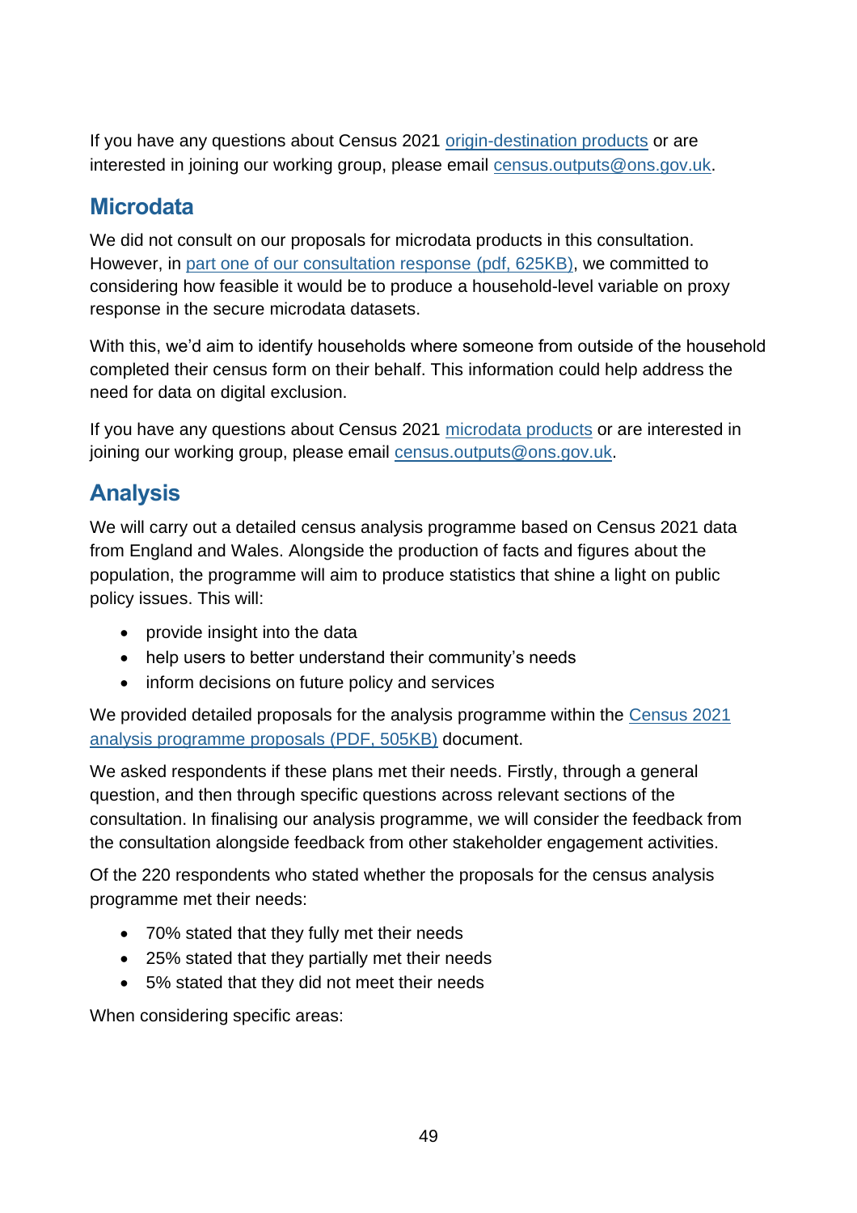If you have any questions about Census 2021 origin-destination products or are interested in joining our working group, please email census.outputs@ons.gov.uk.

## Microdata

We did not consult on our proposals for microdata products in this consultation. However, in part one of our consultation response (pdf, 625KB), we committed to considering how feasible it would be to produce a household-level variable on proxy response in the secure microdata datasets.

With this, we'd aim to identify households where someone from outside of the household completed their census form on their behalf. This information could help address the need for data on digital exclusion.

If you have any questions about Census 2021 microdata products or are interested in joining our working group, please email census.outputs@ons.gov.uk.

## Analysis

We will carry out a detailed census analysis programme based on Census 2021 data from England and Wales. Alongside the production of facts and figures about the population, the programme will aim to produce statistics that shine a light on public policy issues. This will:

- provide insight into the data
- help users to better understand their community's needs
- inform decisions on future policy and services

We provided detailed proposals for the analysis programme within the Census 2021 analysis programme proposals (PDF, 505KB) document.

We asked respondents if these plans met their needs. Firstly, through a general question, and then through specific questions across relevant sections of the consultation. In finalising our analysis programme, we will consider the feedback from the consultation alongside feedback from other stakeholder engagement activities.

Of the 220 respondents who stated whether the proposals for the census analysis programme met their needs:

- 70% stated that they fully met their needs
- 25% stated that they partially met their needs
- 5% stated that they did not meet their needs

When considering specific areas: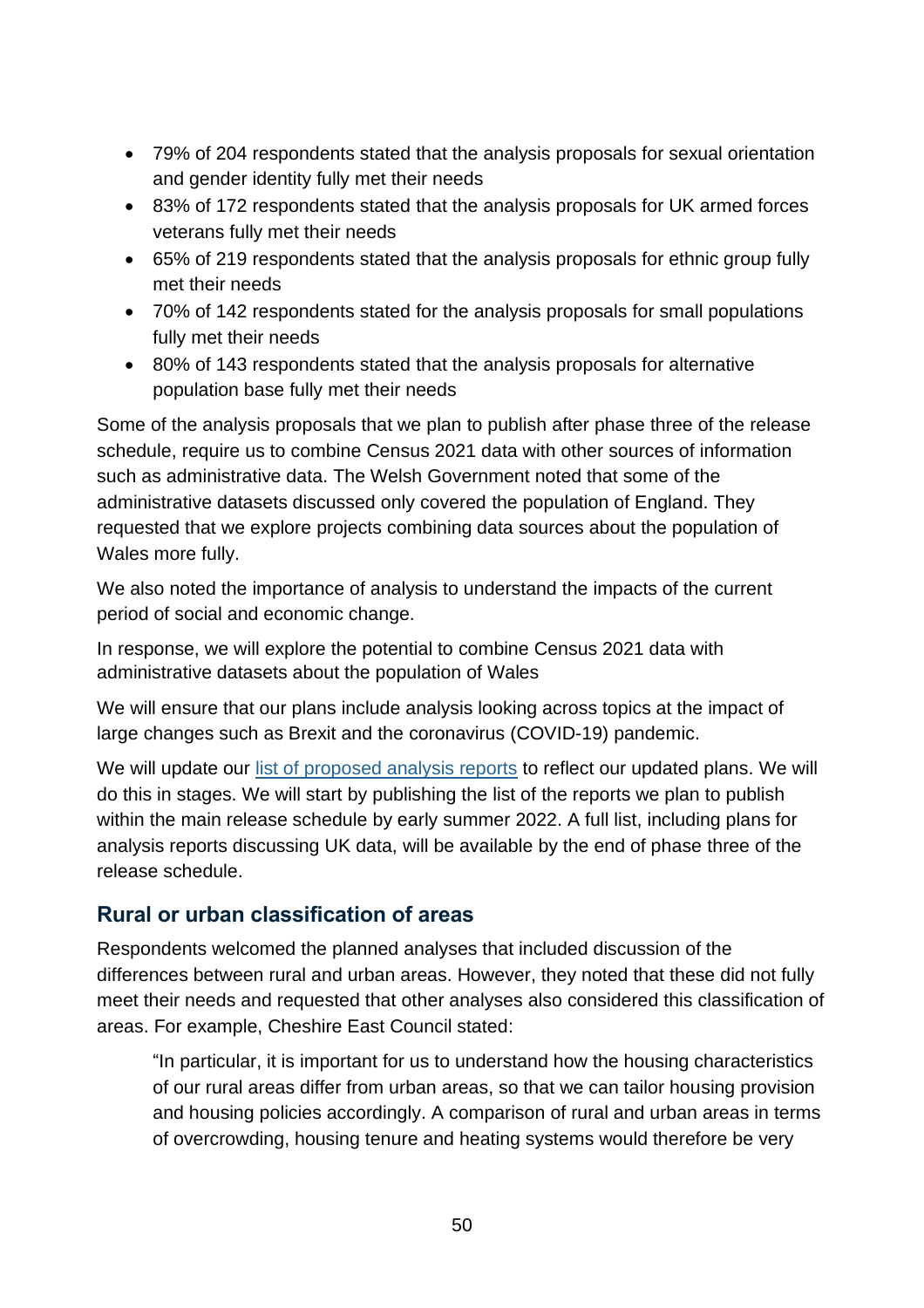- 79% of 204 respondents stated that the analysis proposals for sexual orientation and gender identity fully met their needs
- 83% of 172 respondents stated that the analysis proposals for UK armed forces veterans fully met their needs
- 65% of 219 respondents stated that the analysis proposals for ethnic group fully met their needs
- 70% of 142 respondents stated for the analysis proposals for small populations fully met their needs
- 80% of 143 respondents stated that the analysis proposals for alternative population base fully met their needs

Some of the analysis proposals that we plan to publish after phase three of the release schedule, require us to combine Census 2021 data with other sources of information such as administrative data. The Welsh Government noted that some of the administrative datasets discussed only covered the population of England. They requested that we explore projects combining data sources about the population of Wales more fully.

We also noted the importance of analysis to understand the impacts of the current period of social and economic change.

In response, we will explore the potential to combine Census 2021 data with administrative datasets about the population of Wales

We will ensure that our plans include analysis looking across topics at the impact of large changes such as Brexit and the coronavirus (COVID-19) pandemic.

We will update our list of proposed analysis reports to reflect our updated plans. We will do this in stages. We will start by publishing the list of the reports we plan to publish within the main release schedule by early summer 2022. A full list, including plans for analysis reports discussing UK data, will be available by the end of phase three of the release schedule.

## Rural or urban classification of areas

Respondents welcomed the planned analyses that included discussion of the differences between rural and urban areas. However, they noted that these did not fully meet their needs and requested that other analyses also considered this classification of areas. For example, Cheshire East Council stated:

> "In particular, it is important for us to understand how the housing characteristics of our rural areas differ from urban areas, so that we can tailor housing provision and housing policies accordingly. A comparison of rural and urban areas in terms of overcrowding, housing tenure and heating systems would therefore be very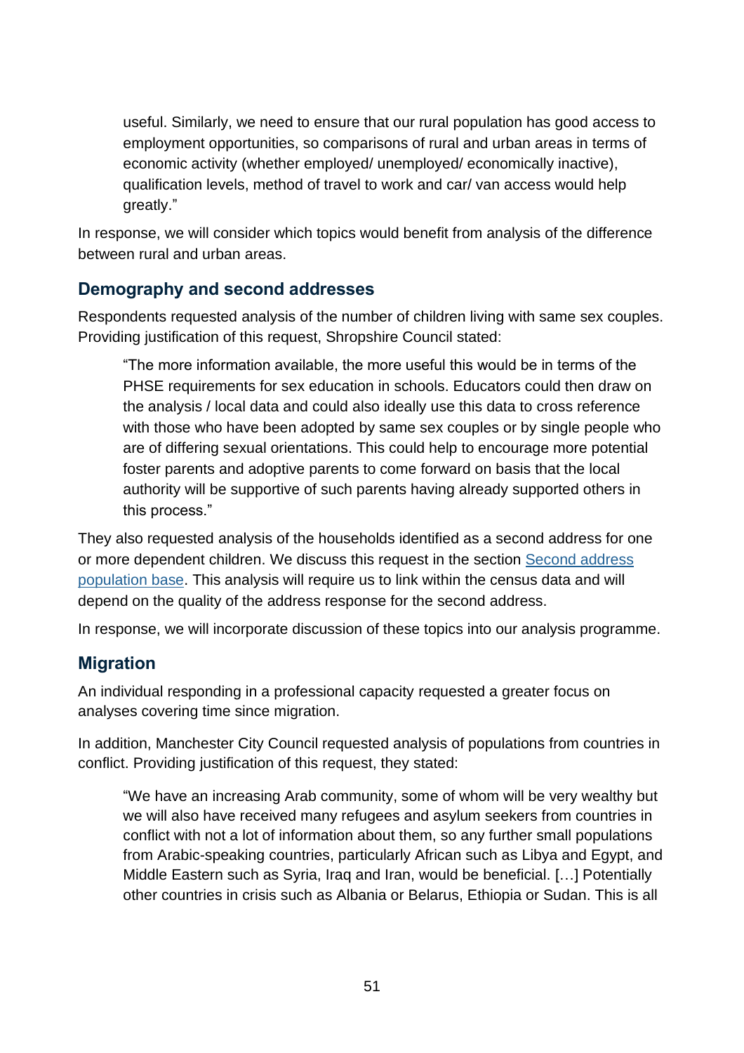useful. Similarly, we need to ensure that our rural population has good access to employment opportunities, so comparisons of rural and urban areas in terms of economic activity (whether employed/ unemployed/ economically inactive), qualification levels, method of travel to work and car/ van access would help greatly."

In response, we will consider which topics would benefit from analysis of the difference between rural and urban areas.

## Demography and second addresses

Respondents requested analysis of the number of children living with same sex couples. Providing justification of this request, Shropshire Council stated:

> "The more information available, the more useful this would be in terms of the PHSE requirements for sex education in schools. Educators could then draw on the analysis / local data and could also ideally use this data to cross reference with those who have been adopted by same sex couples or by single people who are of differing sexual orientations. This could help to encourage more potential foster parents and adoptive parents to come forward on basis that the local authority will be supportive of such parents having already supported others in this process."

They also requested analysis of the households identified as a second address for one or more dependent children. We discuss this request in the section [Second address population base](). This analysis will require us to link within the census data and will depend on the quality of the address response for the second address.

In response, we will incorporate discussion of these topics into our analysis programme.

## Migration

An individual responding in a professional capacity requested a greater focus on analyses covering time since migration.

In addition, Manchester City Council requested analysis of populations from countries in conflict. Providing justification of this request, they stated:

> "We have an increasing Arab community, some of whom will be very wealthy but we will also have received many refugees and asylum seekers from countries in conflict with not a lot of information about them, so any further small populations from Arabic-speaking countries, particularly African such as Libya and Egypt, and Middle Eastern such as Syria, Iraq and Iran, would be beneficial. […] Potentially other countries in crisis such as Albania or Belarus, Ethiopia or Sudan. This is all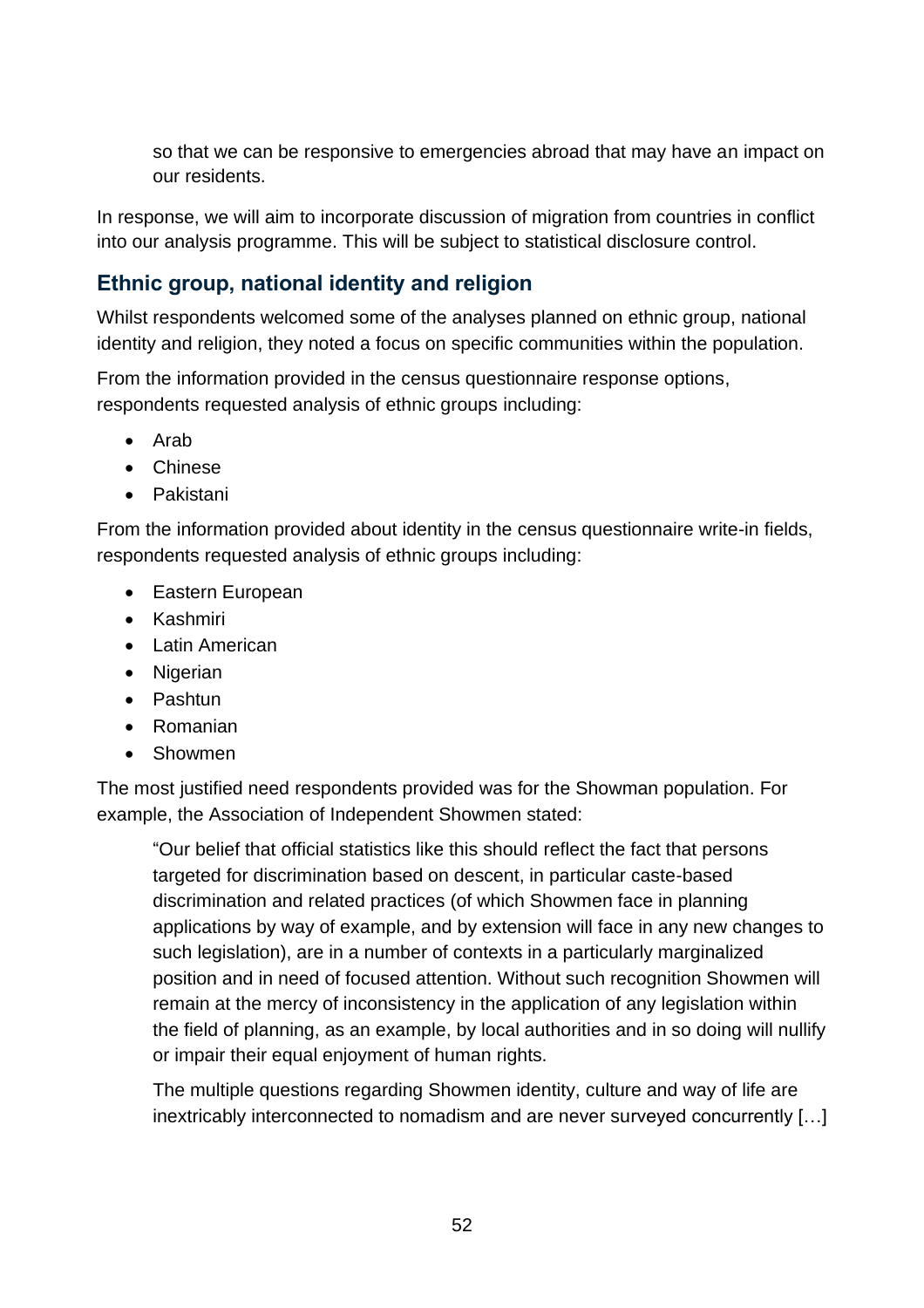> so that we can be responsive to emergencies abroad that may have an impact on our residents.

In response, we will aim to incorporate discussion of migration from countries in conflict into our analysis programme. This will be subject to statistical disclosure control.

## Ethnic group, national identity and religion

Whilst respondents welcomed some of the analyses planned on ethnic group, national identity and religion, they noted a focus on specific communities within the population.

From the information provided in the census questionnaire response options, respondents requested analysis of ethnic groups including:

- Arab
- Chinese
- Pakistani

From the information provided about identity in the census questionnaire write-in fields, respondents requested analysis of ethnic groups including:

- Eastern European
- Kashmiri
- Latin American
- Nigerian
- Pashtun
- Romanian
- Showmen

The most justified need respondents provided was for the Showman population. For example, the Association of Independent Showmen stated:

> "Our belief that official statistics like this should reflect the fact that persons targeted for discrimination based on descent, in particular caste-based discrimination and related practices (of which Showmen face in planning applications by way of example, and by extension will face in any new changes to such legislation), are in a number of contexts in a particularly marginalized position and in need of focused attention. Without such recognition Showmen will remain at the mercy of inconsistency in the application of any legislation within the field of planning, as an example, by local authorities and in so doing will nullify or impair their equal enjoyment of human rights.
>
> The multiple questions regarding Showmen identity, culture and way of life are inextricably interconnected to nomadism and are never surveyed concurrently […]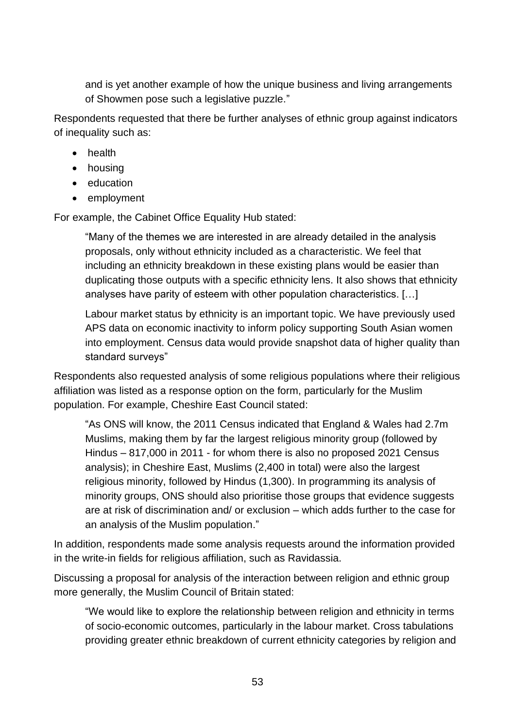> and is yet another example of how the unique business and living arrangements of Showmen pose such a legislative puzzle."

Respondents requested that there be further analyses of ethnic group against indicators of inequality such as:

- health
- housing
- education
- employment

For example, the Cabinet Office Equality Hub stated:

> "Many of the themes we are interested in are already detailed in the analysis proposals, only without ethnicity included as a characteristic. We feel that including an ethnicity breakdown in these existing plans would be easier than duplicating those outputs with a specific ethnicity lens. It also shows that ethnicity analyses have parity of esteem with other population characteristics. […]
>
> Labour market status by ethnicity is an important topic. We have previously used APS data on economic inactivity to inform policy supporting South Asian women into employment. Census data would provide snapshot data of higher quality than standard surveys"

Respondents also requested analysis of some religious populations where their religious affiliation was listed as a response option on the form, particularly for the Muslim population. For example, Cheshire East Council stated:

> "As ONS will know, the 2011 Census indicated that England & Wales had 2.7m Muslims, making them by far the largest religious minority group (followed by Hindus – 817,000 in 2011 - for whom there is also no proposed 2021 Census analysis); in Cheshire East, Muslims (2,400 in total) were also the largest religious minority, followed by Hindus (1,300). In programming its analysis of minority groups, ONS should also prioritise those groups that evidence suggests are at risk of discrimination and/ or exclusion – which adds further to the case for an analysis of the Muslim population."

In addition, respondents made some analysis requests around the information provided in the write-in fields for religious affiliation, such as Ravidassia.

Discussing a proposal for analysis of the interaction between religion and ethnic group more generally, the Muslim Council of Britain stated:

> "We would like to explore the relationship between religion and ethnicity in terms of socio-economic outcomes, particularly in the labour market. Cross tabulations providing greater ethnic breakdown of current ethnicity categories by religion and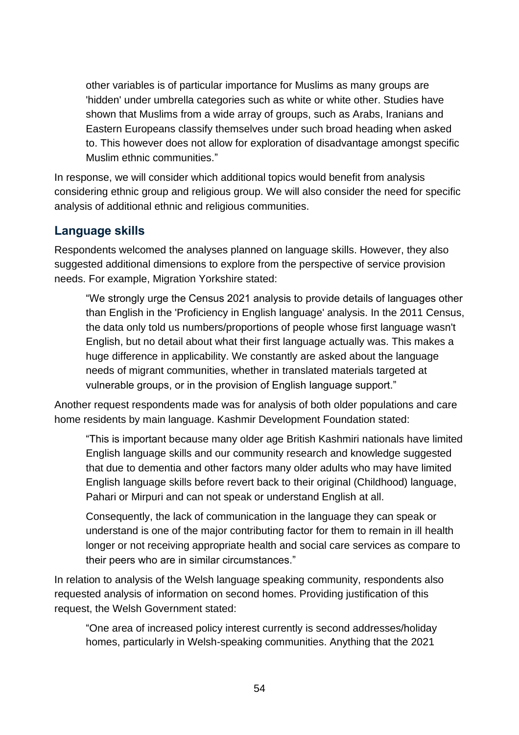other variables is of particular importance for Muslims as many groups are 'hidden' under umbrella categories such as white or white other. Studies have shown that Muslims from a wide array of groups, such as Arabs, Iranians and Eastern Europeans classify themselves under such broad heading when asked to. This however does not allow for exploration of disadvantage amongst specific Muslim ethnic communities."

In response, we will consider which additional topics would benefit from analysis considering ethnic group and religious group. We will also consider the need for specific analysis of additional ethnic and religious communities.

## Language skills

Respondents welcomed the analyses planned on language skills. However, they also suggested additional dimensions to explore from the perspective of service provision needs. For example, Migration Yorkshire stated:

> "We strongly urge the Census 2021 analysis to provide details of languages other than English in the 'Proficiency in English language' analysis. In the 2011 Census, the data only told us numbers/proportions of people whose first language wasn't English, but no detail about what their first language actually was. This makes a huge difference in applicability. We constantly are asked about the language needs of migrant communities, whether in translated materials targeted at vulnerable groups, or in the provision of English language support."

Another request respondents made was for analysis of both older populations and care home residents by main language. Kashmir Development Foundation stated:

> "This is important because many older age British Kashmiri nationals have limited English language skills and our community research and knowledge suggested that due to dementia and other factors many older adults who may have limited English language skills before revert back to their original (Childhood) language, Pahari or Mirpuri and can not speak or understand English at all.
>
> Consequently, the lack of communication in the language they can speak or understand is one of the major contributing factor for them to remain in ill health longer or not receiving appropriate health and social care services as compare to their peers who are in similar circumstances."

In relation to analysis of the Welsh language speaking community, respondents also requested analysis of information on second homes. Providing justification of this request, the Welsh Government stated:

> "One area of increased policy interest currently is second addresses/holiday homes, particularly in Welsh-speaking communities. Anything that the 2021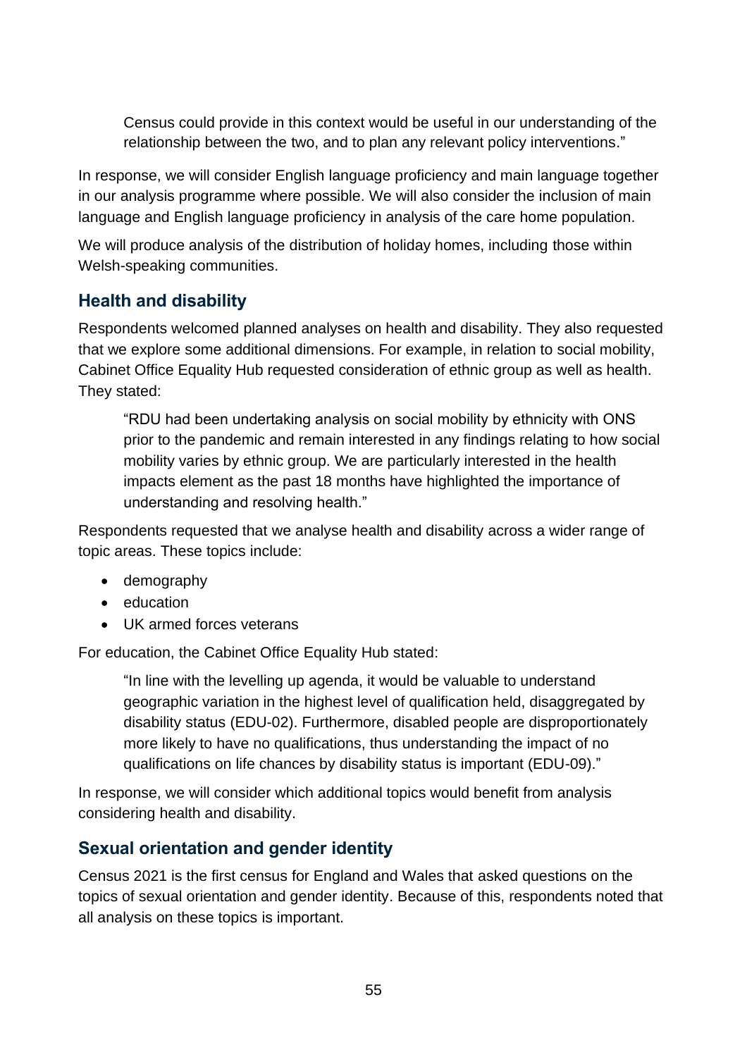> Census could provide in this context would be useful in our understanding of the relationship between the two, and to plan any relevant policy interventions."

In response, we will consider English language proficiency and main language together in our analysis programme where possible. We will also consider the inclusion of main language and English language proficiency in analysis of the care home population.

We will produce analysis of the distribution of holiday homes, including those within Welsh-speaking communities.

## Health and disability

Respondents welcomed planned analyses on health and disability. They also requested that we explore some additional dimensions. For example, in relation to social mobility, Cabinet Office Equality Hub requested consideration of ethnic group as well as health. They stated:

> "RDU had been undertaking analysis on social mobility by ethnicity with ONS prior to the pandemic and remain interested in any findings relating to how social mobility varies by ethnic group. We are particularly interested in the health impacts element as the past 18 months have highlighted the importance of understanding and resolving health."

Respondents requested that we analyse health and disability across a wider range of topic areas. These topics include:

- demography
- education
- UK armed forces veterans

For education, the Cabinet Office Equality Hub stated:

> "In line with the levelling up agenda, it would be valuable to understand geographic variation in the highest level of qualification held, disaggregated by disability status (EDU-02). Furthermore, disabled people are disproportionately more likely to have no qualifications, thus understanding the impact of no qualifications on life chances by disability status is important (EDU-09)."

In response, we will consider which additional topics would benefit from analysis considering health and disability.

## Sexual orientation and gender identity

Census 2021 is the first census for England and Wales that asked questions on the topics of sexual orientation and gender identity. Because of this, respondents noted that all analysis on these topics is important.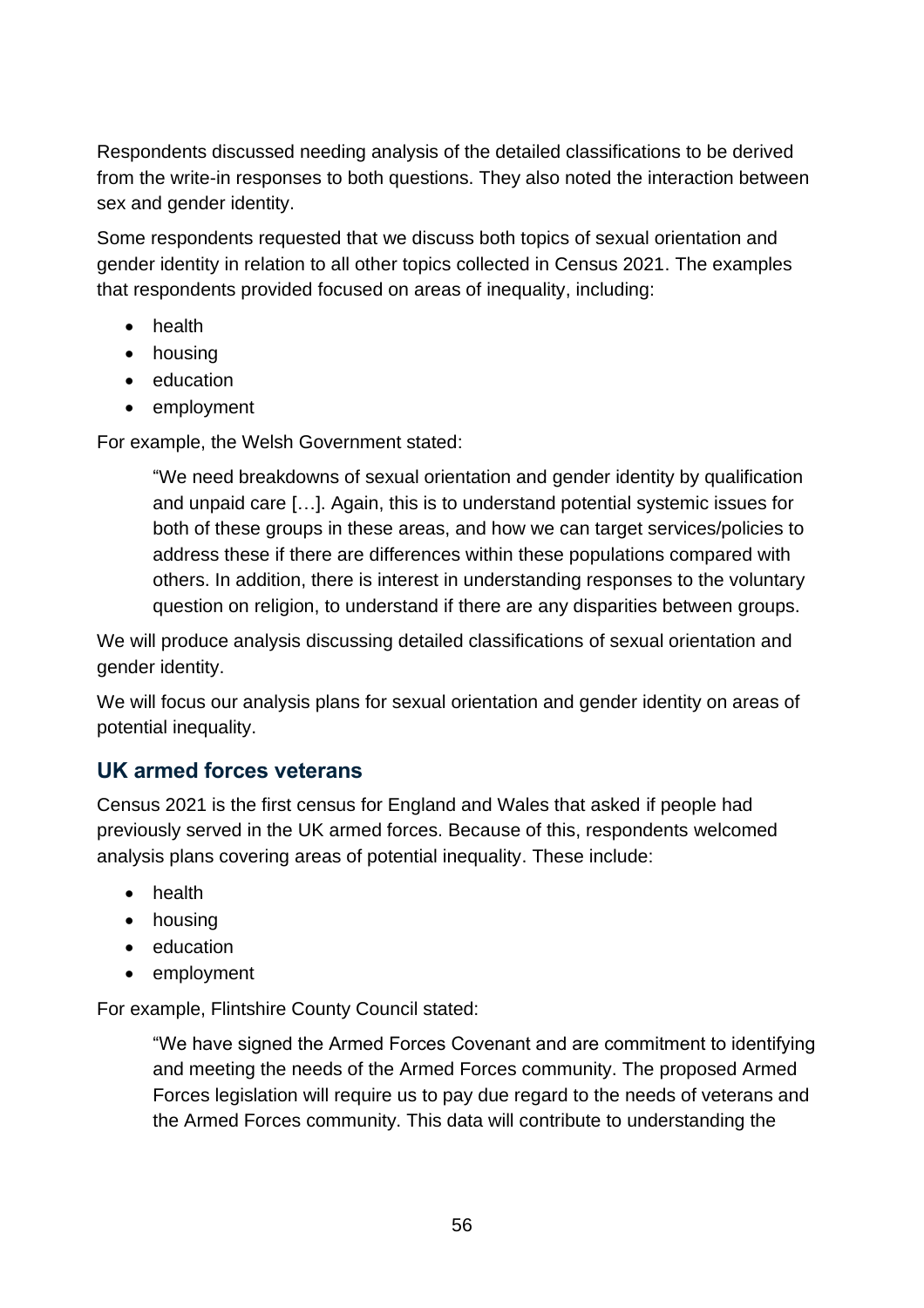Respondents discussed needing analysis of the detailed classifications to be derived from the write-in responses to both questions. They also noted the interaction between sex and gender identity.

Some respondents requested that we discuss both topics of sexual orientation and gender identity in relation to all other topics collected in Census 2021. The examples that respondents provided focused on areas of inequality, including:

- health
- housing
- education
- employment

For example, the Welsh Government stated:

> "We need breakdowns of sexual orientation and gender identity by qualification and unpaid care […]. Again, this is to understand potential systemic issues for both of these groups in these areas, and how we can target services/policies to address these if there are differences within these populations compared with others. In addition, there is interest in understanding responses to the voluntary question on religion, to understand if there are any disparities between groups.

We will produce analysis discussing detailed classifications of sexual orientation and gender identity.

We will focus our analysis plans for sexual orientation and gender identity on areas of potential inequality.

## UK armed forces veterans

Census 2021 is the first census for England and Wales that asked if people had previously served in the UK armed forces. Because of this, respondents welcomed analysis plans covering areas of potential inequality. These include:

- health
- housing
- education
- employment

For example, Flintshire County Council stated:

> "We have signed the Armed Forces Covenant and are commitment to identifying and meeting the needs of the Armed Forces community. The proposed Armed Forces legislation will require us to pay due regard to the needs of veterans and the Armed Forces community. This data will contribute to understanding the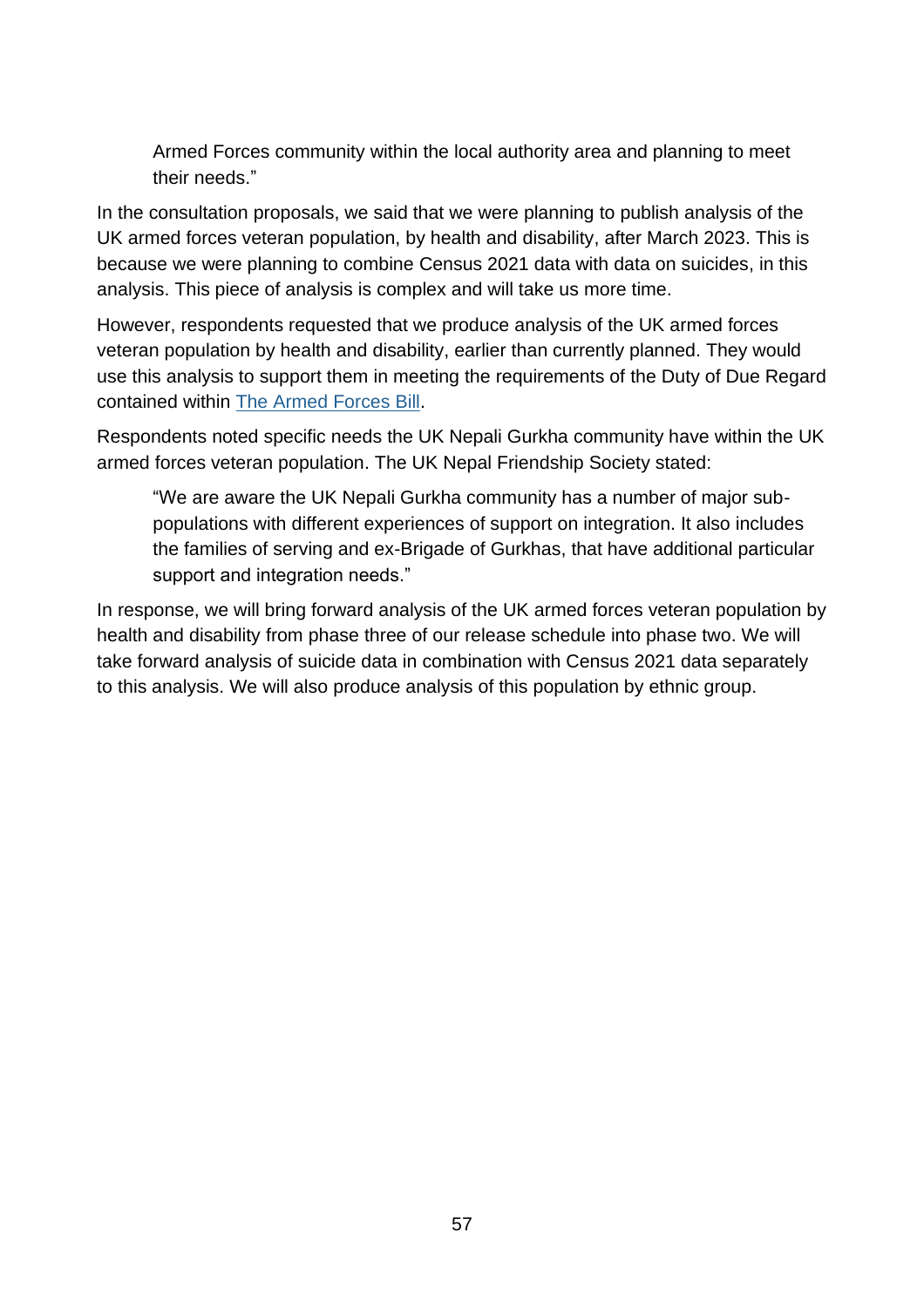> Armed Forces community within the local authority area and planning to meet their needs."

In the consultation proposals, we said that we were planning to publish analysis of the UK armed forces veteran population, by health and disability, after March 2023. This is because we were planning to combine Census 2021 data with data on suicides, in this analysis. This piece of analysis is complex and will take us more time.

However, respondents requested that we produce analysis of the UK armed forces veteran population by health and disability, earlier than currently planned. They would use this analysis to support them in meeting the requirements of the Duty of Due Regard contained within The Armed Forces Bill.

Respondents noted specific needs the UK Nepali Gurkha community have within the UK armed forces veteran population. The UK Nepal Friendship Society stated:

> "We are aware the UK Nepali Gurkha community has a number of major sub-populations with different experiences of support on integration. It also includes the families of serving and ex-Brigade of Gurkhas, that have additional particular support and integration needs."

In response, we will bring forward analysis of the UK armed forces veteran population by health and disability from phase three of our release schedule into phase two. We will take forward analysis of suicide data in combination with Census 2021 data separately to this analysis. We will also produce analysis of this population by ethnic group.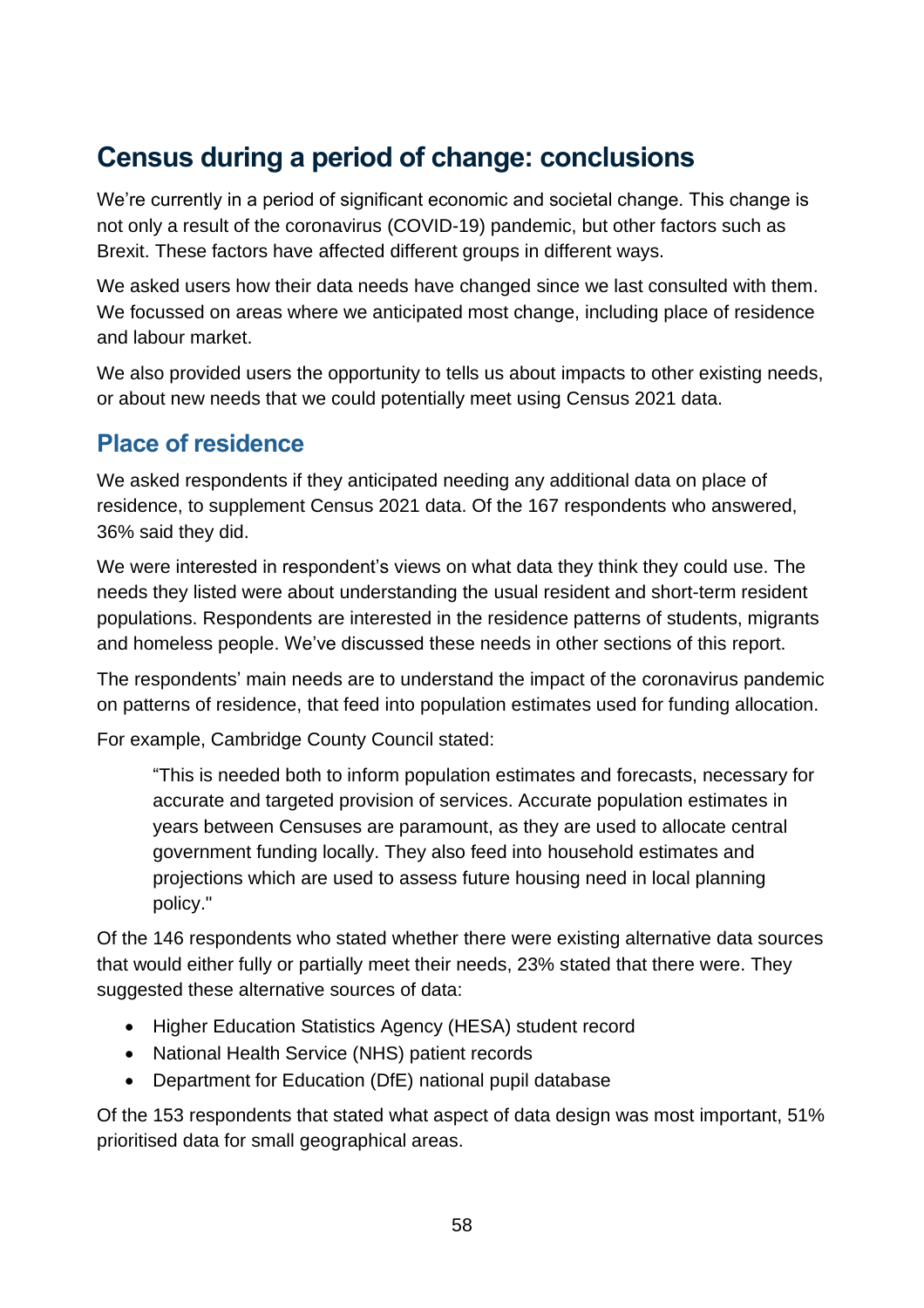## Census during a period of change: conclusions

We're currently in a period of significant economic and societal change. This change is not only a result of the coronavirus (COVID-19) pandemic, but other factors such as Brexit. These factors have affected different groups in different ways.

We asked users how their data needs have changed since we last consulted with them. We focussed on areas where we anticipated most change, including place of residence and labour market.

We also provided users the opportunity to tells us about impacts to other existing needs, or about new needs that we could potentially meet using Census 2021 data.

### Place of residence

We asked respondents if they anticipated needing any additional data on place of residence, to supplement Census 2021 data. Of the 167 respondents who answered, 36% said they did.

We were interested in respondent's views on what data they think they could use. The needs they listed were about understanding the usual resident and short-term resident populations. Respondents are interested in the residence patterns of students, migrants and homeless people. We've discussed these needs in other sections of this report.

The respondents' main needs are to understand the impact of the coronavirus pandemic on patterns of residence, that feed into population estimates used for funding allocation.

For example, Cambridge County Council stated:

> "This is needed both to inform population estimates and forecasts, necessary for accurate and targeted provision of services. Accurate population estimates in years between Censuses are paramount, as they are used to allocate central government funding locally. They also feed into household estimates and projections which are used to assess future housing need in local planning policy."

Of the 146 respondents who stated whether there were existing alternative data sources that would either fully or partially meet their needs, 23% stated that there were. They suggested these alternative sources of data:

- Higher Education Statistics Agency (HESA) student record
- National Health Service (NHS) patient records
- Department for Education (DfE) national pupil database

Of the 153 respondents that stated what aspect of data design was most important, 51% prioritised data for small geographical areas.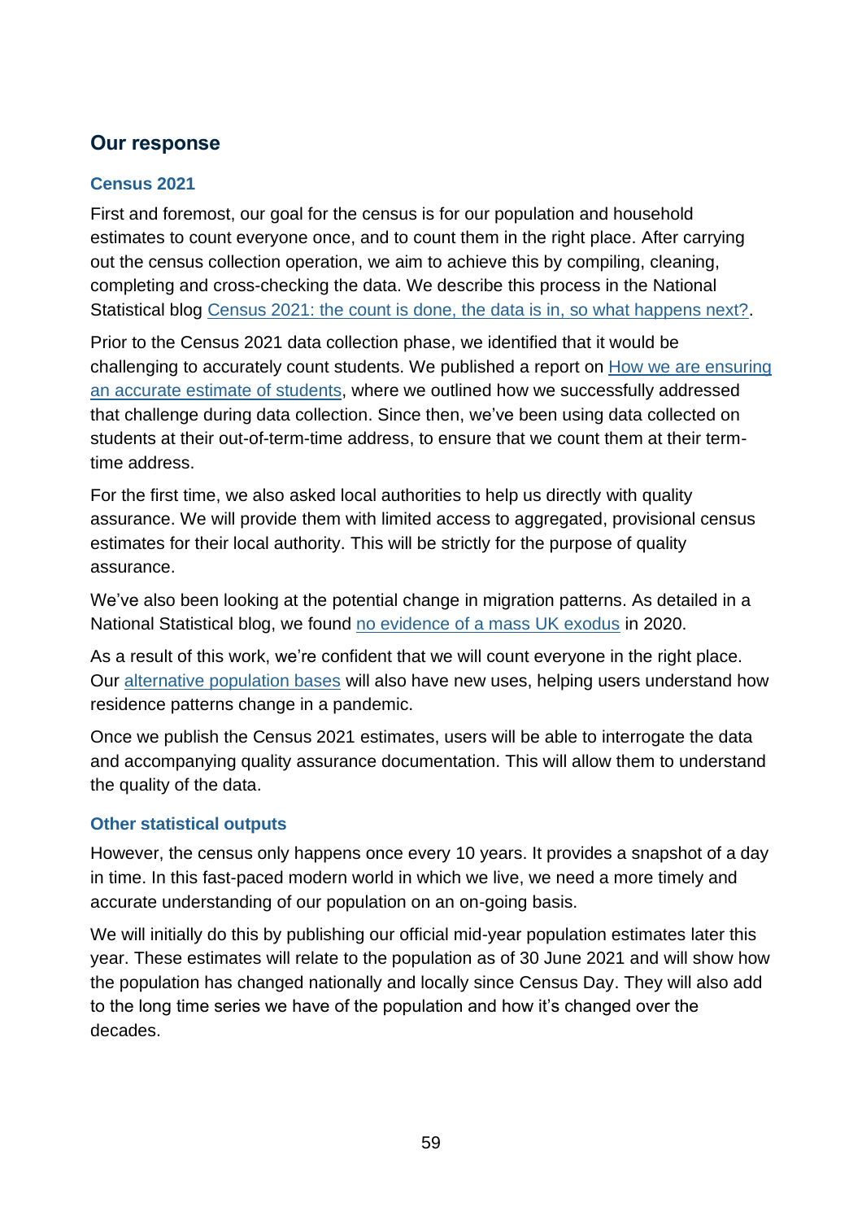## Our response

### Census 2021

First and foremost, our goal for the census is for our population and household estimates to count everyone once, and to count them in the right place. After carrying out the census collection operation, we aim to achieve this by compiling, cleaning, completing and cross-checking the data. We describe this process in the National Statistical blog [Census 2021: the count is done, the data is in, so what happens next?](#).

Prior to the Census 2021 data collection phase, we identified that it would be challenging to accurately count students. We published a report on [How we are ensuring an accurate estimate of students](#), where we outlined how we successfully addressed that challenge during data collection. Since then, we've been using data collected on students at their out-of-term-time address, to ensure that we count them at their term-time address.

For the first time, we also asked local authorities to help us directly with quality assurance. We will provide them with limited access to aggregated, provisional census estimates for their local authority. This will be strictly for the purpose of quality assurance.

We've also been looking at the potential change in migration patterns. As detailed in a National Statistical blog, we found [no evidence of a mass UK exodus](#) in 2020.

As a result of this work, we're confident that we will count everyone in the right place. Our [alternative population bases](#) will also have new uses, helping users understand how residence patterns change in a pandemic.

Once we publish the Census 2021 estimates, users will be able to interrogate the data and accompanying quality assurance documentation. This will allow them to understand the quality of the data.

### Other statistical outputs

However, the census only happens once every 10 years. It provides a snapshot of a day in time. In this fast-paced modern world in which we live, we need a more timely and accurate understanding of our population on an on-going basis.

We will initially do this by publishing our official mid-year population estimates later this year. These estimates will relate to the population as of 30 June 2021 and will show how the population has changed nationally and locally since Census Day. They will also add to the long time series we have of the population and how it's changed over the decades.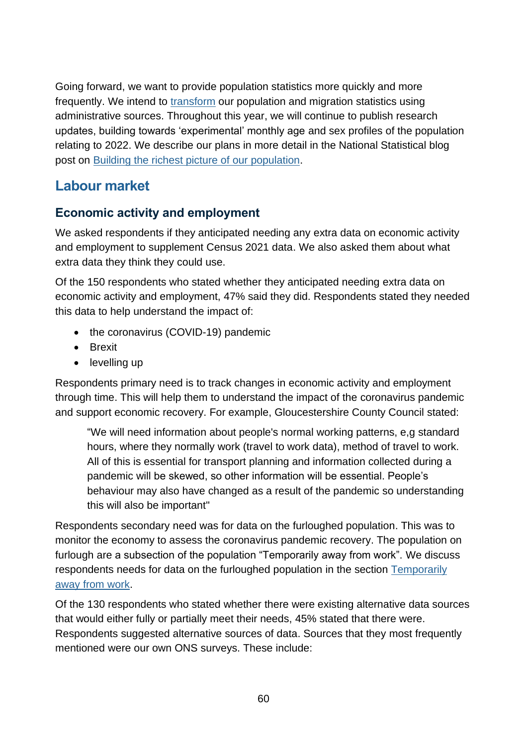Going forward, we want to provide population statistics more quickly and more frequently. We intend to [transform](#) our population and migration statistics using administrative sources. Throughout this year, we will continue to publish research updates, building towards 'experimental' monthly age and sex profiles of the population relating to 2022. We describe our plans in more detail in the National Statistical blog post on [Building the richest picture of our population](#).

## Labour market

### Economic activity and employment

We asked respondents if they anticipated needing any extra data on economic activity and employment to supplement Census 2021 data. We also asked them about what extra data they think they could use.

Of the 150 respondents who stated whether they anticipated needing extra data on economic activity and employment, 47% said they did. Respondents stated they needed this data to help understand the impact of:

- the coronavirus (COVID-19) pandemic
- Brexit
- levelling up

Respondents primary need is to track changes in economic activity and employment through time. This will help them to understand the impact of the coronavirus pandemic and support economic recovery. For example, Gloucestershire County Council stated:

> "We will need information about people's normal working patterns, e,g standard hours, where they normally work (travel to work data), method of travel to work. All of this is essential for transport planning and information collected during a pandemic will be skewed, so other information will be essential. People's behaviour may also have changed as a result of the pandemic so understanding this will also be important"

Respondents secondary need was for data on the furloughed population. This was to monitor the economy to assess the coronavirus pandemic recovery. The population on furlough are a subsection of the population "Temporarily away from work". We discuss respondents needs for data on the furloughed population in the section [Temporarily away from work](#).

Of the 130 respondents who stated whether there were existing alternative data sources that would either fully or partially meet their needs, 45% stated that there were. Respondents suggested alternative sources of data. Sources that they most frequently mentioned were our own ONS surveys. These include: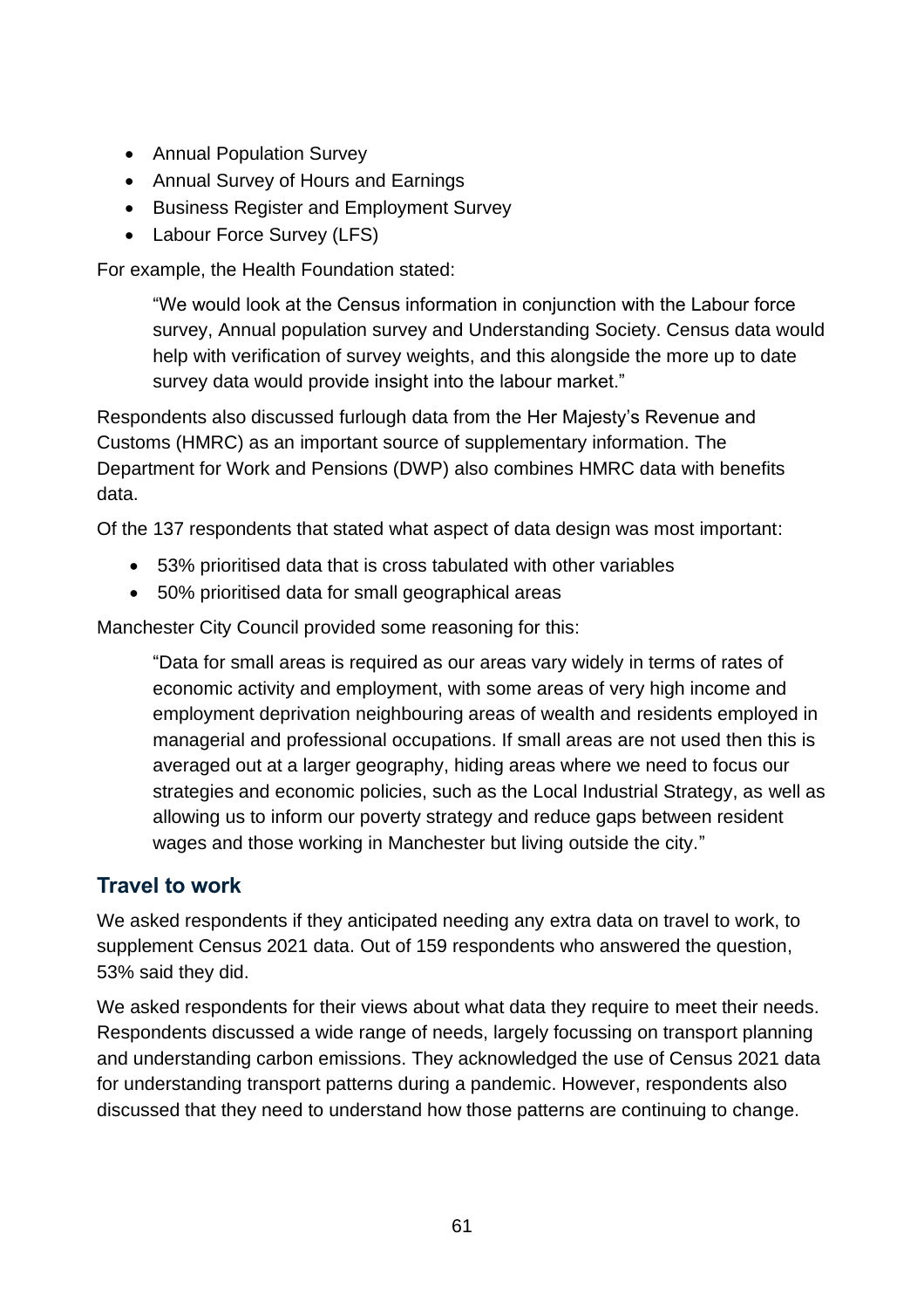- Annual Population Survey
- Annual Survey of Hours and Earnings
- Business Register and Employment Survey
- Labour Force Survey (LFS)

For example, the Health Foundation stated:

> "We would look at the Census information in conjunction with the Labour force survey, Annual population survey and Understanding Society. Census data would help with verification of survey weights, and this alongside the more up to date survey data would provide insight into the labour market."

Respondents also discussed furlough data from the Her Majesty's Revenue and Customs (HMRC) as an important source of supplementary information. The Department for Work and Pensions (DWP) also combines HMRC data with benefits data.

Of the 137 respondents that stated what aspect of data design was most important:

- 53% prioritised data that is cross tabulated with other variables
- 50% prioritised data for small geographical areas

Manchester City Council provided some reasoning for this:

> "Data for small areas is required as our areas vary widely in terms of rates of economic activity and employment, with some areas of very high income and employment deprivation neighbouring areas of wealth and residents employed in managerial and professional occupations. If small areas are not used then this is averaged out at a larger geography, hiding areas where we need to focus our strategies and economic policies, such as the Local Industrial Strategy, as well as allowing us to inform our poverty strategy and reduce gaps between resident wages and those working in Manchester but living outside the city."

## Travel to work

We asked respondents if they anticipated needing any extra data on travel to work, to supplement Census 2021 data. Out of 159 respondents who answered the question, 53% said they did.

We asked respondents for their views about what data they require to meet their needs. Respondents discussed a wide range of needs, largely focussing on transport planning and understanding carbon emissions. They acknowledged the use of Census 2021 data for understanding transport patterns during a pandemic. However, respondents also discussed that they need to understand how those patterns are continuing to change.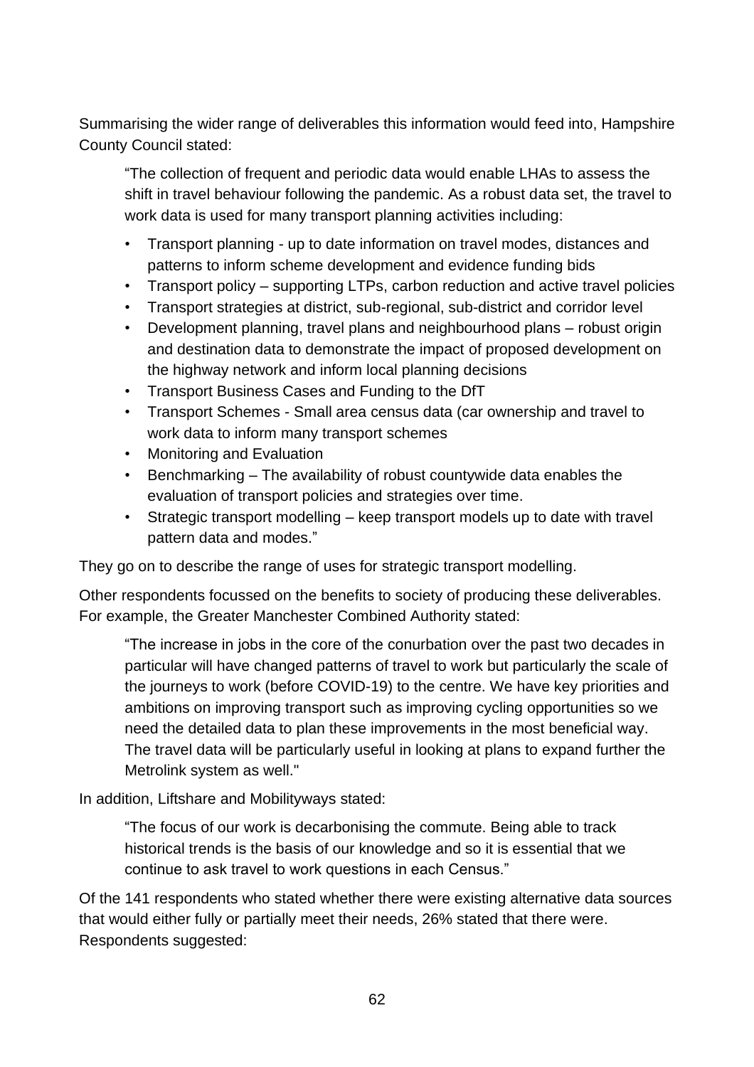Summarising the wider range of deliverables this information would feed into, Hampshire County Council stated:

> "The collection of frequent and periodic data would enable LHAs to assess the shift in travel behaviour following the pandemic. As a robust data set, the travel to work data is used for many transport planning activities including:
>
> - Transport planning - up to date information on travel modes, distances and patterns to inform scheme development and evidence funding bids
> - Transport policy – supporting LTPs, carbon reduction and active travel policies
> - Transport strategies at district, sub-regional, sub-district and corridor level
> - Development planning, travel plans and neighbourhood plans – robust origin and destination data to demonstrate the impact of proposed development on the highway network and inform local planning decisions
> - Transport Business Cases and Funding to the DfT
> - Transport Schemes - Small area census data (car ownership and travel to work data to inform many transport schemes
> - Monitoring and Evaluation
> - Benchmarking – The availability of robust countywide data enables the evaluation of transport policies and strategies over time.
> - Strategic transport modelling – keep transport models up to date with travel pattern data and modes."

They go on to describe the range of uses for strategic transport modelling.

Other respondents focussed on the benefits to society of producing these deliverables. For example, the Greater Manchester Combined Authority stated:

> "The increase in jobs in the core of the conurbation over the past two decades in particular will have changed patterns of travel to work but particularly the scale of the journeys to work (before COVID-19) to the centre. We have key priorities and ambitions on improving transport such as improving cycling opportunities so we need the detailed data to plan these improvements in the most beneficial way. The travel data will be particularly useful in looking at plans to expand further the Metrolink system as well."

In addition, Liftshare and Mobilityways stated:

> "The focus of our work is decarbonising the commute. Being able to track historical trends is the basis of our knowledge and so it is essential that we continue to ask travel to work questions in each Census."

Of the 141 respondents who stated whether there were existing alternative data sources that would either fully or partially meet their needs, 26% stated that there were. Respondents suggested: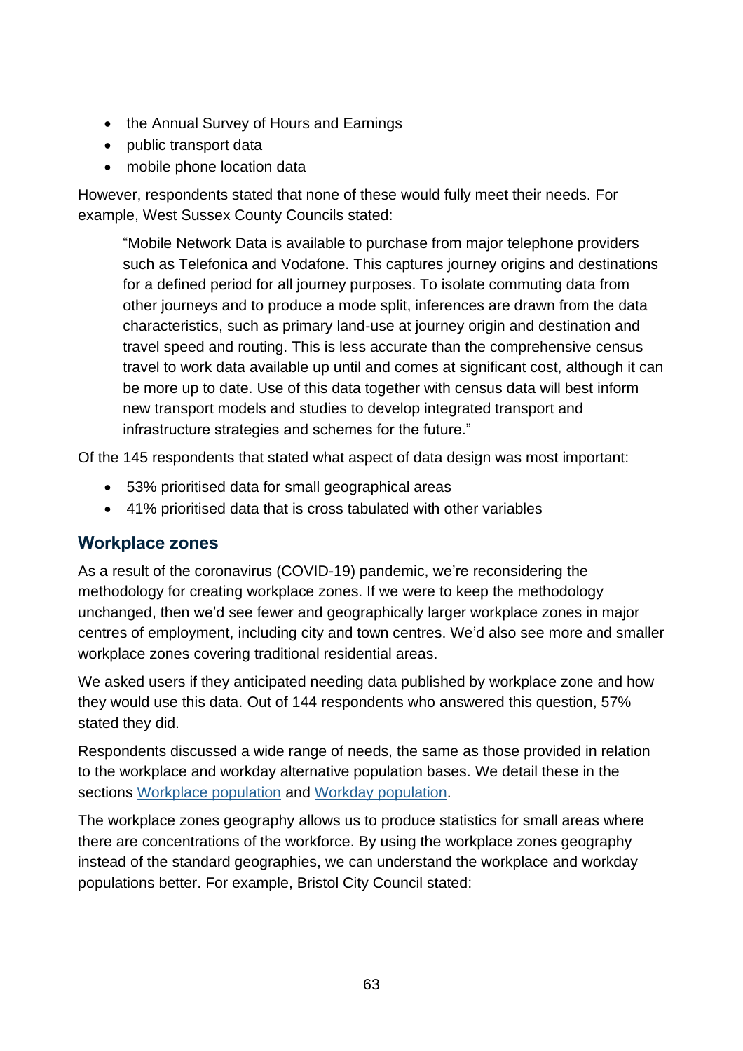- the Annual Survey of Hours and Earnings
- public transport data
- mobile phone location data

However, respondents stated that none of these would fully meet their needs. For example, West Sussex County Councils stated:

> "Mobile Network Data is available to purchase from major telephone providers such as Telefonica and Vodafone. This captures journey origins and destinations for a defined period for all journey purposes. To isolate commuting data from other journeys and to produce a mode split, inferences are drawn from the data characteristics, such as primary land-use at journey origin and destination and travel speed and routing. This is less accurate than the comprehensive census travel to work data available up until and comes at significant cost, although it can be more up to date. Use of this data together with census data will best inform new transport models and studies to develop integrated transport and infrastructure strategies and schemes for the future."

Of the 145 respondents that stated what aspect of data design was most important:

- 53% prioritised data for small geographical areas
- 41% prioritised data that is cross tabulated with other variables

## Workplace zones

As a result of the coronavirus (COVID-19) pandemic, we're reconsidering the methodology for creating workplace zones. If we were to keep the methodology unchanged, then we'd see fewer and geographically larger workplace zones in major centres of employment, including city and town centres. We'd also see more and smaller workplace zones covering traditional residential areas.

We asked users if they anticipated needing data published by workplace zone and how they would use this data. Out of 144 respondents who answered this question, 57% stated they did.

Respondents discussed a wide range of needs, the same as those provided in relation to the workplace and workday alternative population bases. We detail these in the sections Workplace population and Workday population.

The workplace zones geography allows us to produce statistics for small areas where there are concentrations of the workforce. By using the workplace zones geography instead of the standard geographies, we can understand the workplace and workday populations better. For example, Bristol City Council stated: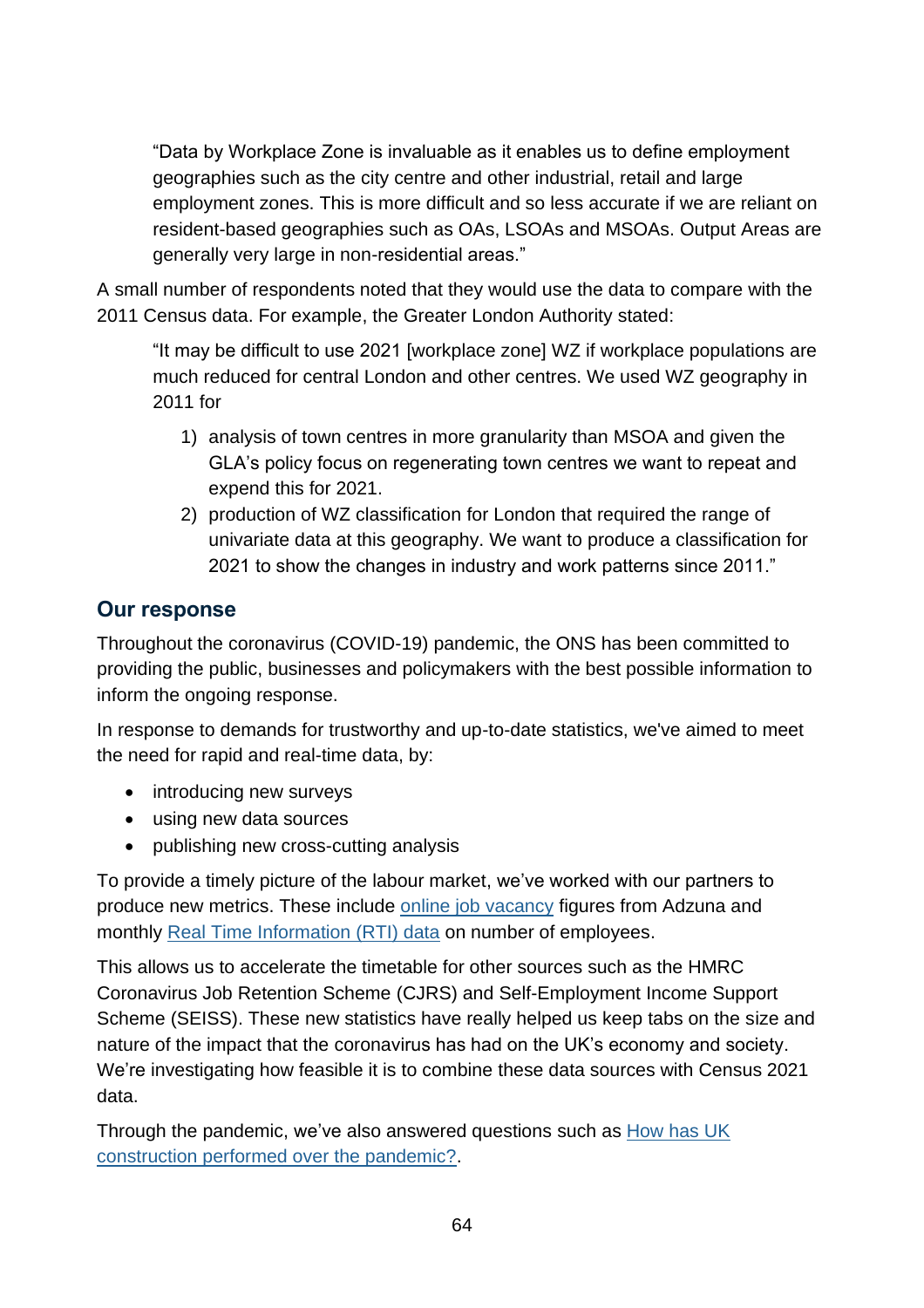> "Data by Workplace Zone is invaluable as it enables us to define employment geographies such as the city centre and other industrial, retail and large employment zones. This is more difficult and so less accurate if we are reliant on resident-based geographies such as OAs, LSOAs and MSOAs. Output Areas are generally very large in non-residential areas."

A small number of respondents noted that they would use the data to compare with the 2011 Census data. For example, the Greater London Authority stated:

> "It may be difficult to use 2021 [workplace zone] WZ if workplace populations are much reduced for central London and other centres. We used WZ geography in 2011 for
>
> 1) analysis of town centres in more granularity than MSOA and given the GLA's policy focus on regenerating town centres we want to repeat and expend this for 2021.
> 2) production of WZ classification for London that required the range of univariate data at this geography. We want to produce a classification for 2021 to show the changes in industry and work patterns since 2011."

## Our response

Throughout the coronavirus (COVID-19) pandemic, the ONS has been committed to providing the public, businesses and policymakers with the best possible information to inform the ongoing response.

In response to demands for trustworthy and up-to-date statistics, we've aimed to meet the need for rapid and real-time data, by:

- introducing new surveys
- using new data sources
- publishing new cross-cutting analysis

To provide a timely picture of the labour market, we've worked with our partners to produce new metrics. These include online job vacancy figures from Adzuna and monthly Real Time Information (RTI) data on number of employees.

This allows us to accelerate the timetable for other sources such as the HMRC Coronavirus Job Retention Scheme (CJRS) and Self-Employment Income Support Scheme (SEISS). These new statistics have really helped us keep tabs on the size and nature of the impact that the coronavirus has had on the UK's economy and society. We're investigating how feasible it is to combine these data sources with Census 2021 data.

Through the pandemic, we've also answered questions such as How has UK construction performed over the pandemic?.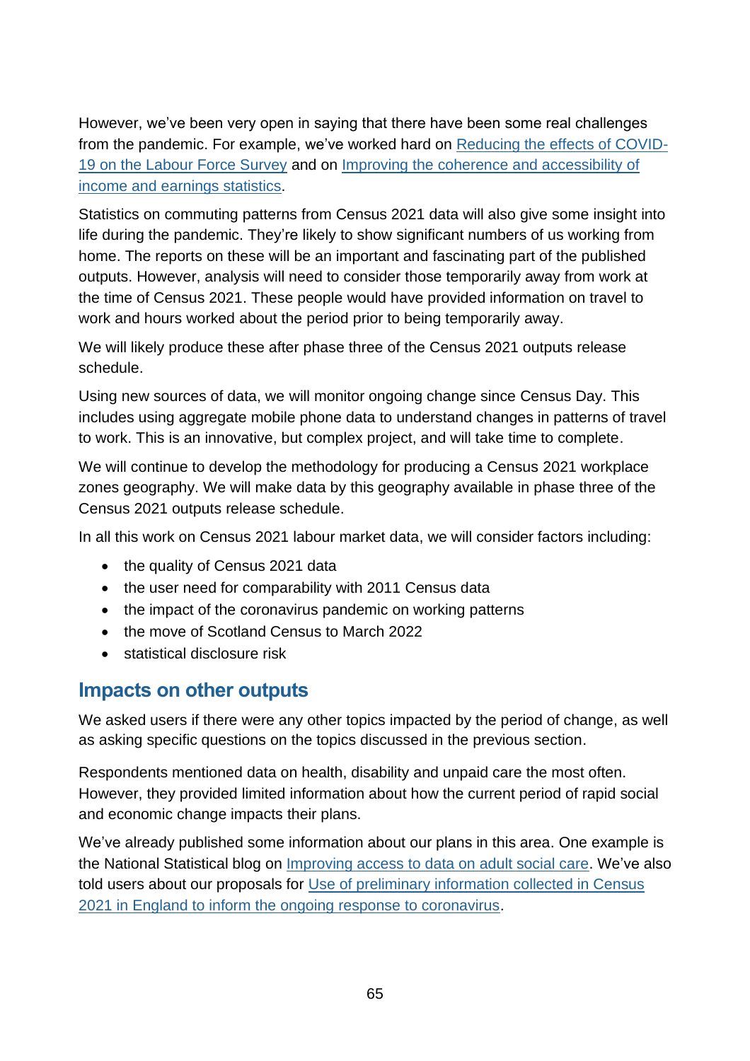However, we've been very open in saying that there have been some real challenges from the pandemic. For example, we've worked hard on [Reducing the effects of COVID-19 on the Labour Force Survey]() and on [Improving the coherence and accessibility of income and earnings statistics]().

Statistics on commuting patterns from Census 2021 data will also give some insight into life during the pandemic. They're likely to show significant numbers of us working from home. The reports on these will be an important and fascinating part of the published outputs. However, analysis will need to consider those temporarily away from work at the time of Census 2021. These people would have provided information on travel to work and hours worked about the period prior to being temporarily away.

We will likely produce these after phase three of the Census 2021 outputs release schedule.

Using new sources of data, we will monitor ongoing change since Census Day. This includes using aggregate mobile phone data to understand changes in patterns of travel to work. This is an innovative, but complex project, and will take time to complete.

We will continue to develop the methodology for producing a Census 2021 workplace zones geography. We will make data by this geography available in phase three of the Census 2021 outputs release schedule.

In all this work on Census 2021 labour market data, we will consider factors including:

- the quality of Census 2021 data
- the user need for comparability with 2011 Census data
- the impact of the coronavirus pandemic on working patterns
- the move of Scotland Census to March 2022
- statistical disclosure risk

## Impacts on other outputs

We asked users if there were any other topics impacted by the period of change, as well as asking specific questions on the topics discussed in the previous section.

Respondents mentioned data on health, disability and unpaid care the most often. However, they provided limited information about how the current period of rapid social and economic change impacts their plans.

We've already published some information about our plans in this area. One example is the National Statistical blog on [Improving access to data on adult social care](). We've also told users about our proposals for [Use of preliminary information collected in Census 2021 in England to inform the ongoing response to coronavirus]().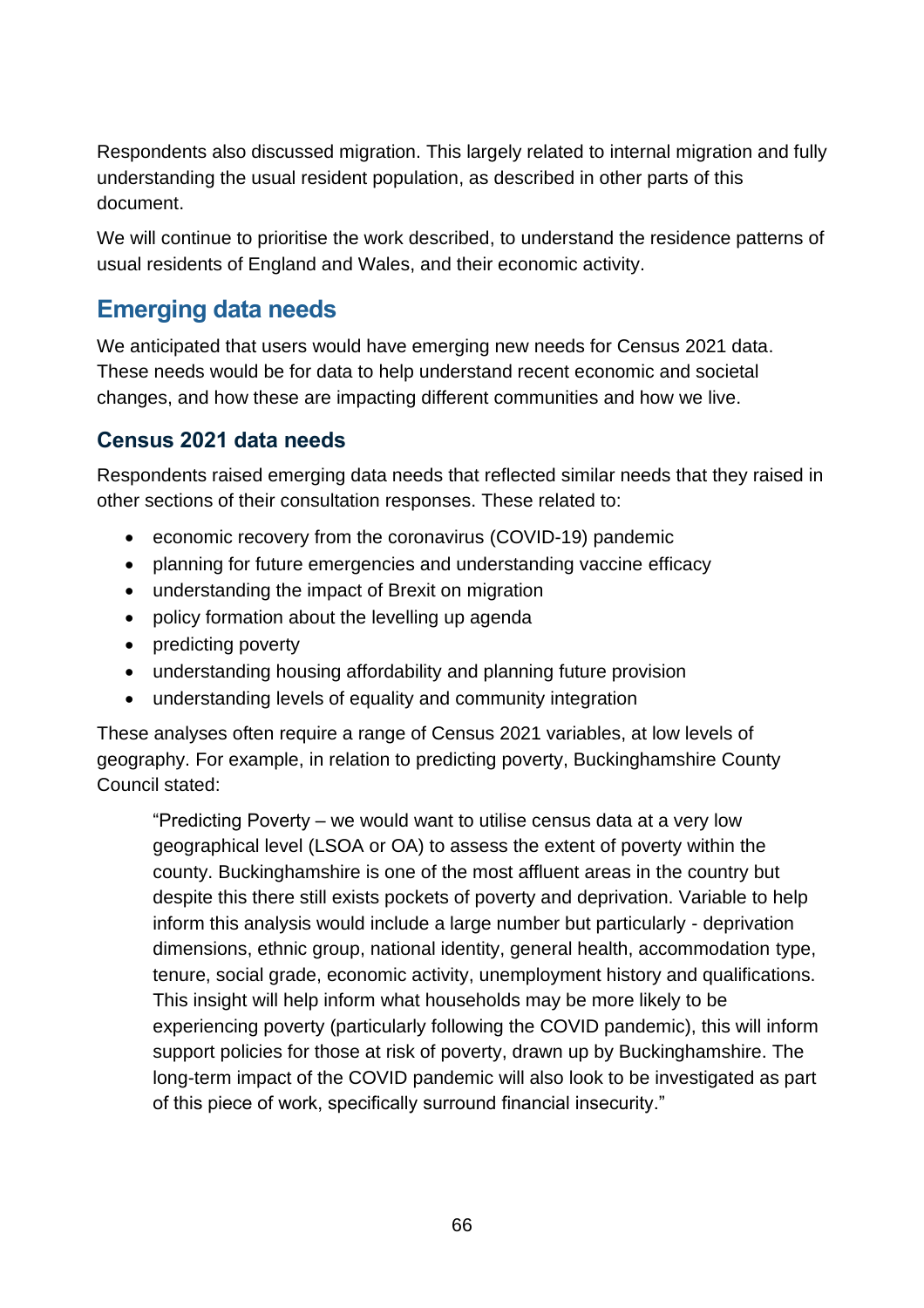Respondents also discussed migration. This largely related to internal migration and fully understanding the usual resident population, as described in other parts of this document.

We will continue to prioritise the work described, to understand the residence patterns of usual residents of England and Wales, and their economic activity.

## Emerging data needs

We anticipated that users would have emerging new needs for Census 2021 data. These needs would be for data to help understand recent economic and societal changes, and how these are impacting different communities and how we live.

### Census 2021 data needs

Respondents raised emerging data needs that reflected similar needs that they raised in other sections of their consultation responses. These related to:

- economic recovery from the coronavirus (COVID-19) pandemic
- planning for future emergencies and understanding vaccine efficacy
- understanding the impact of Brexit on migration
- policy formation about the levelling up agenda
- predicting poverty
- understanding housing affordability and planning future provision
- understanding levels of equality and community integration

These analyses often require a range of Census 2021 variables, at low levels of geography. For example, in relation to predicting poverty, Buckinghamshire County Council stated:

> "Predicting Poverty – we would want to utilise census data at a very low geographical level (LSOA or OA) to assess the extent of poverty within the county. Buckinghamshire is one of the most affluent areas in the country but despite this there still exists pockets of poverty and deprivation. Variable to help inform this analysis would include a large number but particularly - deprivation dimensions, ethnic group, national identity, general health, accommodation type, tenure, social grade, economic activity, unemployment history and qualifications. This insight will help inform what households may be more likely to be experiencing poverty (particularly following the COVID pandemic), this will inform support policies for those at risk of poverty, drawn up by Buckinghamshire. The long-term impact of the COVID pandemic will also look to be investigated as part of this piece of work, specifically surround financial insecurity."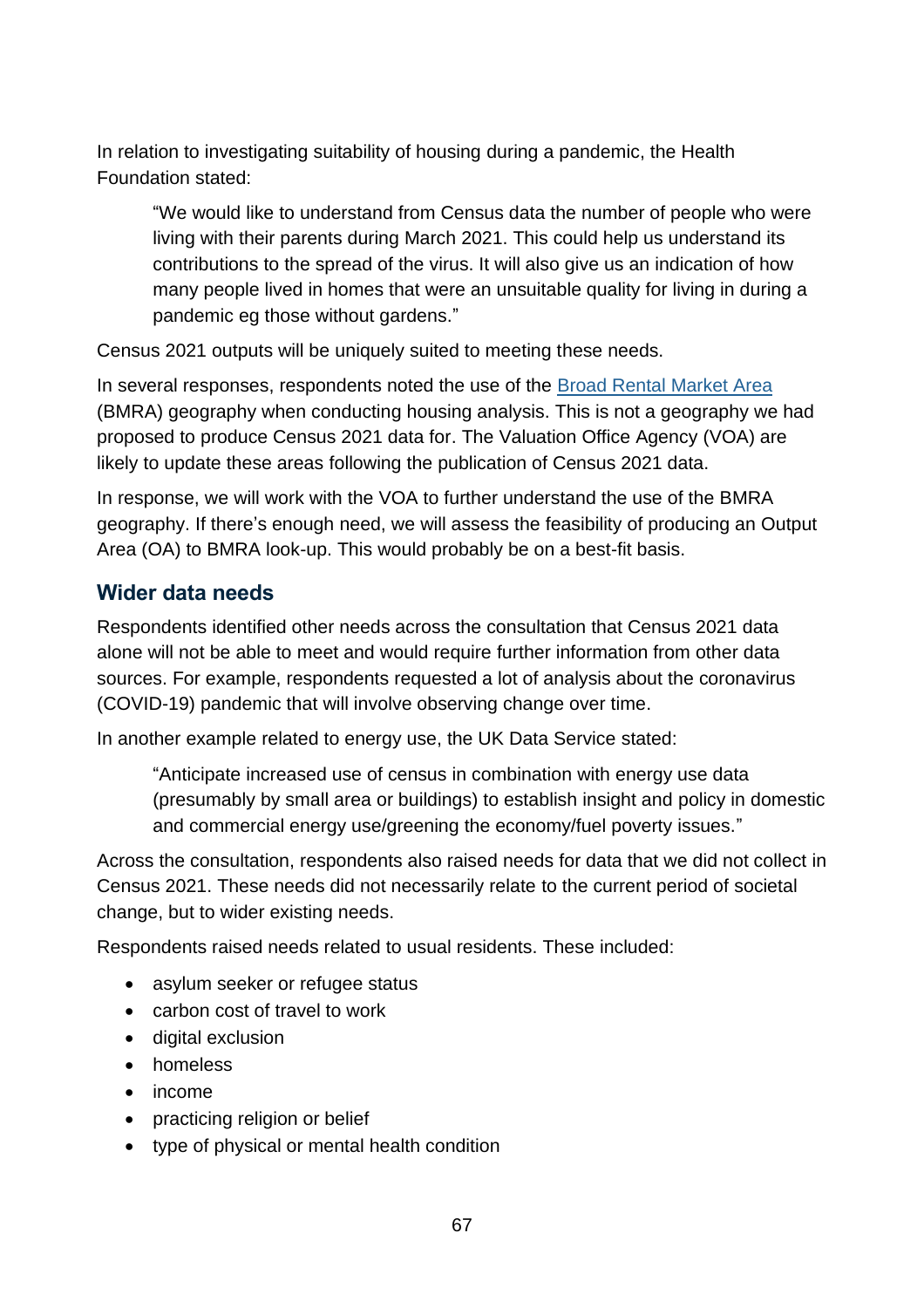In relation to investigating suitability of housing during a pandemic, the Health Foundation stated:

> "We would like to understand from Census data the number of people who were living with their parents during March 2021. This could help us understand its contributions to the spread of the virus. It will also give us an indication of how many people lived in homes that were an unsuitable quality for living in during a pandemic eg those without gardens."

Census 2021 outputs will be uniquely suited to meeting these needs.

In several responses, respondents noted the use of the [Broad Rental Market Area](#) (BMRA) geography when conducting housing analysis. This is not a geography we had proposed to produce Census 2021 data for. The Valuation Office Agency (VOA) are likely to update these areas following the publication of Census 2021 data.

In response, we will work with the VOA to further understand the use of the BMRA geography. If there's enough need, we will assess the feasibility of producing an Output Area (OA) to BMRA look-up. This would probably be on a best-fit basis.

## Wider data needs

Respondents identified other needs across the consultation that Census 2021 data alone will not be able to meet and would require further information from other data sources. For example, respondents requested a lot of analysis about the coronavirus (COVID-19) pandemic that will involve observing change over time.

In another example related to energy use, the UK Data Service stated:

> "Anticipate increased use of census in combination with energy use data (presumably by small area or buildings) to establish insight and policy in domestic and commercial energy use/greening the economy/fuel poverty issues."

Across the consultation, respondents also raised needs for data that we did not collect in Census 2021. These needs did not necessarily relate to the current period of societal change, but to wider existing needs.

Respondents raised needs related to usual residents. These included:

- asylum seeker or refugee status
- carbon cost of travel to work
- digital exclusion
- homeless
- income
- practicing religion or belief
- type of physical or mental health condition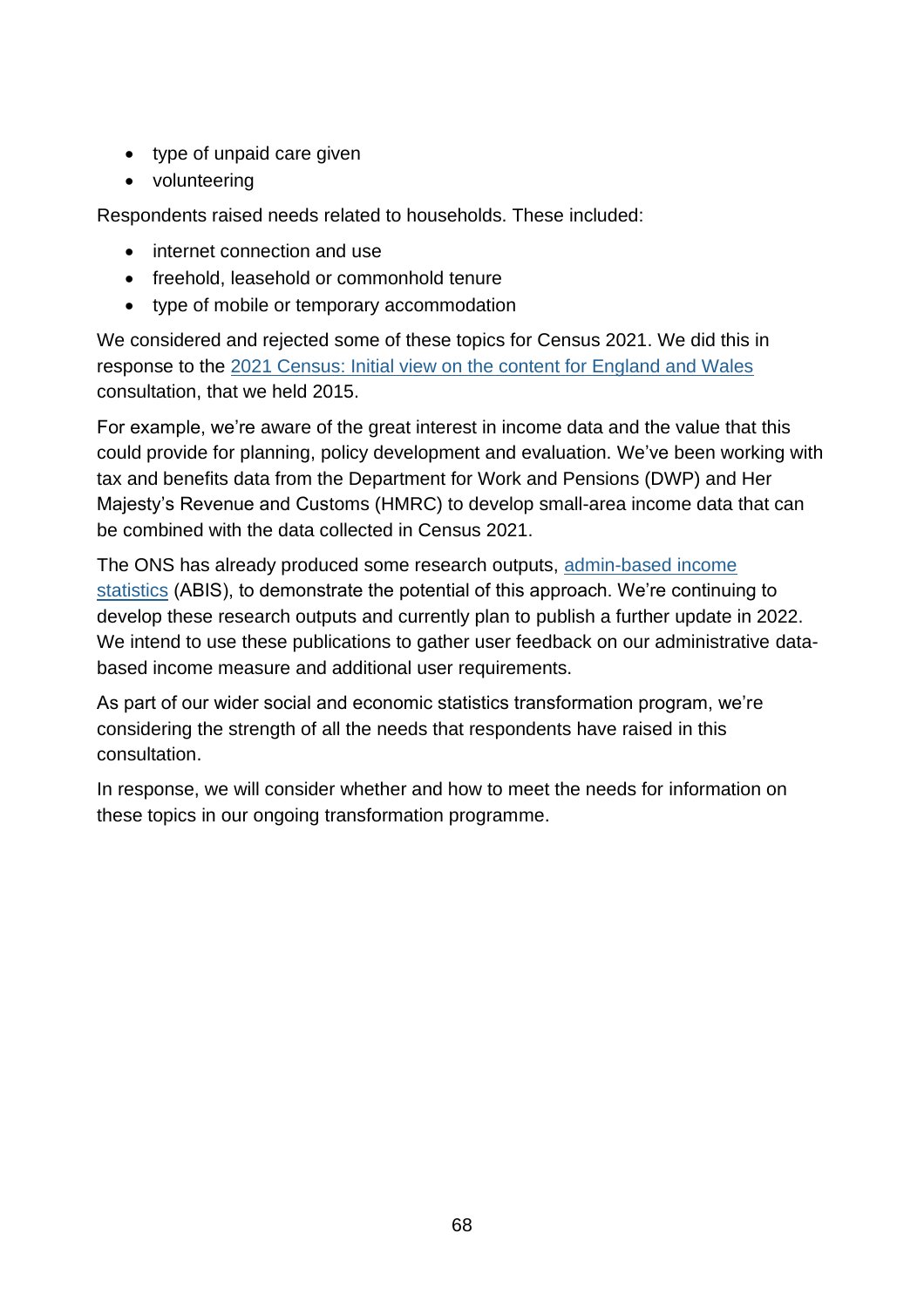- type of unpaid care given
- volunteering

Respondents raised needs related to households. These included:

- internet connection and use
- freehold, leasehold or commonhold tenure
- type of mobile or temporary accommodation

We considered and rejected some of these topics for Census 2021. We did this in response to the 2021 Census: Initial view on the content for England and Wales consultation, that we held 2015.

For example, we're aware of the great interest in income data and the value that this could provide for planning, policy development and evaluation. We've been working with tax and benefits data from the Department for Work and Pensions (DWP) and Her Majesty's Revenue and Customs (HMRC) to develop small-area income data that can be combined with the data collected in Census 2021.

The ONS has already produced some research outputs, admin-based income statistics (ABIS), to demonstrate the potential of this approach. We're continuing to develop these research outputs and currently plan to publish a further update in 2022. We intend to use these publications to gather user feedback on our administrative data-based income measure and additional user requirements.

As part of our wider social and economic statistics transformation program, we're considering the strength of all the needs that respondents have raised in this consultation.

In response, we will consider whether and how to meet the needs for information on these topics in our ongoing transformation programme.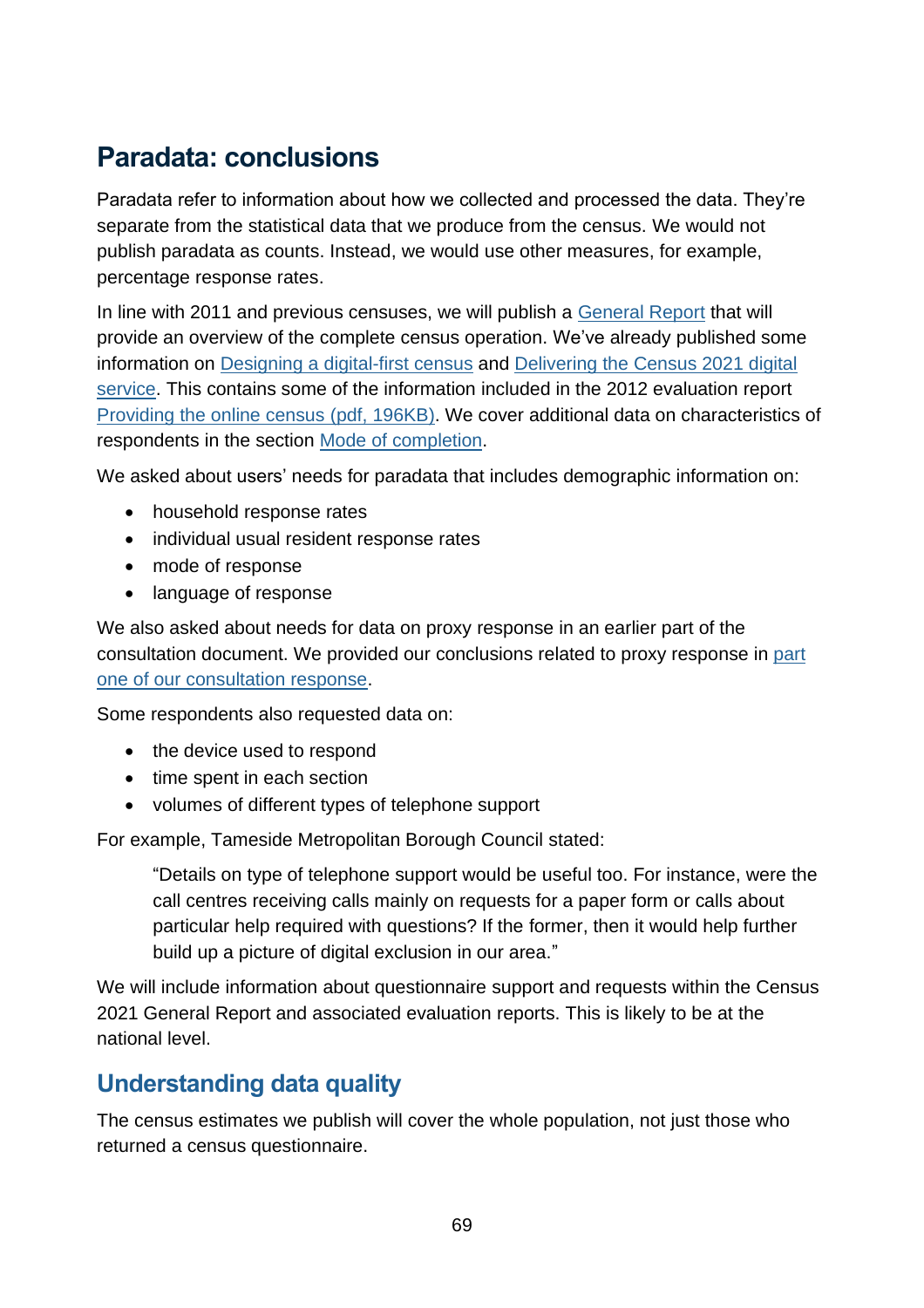## Paradata: conclusions

Paradata refer to information about how we collected and processed the data. They're separate from the statistical data that we produce from the census. We would not publish paradata as counts. Instead, we would use other measures, for example, percentage response rates.

In line with 2011 and previous censuses, we will publish a General Report that will provide an overview of the complete census operation. We've already published some information on Designing a digital-first census and Delivering the Census 2021 digital service. This contains some of the information included in the 2012 evaluation report Providing the online census (pdf, 196KB). We cover additional data on characteristics of respondents in the section Mode of completion.

We asked about users' needs for paradata that includes demographic information on:

- household response rates
- individual usual resident response rates
- mode of response
- language of response

We also asked about needs for data on proxy response in an earlier part of the consultation document. We provided our conclusions related to proxy response in part one of our consultation response.

Some respondents also requested data on:

- the device used to respond
- time spent in each section
- volumes of different types of telephone support

For example, Tameside Metropolitan Borough Council stated:

> "Details on type of telephone support would be useful too. For instance, were the call centres receiving calls mainly on requests for a paper form or calls about particular help required with questions? If the former, then it would help further build up a picture of digital exclusion in our area."

We will include information about questionnaire support and requests within the Census 2021 General Report and associated evaluation reports. This is likely to be at the national level.

### Understanding data quality

The census estimates we publish will cover the whole population, not just those who returned a census questionnaire.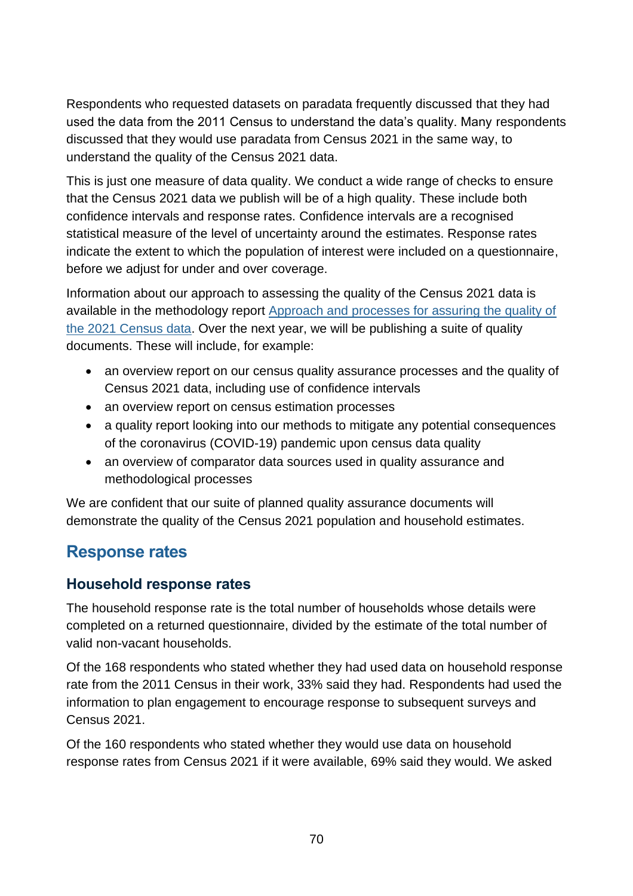Respondents who requested datasets on paradata frequently discussed that they had used the data from the 2011 Census to understand the data's quality. Many respondents discussed that they would use paradata from Census 2021 in the same way, to understand the quality of the Census 2021 data.

This is just one measure of data quality. We conduct a wide range of checks to ensure that the Census 2021 data we publish will be of a high quality. These include both confidence intervals and response rates. Confidence intervals are a recognised statistical measure of the level of uncertainty around the estimates. Response rates indicate the extent to which the population of interest were included on a questionnaire, before we adjust for under and over coverage.

Information about our approach to assessing the quality of the Census 2021 data is available in the methodology report [Approach and processes for assuring the quality of the 2021 Census data](). Over the next year, we will be publishing a suite of quality documents. These will include, for example:

- an overview report on our census quality assurance processes and the quality of Census 2021 data, including use of confidence intervals
- an overview report on census estimation processes
- a quality report looking into our methods to mitigate any potential consequences of the coronavirus (COVID-19) pandemic upon census data quality
- an overview of comparator data sources used in quality assurance and methodological processes

We are confident that our suite of planned quality assurance documents will demonstrate the quality of the Census 2021 population and household estimates.

## Response rates

### Household response rates

The household response rate is the total number of households whose details were completed on a returned questionnaire, divided by the estimate of the total number of valid non-vacant households.

Of the 168 respondents who stated whether they had used data on household response rate from the 2011 Census in their work, 33% said they had. Respondents had used the information to plan engagement to encourage response to subsequent surveys and Census 2021.

Of the 160 respondents who stated whether they would use data on household response rates from Census 2021 if it were available, 69% said they would. We asked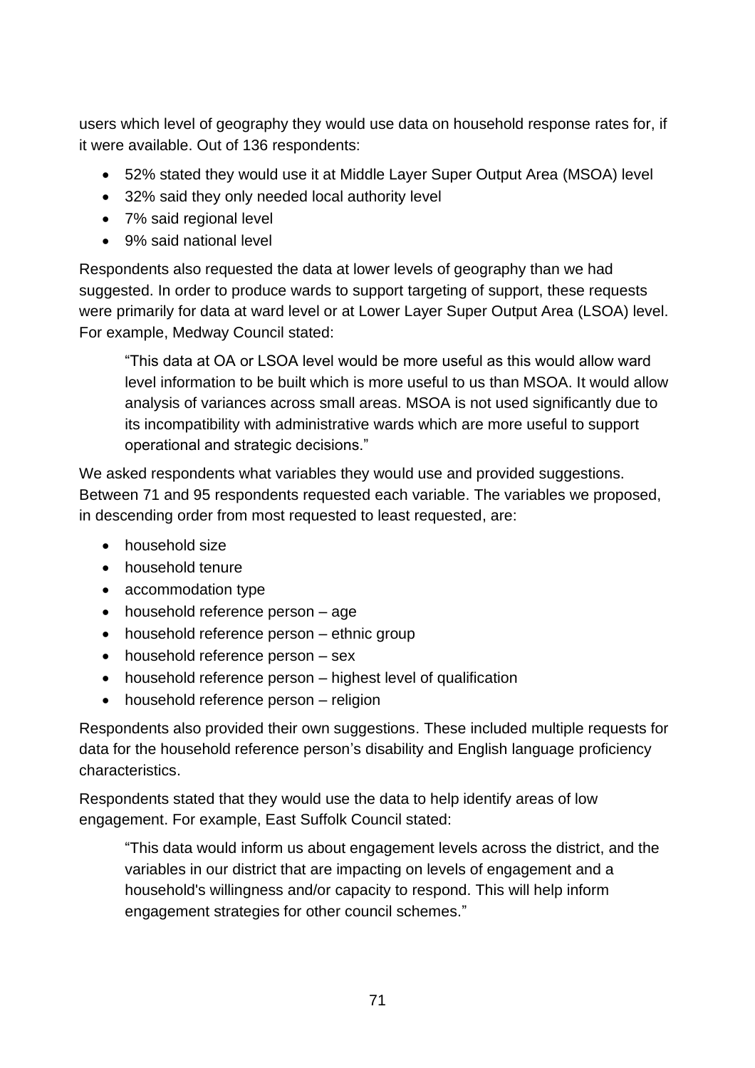users which level of geography they would use data on household response rates for, if it were available. Out of 136 respondents:

- 52% stated they would use it at Middle Layer Super Output Area (MSOA) level
- 32% said they only needed local authority level
- 7% said regional level
- 9% said national level

Respondents also requested the data at lower levels of geography than we had suggested. In order to produce wards to support targeting of support, these requests were primarily for data at ward level or at Lower Layer Super Output Area (LSOA) level. For example, Medway Council stated:

> "This data at OA or LSOA level would be more useful as this would allow ward level information to be built which is more useful to us than MSOA. It would allow analysis of variances across small areas. MSOA is not used significantly due to its incompatibility with administrative wards which are more useful to support operational and strategic decisions."

We asked respondents what variables they would use and provided suggestions. Between 71 and 95 respondents requested each variable. The variables we proposed, in descending order from most requested to least requested, are:

- household size
- household tenure
- accommodation type
- household reference person – age
- household reference person – ethnic group
- household reference person – sex
- household reference person – highest level of qualification
- household reference person – religion

Respondents also provided their own suggestions. These included multiple requests for data for the household reference person's disability and English language proficiency characteristics.

Respondents stated that they would use the data to help identify areas of low engagement. For example, East Suffolk Council stated:

> "This data would inform us about engagement levels across the district, and the variables in our district that are impacting on levels of engagement and a household's willingness and/or capacity to respond. This will help inform engagement strategies for other council schemes."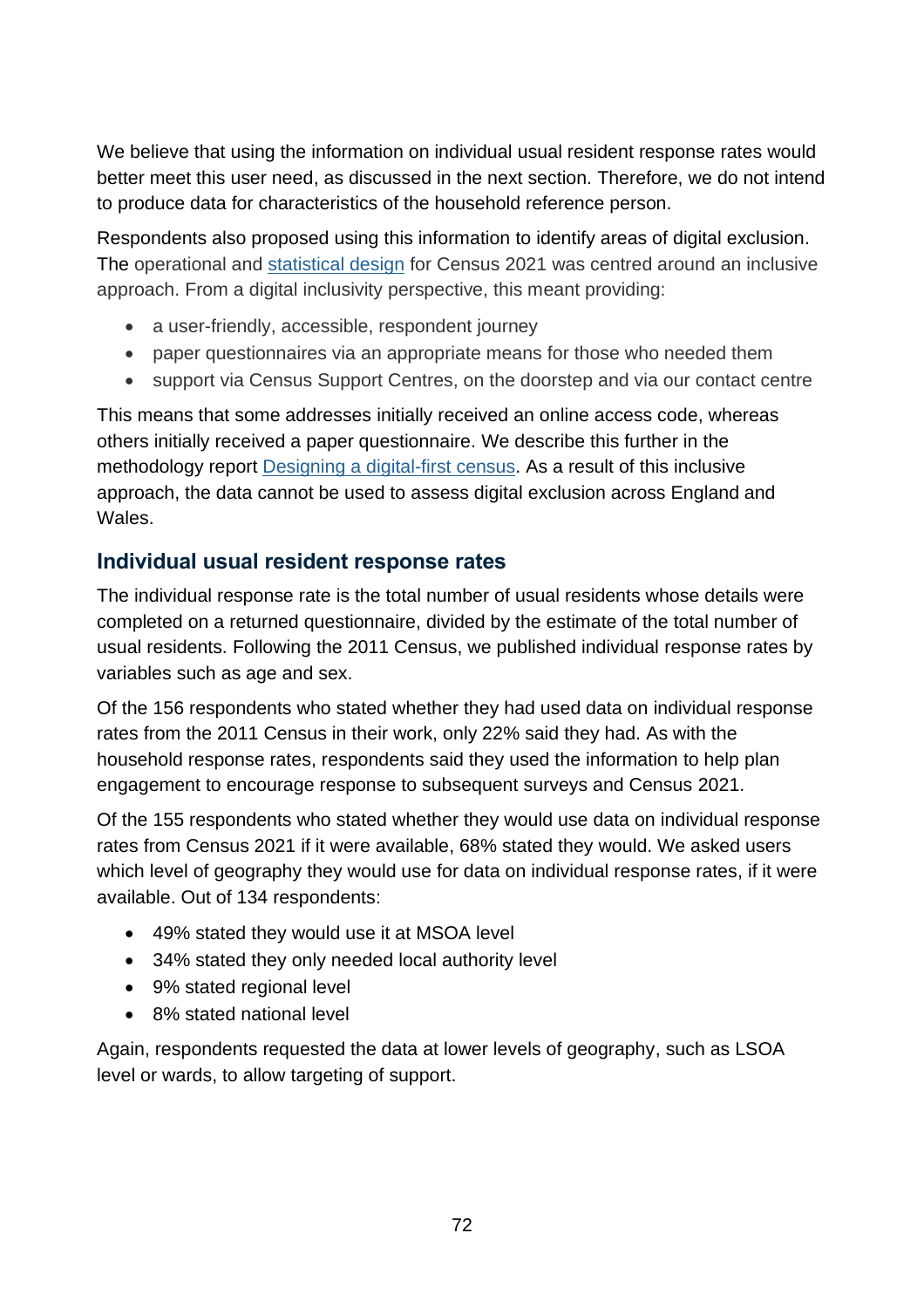We believe that using the information on individual usual resident response rates would better meet this user need, as discussed in the next section. Therefore, we do not intend to produce data for characteristics of the household reference person.

Respondents also proposed using this information to identify areas of digital exclusion. The operational and statistical design for Census 2021 was centred around an inclusive approach. From a digital inclusivity perspective, this meant providing:

- a user-friendly, accessible, respondent journey
- paper questionnaires via an appropriate means for those who needed them
- support via Census Support Centres, on the doorstep and via our contact centre

This means that some addresses initially received an online access code, whereas others initially received a paper questionnaire. We describe this further in the methodology report Designing a digital-first census. As a result of this inclusive approach, the data cannot be used to assess digital exclusion across England and Wales.

### Individual usual resident response rates

The individual response rate is the total number of usual residents whose details were completed on a returned questionnaire, divided by the estimate of the total number of usual residents. Following the 2011 Census, we published individual response rates by variables such as age and sex.

Of the 156 respondents who stated whether they had used data on individual response rates from the 2011 Census in their work, only 22% said they had. As with the household response rates, respondents said they used the information to help plan engagement to encourage response to subsequent surveys and Census 2021.

Of the 155 respondents who stated whether they would use data on individual response rates from Census 2021 if it were available, 68% stated they would. We asked users which level of geography they would use for data on individual response rates, if it were available. Out of 134 respondents:

- 49% stated they would use it at MSOA level
- 34% stated they only needed local authority level
- 9% stated regional level
- 8% stated national level

Again, respondents requested the data at lower levels of geography, such as LSOA level or wards, to allow targeting of support.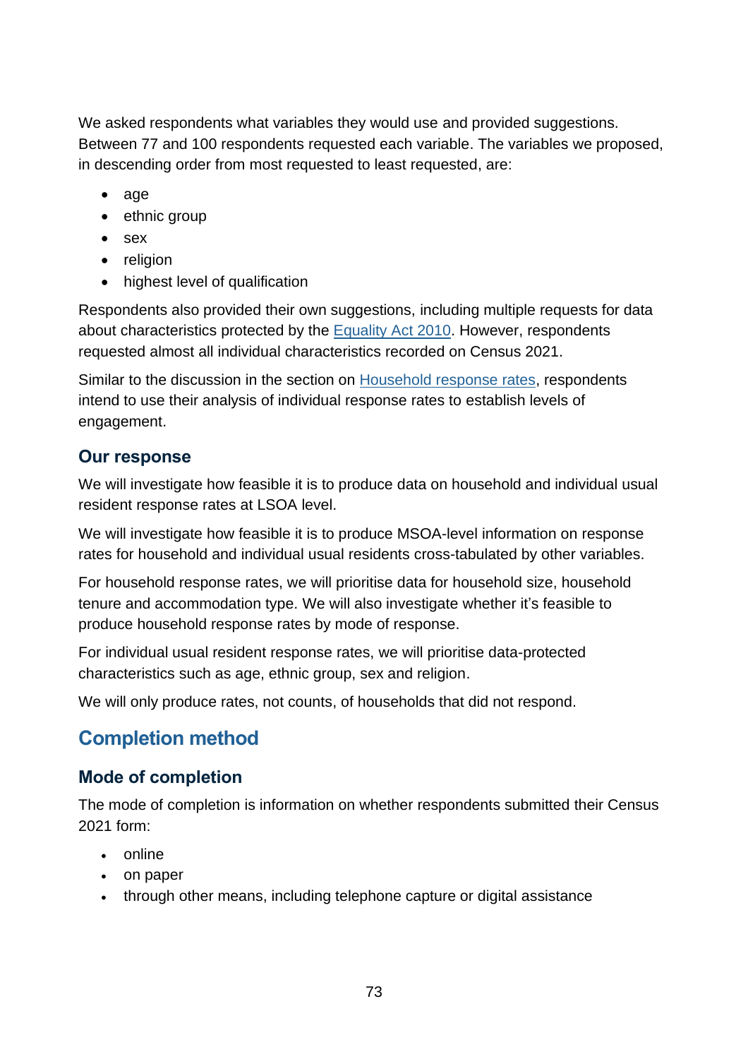We asked respondents what variables they would use and provided suggestions. Between 77 and 100 respondents requested each variable. The variables we proposed, in descending order from most requested to least requested, are:

- age
- ethnic group
- sex
- religion
- highest level of qualification

Respondents also provided their own suggestions, including multiple requests for data about characteristics protected by the Equality Act 2010. However, respondents requested almost all individual characteristics recorded on Census 2021.

Similar to the discussion in the section on Household response rates, respondents intend to use their analysis of individual response rates to establish levels of engagement.

### Our response

We will investigate how feasible it is to produce data on household and individual usual resident response rates at LSOA level.

We will investigate how feasible it is to produce MSOA-level information on response rates for household and individual usual residents cross-tabulated by other variables.

For household response rates, we will prioritise data for household size, household tenure and accommodation type. We will also investigate whether it's feasible to produce household response rates by mode of response.

For individual usual resident response rates, we will prioritise data-protected characteristics such as age, ethnic group, sex and religion.

We will only produce rates, not counts, of households that did not respond.

## Completion method

### Mode of completion

The mode of completion is information on whether respondents submitted their Census 2021 form:

- online
- on paper
- through other means, including telephone capture or digital assistance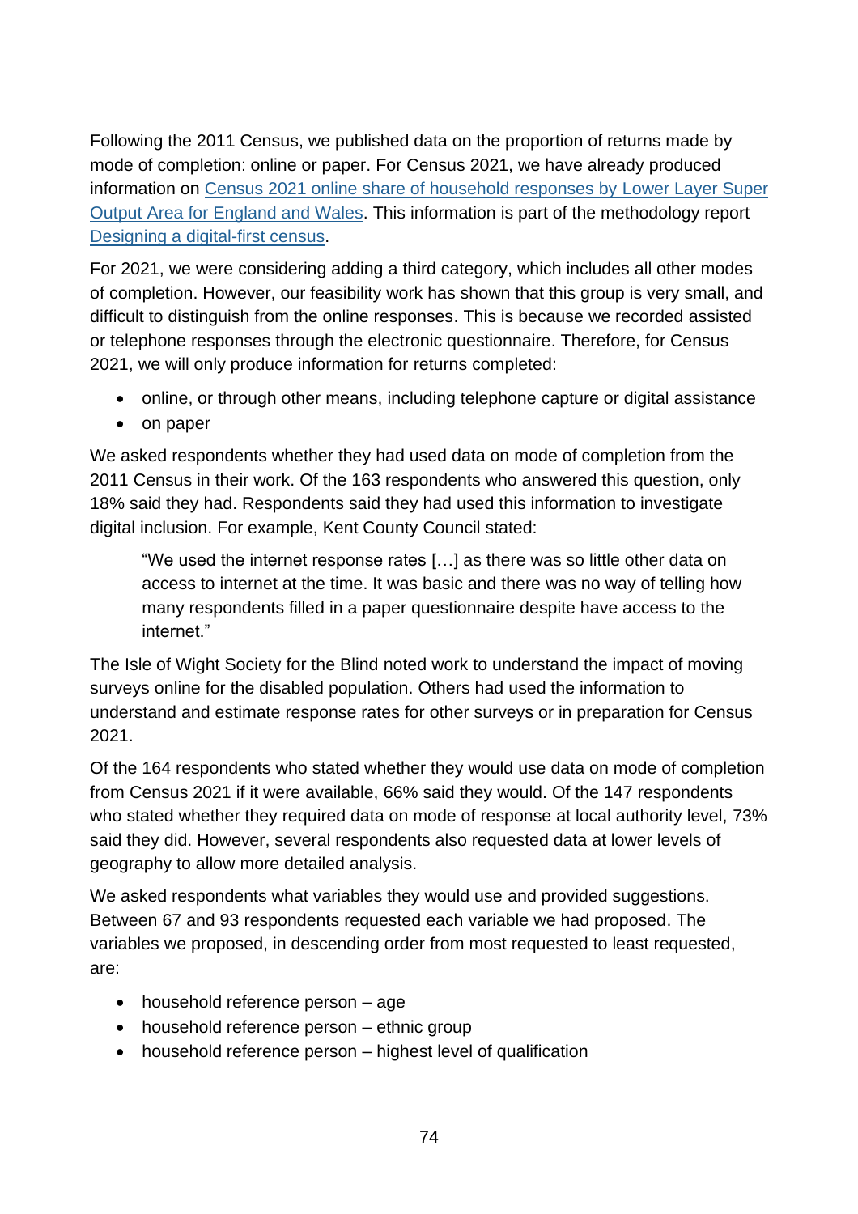Following the 2011 Census, we published data on the proportion of returns made by mode of completion: online or paper. For Census 2021, we have already produced information on [Census 2021 online share of household responses by Lower Layer Super Output Area for England and Wales](). This information is part of the methodology report [Designing a digital-first census]().

For 2021, we were considering adding a third category, which includes all other modes of completion. However, our feasibility work has shown that this group is very small, and difficult to distinguish from the online responses. This is because we recorded assisted or telephone responses through the electronic questionnaire. Therefore, for Census 2021, we will only produce information for returns completed:

- online, or through other means, including telephone capture or digital assistance
- on paper

We asked respondents whether they had used data on mode of completion from the 2011 Census in their work. Of the 163 respondents who answered this question, only 18% said they had. Respondents said they had used this information to investigate digital inclusion. For example, Kent County Council stated:

> "We used the internet response rates […] as there was so little other data on access to internet at the time. It was basic and there was no way of telling how many respondents filled in a paper questionnaire despite have access to the internet."

The Isle of Wight Society for the Blind noted work to understand the impact of moving surveys online for the disabled population. Others had used the information to understand and estimate response rates for other surveys or in preparation for Census 2021.

Of the 164 respondents who stated whether they would use data on mode of completion from Census 2021 if it were available, 66% said they would. Of the 147 respondents who stated whether they required data on mode of response at local authority level, 73% said they did. However, several respondents also requested data at lower levels of geography to allow more detailed analysis.

We asked respondents what variables they would use and provided suggestions. Between 67 and 93 respondents requested each variable we had proposed. The variables we proposed, in descending order from most requested to least requested, are:

- household reference person – age
- household reference person – ethnic group
- household reference person – highest level of qualification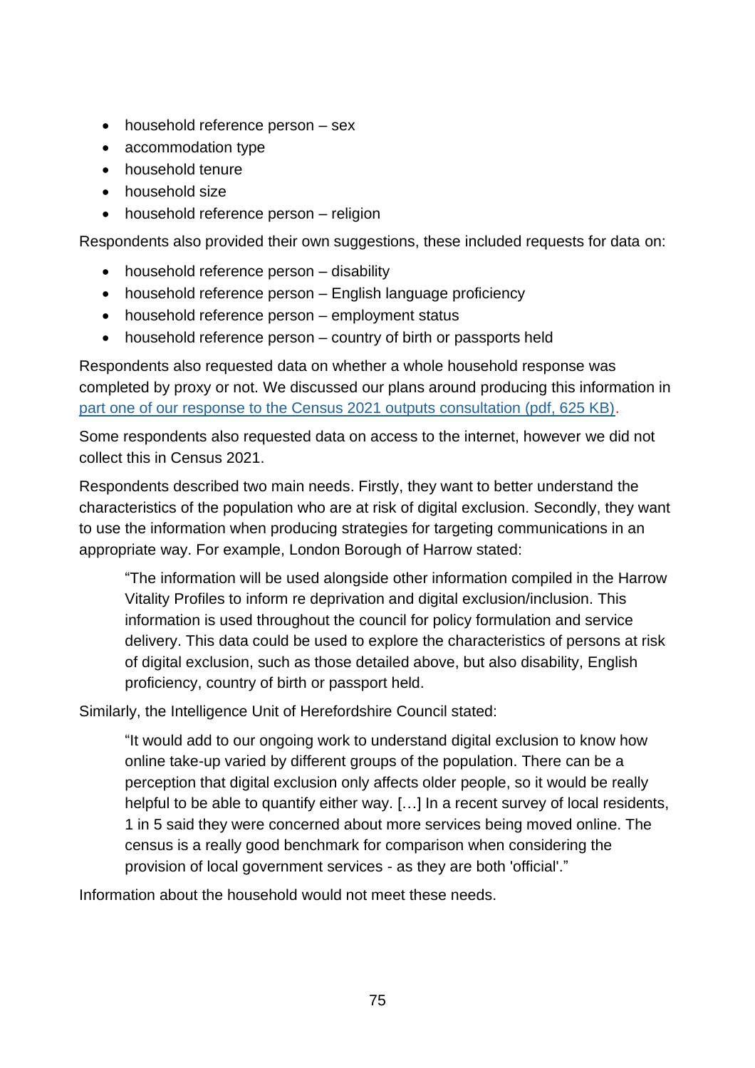- household reference person – sex
- accommodation type
- household tenure
- household size
- household reference person – religion

Respondents also provided their own suggestions, these included requests for data on:

- household reference person – disability
- household reference person – English language proficiency
- household reference person – employment status
- household reference person – country of birth or passports held

Respondents also requested data on whether a whole household response was completed by proxy or not. We discussed our plans around producing this information in part one of our response to the Census 2021 outputs consultation (pdf, 625 KB).

Some respondents also requested data on access to the internet, however we did not collect this in Census 2021.

Respondents described two main needs. Firstly, they want to better understand the characteristics of the population who are at risk of digital exclusion. Secondly, they want to use the information when producing strategies for targeting communications in an appropriate way. For example, London Borough of Harrow stated:

> "The information will be used alongside other information compiled in the Harrow Vitality Profiles to inform re deprivation and digital exclusion/inclusion. This information is used throughout the council for policy formulation and service delivery. This data could be used to explore the characteristics of persons at risk of digital exclusion, such as those detailed above, but also disability, English proficiency, country of birth or passport held.

Similarly, the Intelligence Unit of Herefordshire Council stated:

> "It would add to our ongoing work to understand digital exclusion to know how online take-up varied by different groups of the population. There can be a perception that digital exclusion only affects older people, so it would be really helpful to be able to quantify either way. […] In a recent survey of local residents, 1 in 5 said they were concerned about more services being moved online. The census is a really good benchmark for comparison when considering the provision of local government services - as they are both 'official'."

Information about the household would not meet these needs.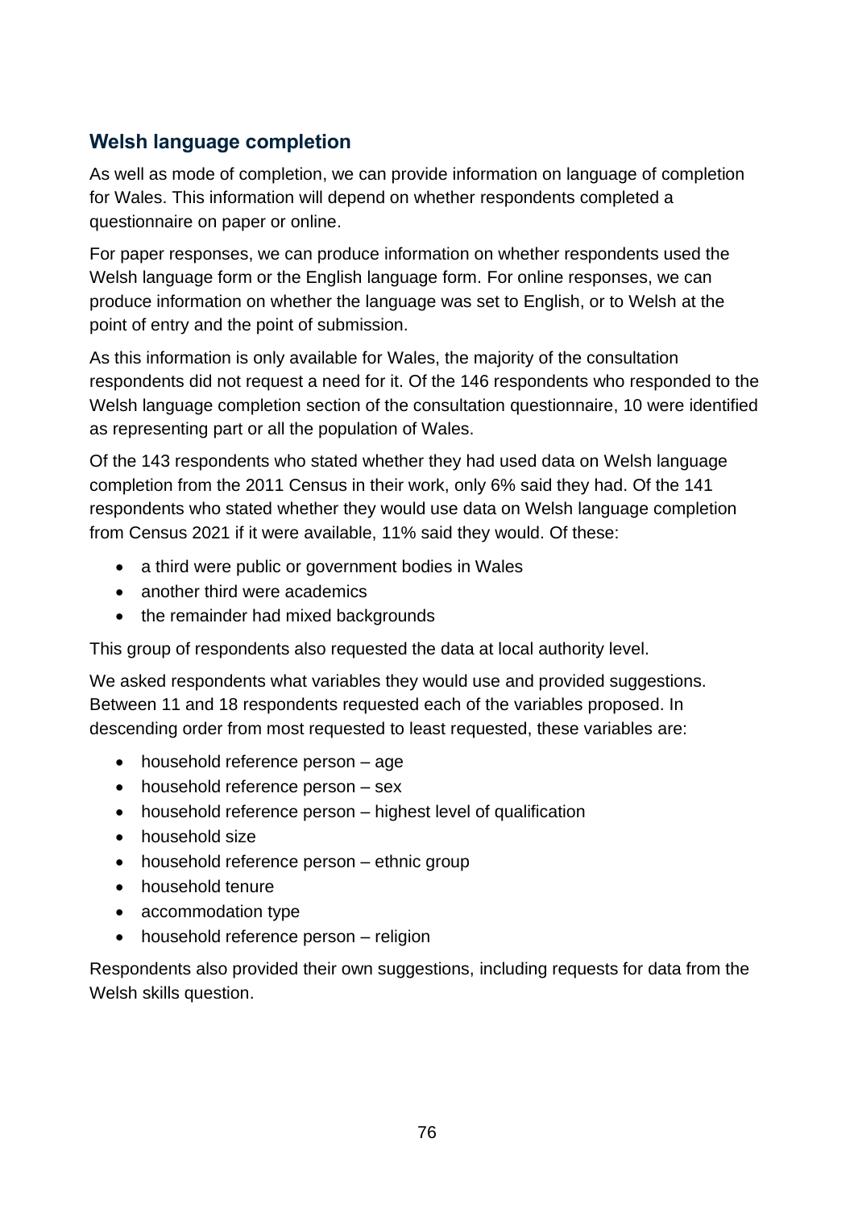## Welsh language completion

As well as mode of completion, we can provide information on language of completion for Wales. This information will depend on whether respondents completed a questionnaire on paper or online.

For paper responses, we can produce information on whether respondents used the Welsh language form or the English language form. For online responses, we can produce information on whether the language was set to English, or to Welsh at the point of entry and the point of submission.

As this information is only available for Wales, the majority of the consultation respondents did not request a need for it. Of the 146 respondents who responded to the Welsh language completion section of the consultation questionnaire, 10 were identified as representing part or all the population of Wales.

Of the 143 respondents who stated whether they had used data on Welsh language completion from the 2011 Census in their work, only 6% said they had. Of the 141 respondents who stated whether they would use data on Welsh language completion from Census 2021 if it were available, 11% said they would. Of these:

- a third were public or government bodies in Wales
- another third were academics
- the remainder had mixed backgrounds

This group of respondents also requested the data at local authority level.

We asked respondents what variables they would use and provided suggestions. Between 11 and 18 respondents requested each of the variables proposed. In descending order from most requested to least requested, these variables are:

- household reference person – age
- household reference person – sex
- household reference person – highest level of qualification
- household size
- household reference person – ethnic group
- household tenure
- accommodation type
- household reference person – religion

Respondents also provided their own suggestions, including requests for data from the Welsh skills question.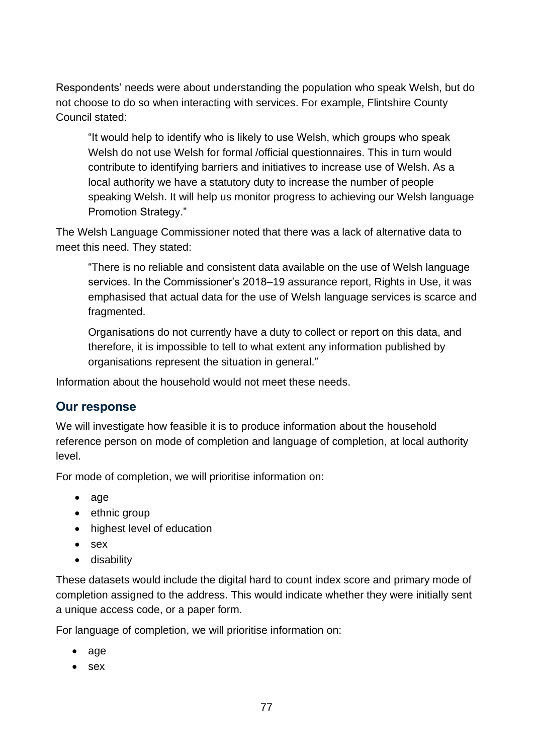Respondents' needs were about understanding the population who speak Welsh, but do not choose to do so when interacting with services. For example, Flintshire County Council stated:

> "It would help to identify who is likely to use Welsh, which groups who speak Welsh do not use Welsh for formal /official questionnaires. This in turn would contribute to identifying barriers and initiatives to increase use of Welsh. As a local authority we have a statutory duty to increase the number of people speaking Welsh. It will help us monitor progress to achieving our Welsh language Promotion Strategy."

The Welsh Language Commissioner noted that there was a lack of alternative data to meet this need. They stated:

> "There is no reliable and consistent data available on the use of Welsh language services. In the Commissioner's 2018–19 assurance report, Rights in Use, it was emphasised that actual data for the use of Welsh language services is scarce and fragmented.
>
> Organisations do not currently have a duty to collect or report on this data, and therefore, it is impossible to tell to what extent any information published by organisations represent the situation in general."

Information about the household would not meet these needs.

## Our response

We will investigate how feasible it is to produce information about the household reference person on mode of completion and language of completion, at local authority level.

For mode of completion, we will prioritise information on:

- age
- ethnic group
- highest level of education
- sex
- disability

These datasets would include the digital hard to count index score and primary mode of completion assigned to the address. This would indicate whether they were initially sent a unique access code, or a paper form.

For language of completion, we will prioritise information on:

- age
- sex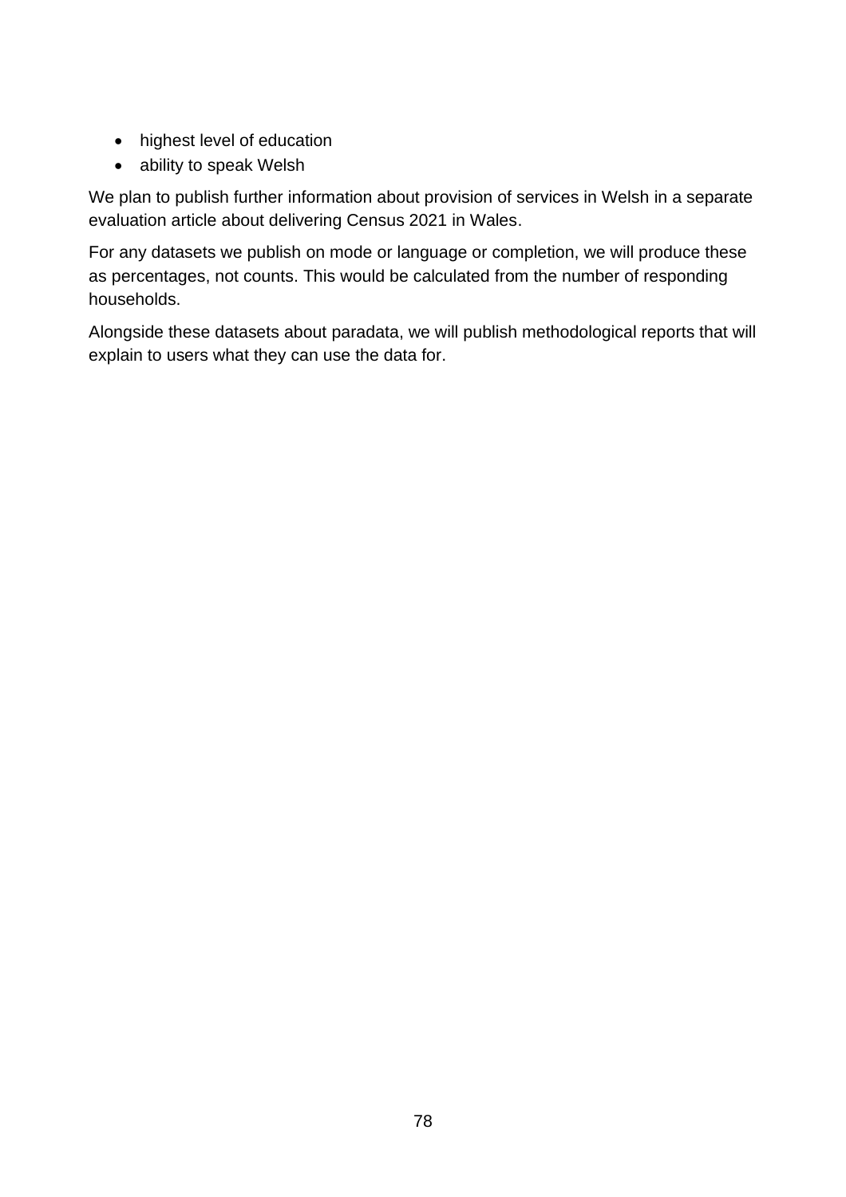- highest level of education
- ability to speak Welsh

We plan to publish further information about provision of services in Welsh in a separate evaluation article about delivering Census 2021 in Wales.

For any datasets we publish on mode or language or completion, we will produce these as percentages, not counts. This would be calculated from the number of responding households.

Alongside these datasets about paradata, we will publish methodological reports that will explain to users what they can use the data for.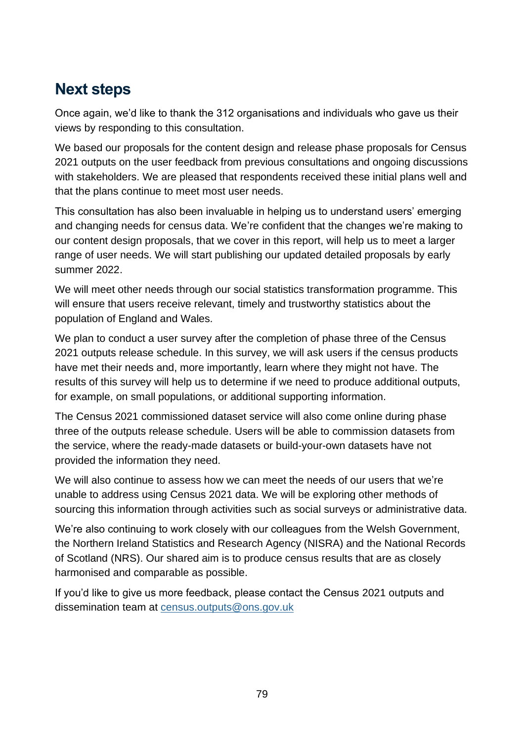## Next steps

Once again, we'd like to thank the 312 organisations and individuals who gave us their views by responding to this consultation.

We based our proposals for the content design and release phase proposals for Census 2021 outputs on the user feedback from previous consultations and ongoing discussions with stakeholders. We are pleased that respondents received these initial plans well and that the plans continue to meet most user needs.

This consultation has also been invaluable in helping us to understand users' emerging and changing needs for census data. We're confident that the changes we're making to our content design proposals, that we cover in this report, will help us to meet a larger range of user needs. We will start publishing our updated detailed proposals by early summer 2022.

We will meet other needs through our social statistics transformation programme. This will ensure that users receive relevant, timely and trustworthy statistics about the population of England and Wales.

We plan to conduct a user survey after the completion of phase three of the Census 2021 outputs release schedule. In this survey, we will ask users if the census products have met their needs and, more importantly, learn where they might not have. The results of this survey will help us to determine if we need to produce additional outputs, for example, on small populations, or additional supporting information.

The Census 2021 commissioned dataset service will also come online during phase three of the outputs release schedule. Users will be able to commission datasets from the service, where the ready-made datasets or build-your-own datasets have not provided the information they need.

We will also continue to assess how we can meet the needs of our users that we're unable to address using Census 2021 data. We will be exploring other methods of sourcing this information through activities such as social surveys or administrative data.

We're also continuing to work closely with our colleagues from the Welsh Government, the Northern Ireland Statistics and Research Agency (NISRA) and the National Records of Scotland (NRS). Our shared aim is to produce census results that are as closely harmonised and comparable as possible.

If you'd like to give us more feedback, please contact the Census 2021 outputs and dissemination team at census.outputs@ons.gov.uk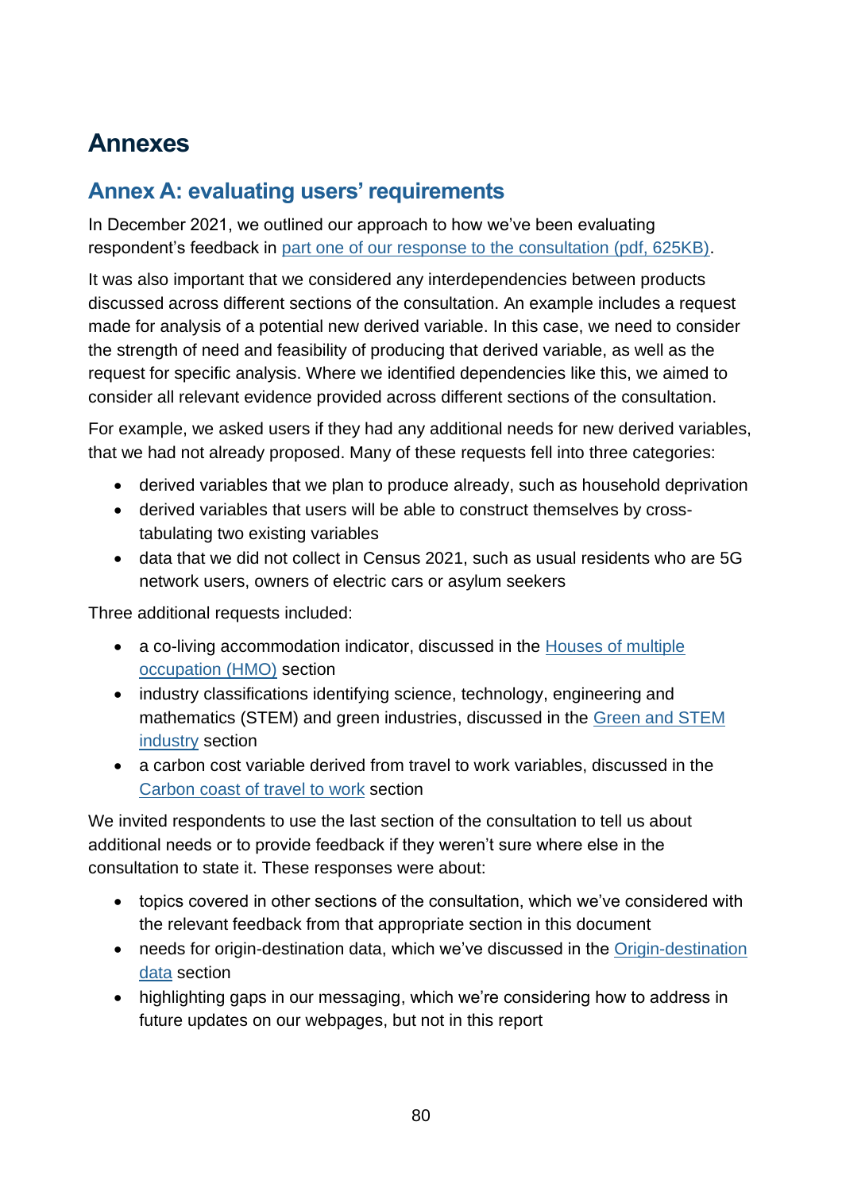# Annexes

## Annex A: evaluating users' requirements

In December 2021, we outlined our approach to how we've been evaluating respondent's feedback in [part one of our response to the consultation (pdf, 625KB)](https://).

It was also important that we considered any interdependencies between products discussed across different sections of the consultation. An example includes a request made for analysis of a potential new derived variable. In this case, we need to consider the strength of need and feasibility of producing that derived variable, as well as the request for specific analysis. Where we identified dependencies like this, we aimed to consider all relevant evidence provided across different sections of the consultation.

For example, we asked users if they had any additional needs for new derived variables, that we had not already proposed. Many of these requests fell into three categories:

- derived variables that we plan to produce already, such as household deprivation
- derived variables that users will be able to construct themselves by cross-tabulating two existing variables
- data that we did not collect in Census 2021, such as usual residents who are 5G network users, owners of electric cars or asylum seekers

Three additional requests included:

- a co-living accommodation indicator, discussed in the Houses of multiple occupation (HMO) section
- industry classifications identifying science, technology, engineering and mathematics (STEM) and green industries, discussed in the Green and STEM industry section
- a carbon cost variable derived from travel to work variables, discussed in the Carbon coast of travel to work section

We invited respondents to use the last section of the consultation to tell us about additional needs or to provide feedback if they weren't sure where else in the consultation to state it. These responses were about:

- topics covered in other sections of the consultation, which we've considered with the relevant feedback from that appropriate section in this document
- needs for origin-destination data, which we've discussed in the Origin-destination data section
- highlighting gaps in our messaging, which we're considering how to address in future updates on our webpages, but not in this report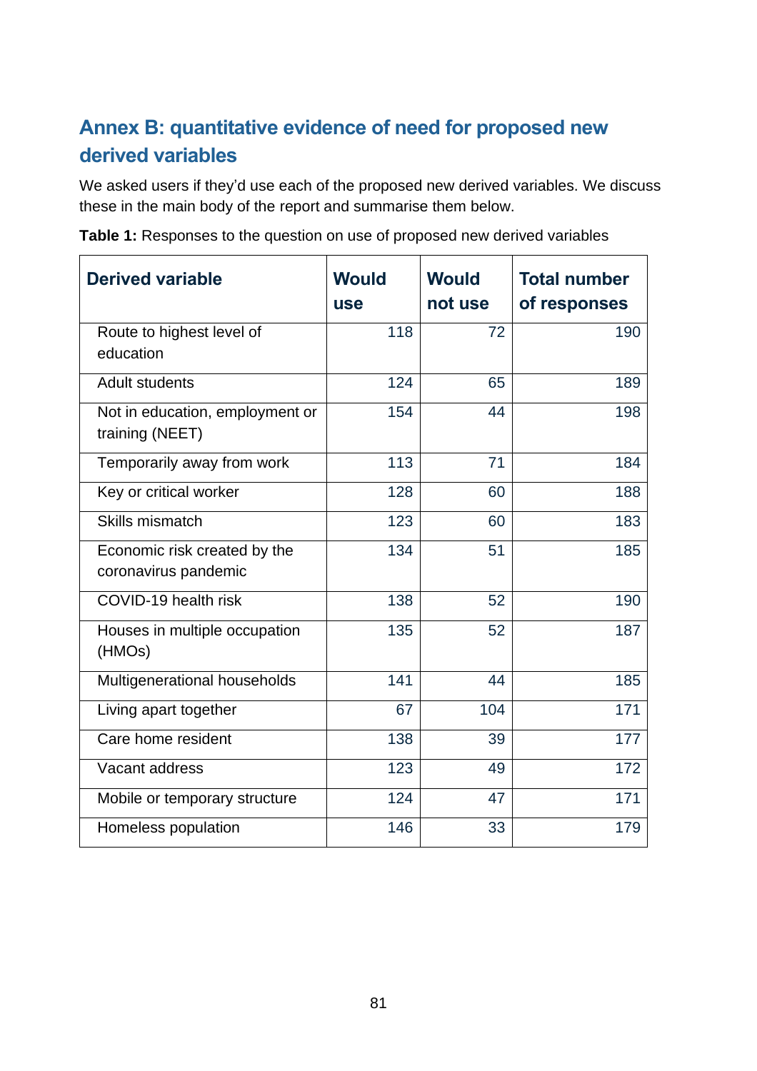## Annex B: quantitative evidence of need for proposed new derived variables

We asked users if they'd use each of the proposed new derived variables. We discuss these in the main body of the report and summarise them below.

**Table 1:** Responses to the question on use of proposed new derived variables

| Derived variable | Would use | Would not use | Total number of responses |
|---|---|---|---|
| Route to highest level of education | 118 | 72 | 190 |
| Adult students | 124 | 65 | 189 |
| Not in education, employment or training (NEET) | 154 | 44 | 198 |
| Temporarily away from work | 113 | 71 | 184 |
| Key or critical worker | 128 | 60 | 188 |
| Skills mismatch | 123 | 60 | 183 |
| Economic risk created by the coronavirus pandemic | 134 | 51 | 185 |
| COVID-19 health risk | 138 | 52 | 190 |
| Houses in multiple occupation (HMOs) | 135 | 52 | 187 |
| Multigenerational households | 141 | 44 | 185 |
| Living apart together | 67 | 104 | 171 |
| Care home resident | 138 | 39 | 177 |
| Vacant address | 123 | 49 | 172 |
| Mobile or temporary structure | 124 | 47 | 171 |
| Homeless population | 146 | 33 | 179 |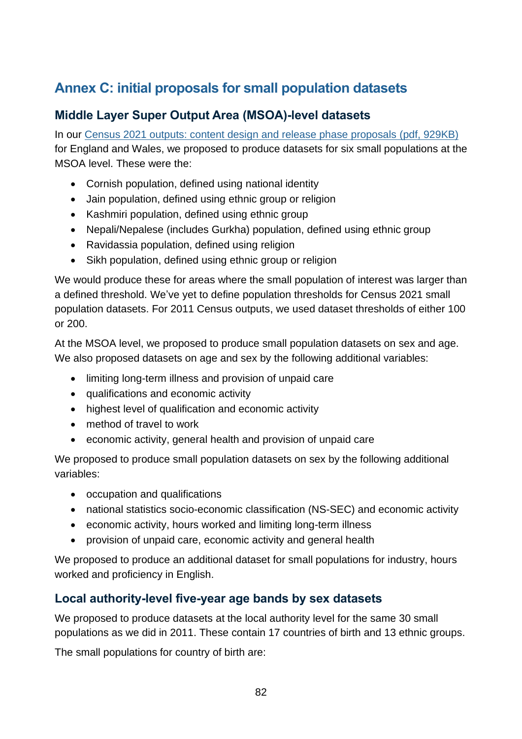## Annex C: initial proposals for small population datasets

### Middle Layer Super Output Area (MSOA)-level datasets

In our [Census 2021 outputs: content design and release phase proposals (pdf, 929KB)] for England and Wales, we proposed to produce datasets for six small populations at the MSOA level. These were the:

- Cornish population, defined using national identity
- Jain population, defined using ethnic group or religion
- Kashmiri population, defined using ethnic group
- Nepali/Nepalese (includes Gurkha) population, defined using ethnic group
- Ravidassia population, defined using religion
- Sikh population, defined using ethnic group or religion

We would produce these for areas where the small population of interest was larger than a defined threshold. We've yet to define population thresholds for Census 2021 small population datasets. For 2011 Census outputs, we used dataset thresholds of either 100 or 200.

At the MSOA level, we proposed to produce small population datasets on sex and age. We also proposed datasets on age and sex by the following additional variables:

- limiting long-term illness and provision of unpaid care
- qualifications and economic activity
- highest level of qualification and economic activity
- method of travel to work
- economic activity, general health and provision of unpaid care

We proposed to produce small population datasets on sex by the following additional variables:

- occupation and qualifications
- national statistics socio-economic classification (NS-SEC) and economic activity
- economic activity, hours worked and limiting long-term illness
- provision of unpaid care, economic activity and general health

We proposed to produce an additional dataset for small populations for industry, hours worked and proficiency in English.

### Local authority-level five-year age bands by sex datasets

We proposed to produce datasets at the local authority level for the same 30 small populations as we did in 2011. These contain 17 countries of birth and 13 ethnic groups.

The small populations for country of birth are: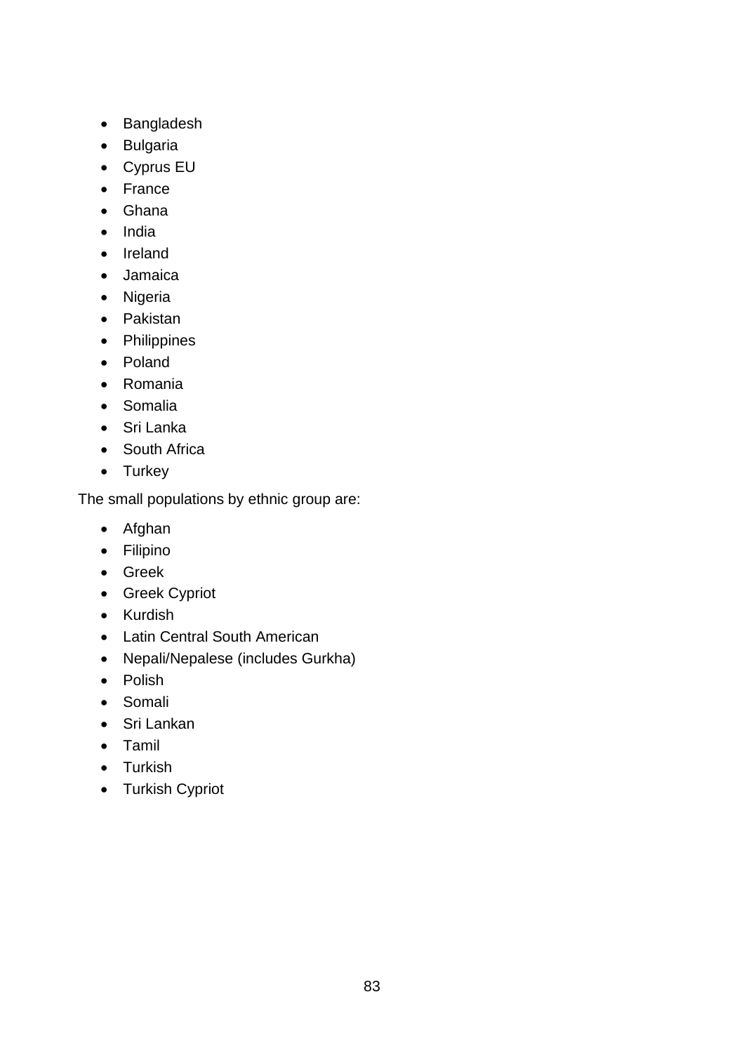- Bangladesh
- Bulgaria
- Cyprus EU
- France
- Ghana
- India
- Ireland
- Jamaica
- Nigeria
- Pakistan
- Philippines
- Poland
- Romania
- Somalia
- Sri Lanka
- South Africa
- Turkey

The small populations by ethnic group are:

- Afghan
- Filipino
- Greek
- Greek Cypriot
- Kurdish
- Latin Central South American
- Nepali/Nepalese (includes Gurkha)
- Polish
- Somali
- Sri Lankan
- Tamil
- Turkish
- Turkish Cypriot